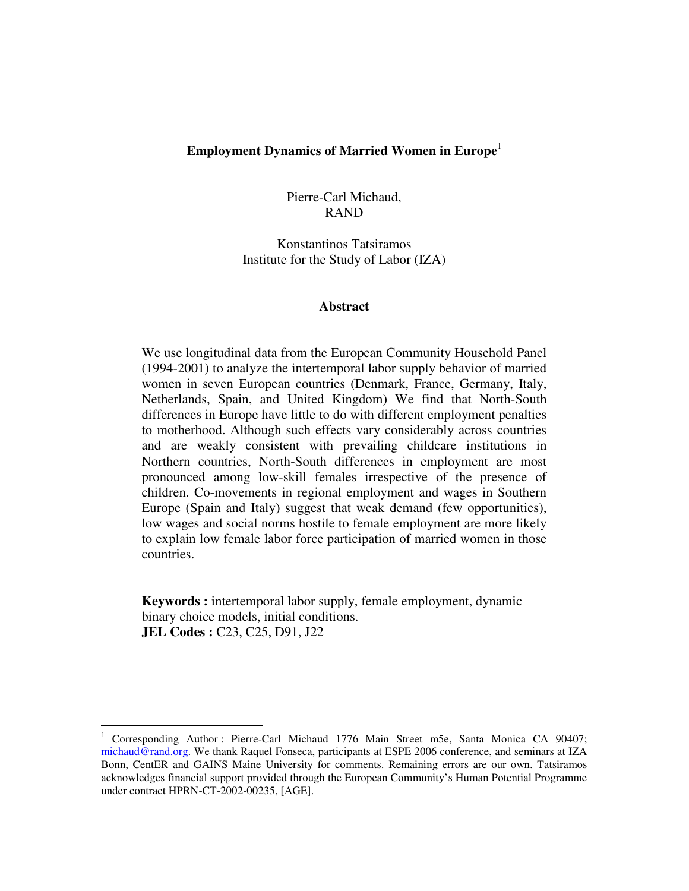# Employment Dynamics of Married Women in Europe[1]

Pierre-Carl Michaud,
RAND

Konstantinos Tatsiramos
Institute for the Study of Labor (IZA)

## Abstract

We use longitudinal data from the European Community Household Panel (1994-2001) to analyze the intertemporal labor supply behavior of married women in seven European countries (Denmark, France, Germany, Italy, Netherlands, Spain, and United Kingdom) We find that North-South differences in Europe have little to do with different employment penalties to motherhood. Although such effects vary considerably across countries and are weakly consistent with prevailing childcare institutions in Northern countries, North-South differences in employment are most pronounced among low-skill females irrespective of the presence of children. Co-movements in regional employment and wages in Southern Europe (Spain and Italy) suggest that weak demand (few opportunities), low wages and social norms hostile to female employment are more likely to explain low female labor force participation of married women in those countries.

**Keywords :** intertemporal labor supply, female employment, dynamic binary choice models, initial conditions.
**JEL Codes :** C23, C25, D91, J22

---

[1] Corresponding Author : Pierre-Carl Michaud 1776 Main Street m5e, Santa Monica CA 90407; michaud@rand.org. We thank Raquel Fonseca, participants at ESPE 2006 conference, and seminars at IZA Bonn, CentER and GAINS Maine University for comments. Remaining errors are our own. Tatsiramos acknowledges financial support provided through the European Community's Human Potential Programme under contract HPRN-CT-2002-00235, [AGE].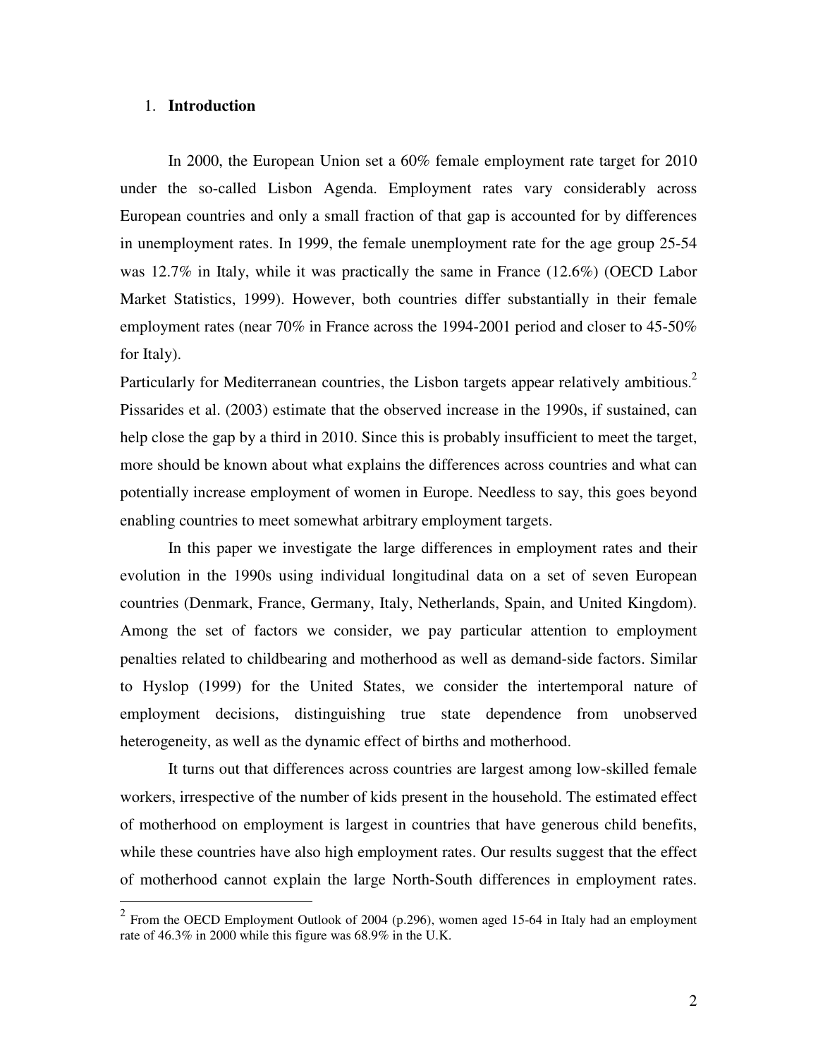## 1. **Introduction**

In 2000, the European Union set a 60% female employment rate target for 2010 under the so-called Lisbon Agenda. Employment rates vary considerably across European countries and only a small fraction of that gap is accounted for by differences in unemployment rates. In 1999, the female unemployment rate for the age group 25-54 was 12.7% in Italy, while it was practically the same in France (12.6%) (OECD Labor Market Statistics, 1999). However, both countries differ substantially in their female employment rates (near 70% in France across the 1994-2001 period and closer to 45-50% for Italy).

Particularly for Mediterranean countries, the Lisbon targets appear relatively ambitious.[2] Pissarides et al. (2003) estimate that the observed increase in the 1990s, if sustained, can help close the gap by a third in 2010. Since this is probably insufficient to meet the target, more should be known about what explains the differences across countries and what can potentially increase employment of women in Europe. Needless to say, this goes beyond enabling countries to meet somewhat arbitrary employment targets.

In this paper we investigate the large differences in employment rates and their evolution in the 1990s using individual longitudinal data on a set of seven European countries (Denmark, France, Germany, Italy, Netherlands, Spain, and United Kingdom). Among the set of factors we consider, we pay particular attention to employment penalties related to childbearing and motherhood as well as demand-side factors. Similar to Hyslop (1999) for the United States, we consider the intertemporal nature of employment decisions, distinguishing true state dependence from unobserved heterogeneity, as well as the dynamic effect of births and motherhood.

It turns out that differences across countries are largest among low-skilled female workers, irrespective of the number of kids present in the household. The estimated effect of motherhood on employment is largest in countries that have generous child benefits, while these countries have also high employment rates. Our results suggest that the effect of motherhood cannot explain the large North-South differences in employment rates.

[2] From the OECD Employment Outlook of 2004 (p.296), women aged 15-64 in Italy had an employment rate of 46.3% in 2000 while this figure was 68.9% in the U.K.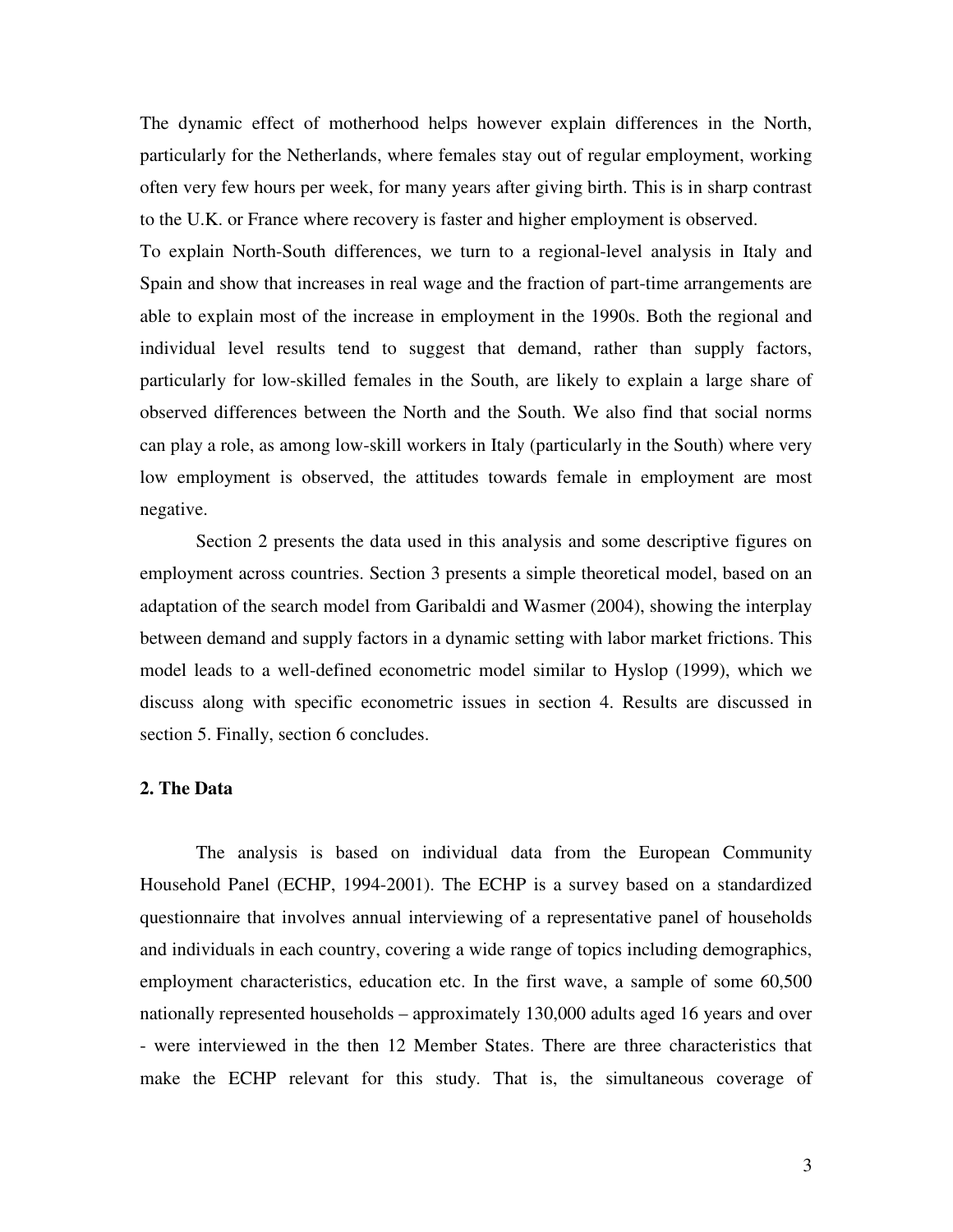The dynamic effect of motherhood helps however explain differences in the North, particularly for the Netherlands, where females stay out of regular employment, working often very few hours per week, for many years after giving birth. This is in sharp contrast to the U.K. or France where recovery is faster and higher employment is observed.

To explain North-South differences, we turn to a regional-level analysis in Italy and Spain and show that increases in real wage and the fraction of part-time arrangements are able to explain most of the increase in employment in the 1990s. Both the regional and individual level results tend to suggest that demand, rather than supply factors, particularly for low-skilled females in the South, are likely to explain a large share of observed differences between the North and the South. We also find that social norms can play a role, as among low-skill workers in Italy (particularly in the South) where very low employment is observed, the attitudes towards female in employment are most negative.

Section 2 presents the data used in this analysis and some descriptive figures on employment across countries. Section 3 presents a simple theoretical model, based on an adaptation of the search model from Garibaldi and Wasmer (2004), showing the interplay between demand and supply factors in a dynamic setting with labor market frictions. This model leads to a well-defined econometric model similar to Hyslop (1999), which we discuss along with specific econometric issues in section 4. Results are discussed in section 5. Finally, section 6 concludes.

## 2. The Data

The analysis is based on individual data from the European Community Household Panel (ECHP, 1994-2001). The ECHP is a survey based on a standardized questionnaire that involves annual interviewing of a representative panel of households and individuals in each country, covering a wide range of topics including demographics, employment characteristics, education etc. In the first wave, a sample of some 60,500 nationally represented households – approximately 130,000 adults aged 16 years and over - were interviewed in the then 12 Member States. There are three characteristics that make the ECHP relevant for this study. That is, the simultaneous coverage of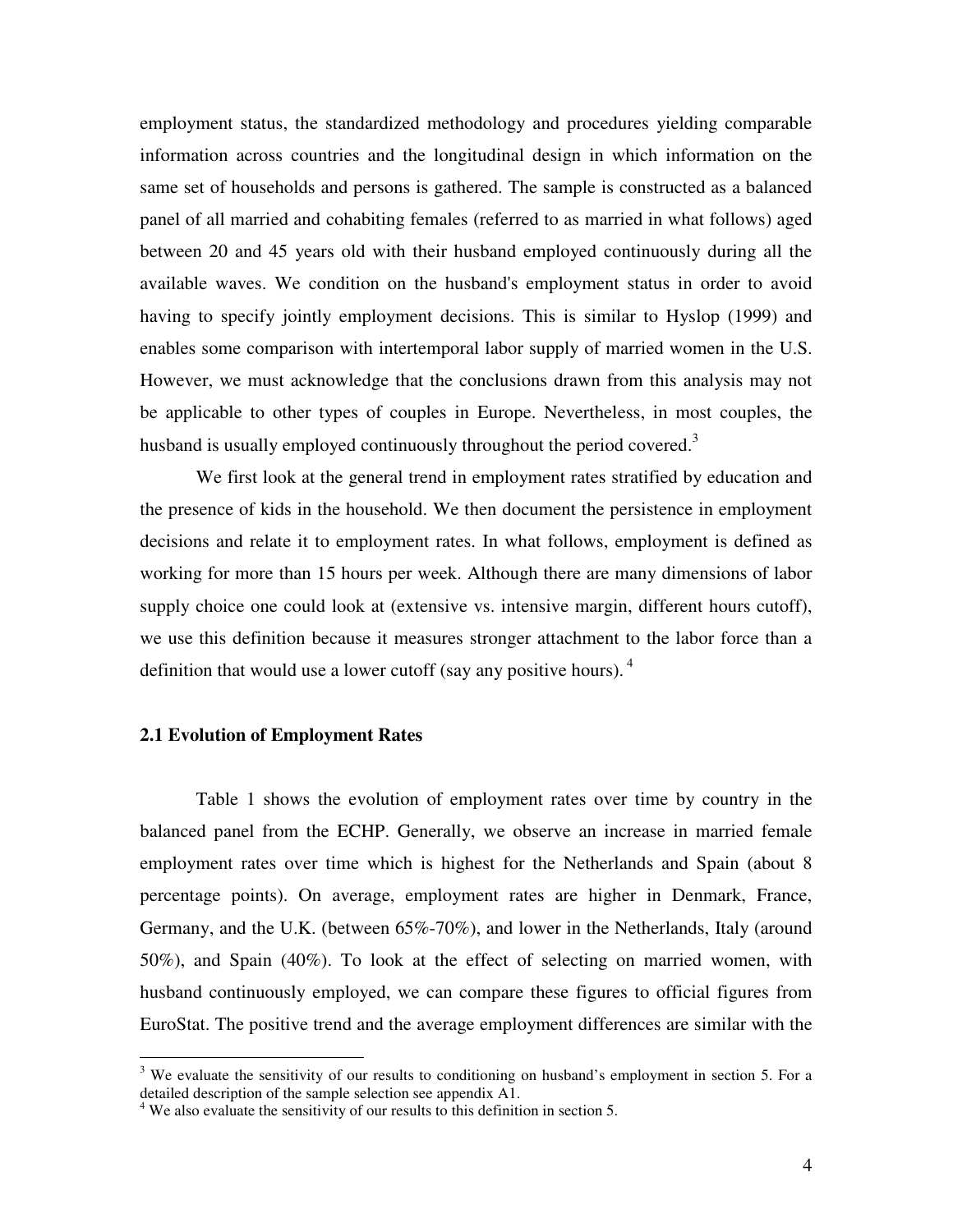employment status, the standardized methodology and procedures yielding comparable information across countries and the longitudinal design in which information on the same set of households and persons is gathered. The sample is constructed as a balanced panel of all married and cohabiting females (referred to as married in what follows) aged between 20 and 45 years old with their husband employed continuously during all the available waves. We condition on the husband's employment status in order to avoid having to specify jointly employment decisions. This is similar to Hyslop (1999) and enables some comparison with intertemporal labor supply of married women in the U.S. However, we must acknowledge that the conclusions drawn from this analysis may not be applicable to other types of couples in Europe. Nevertheless, in most couples, the husband is usually employed continuously throughout the period covered.[3]

We first look at the general trend in employment rates stratified by education and the presence of kids in the household. We then document the persistence in employment decisions and relate it to employment rates. In what follows, employment is defined as working for more than 15 hours per week. Although there are many dimensions of labor supply choice one could look at (extensive vs. intensive margin, different hours cutoff), we use this definition because it measures stronger attachment to the labor force than a definition that would use a lower cutoff (say any positive hours).[4]

### 2.1 Evolution of Employment Rates

Table 1 shows the evolution of employment rates over time by country in the balanced panel from the ECHP. Generally, we observe an increase in married female employment rates over time which is highest for the Netherlands and Spain (about 8 percentage points). On average, employment rates are higher in Denmark, France, Germany, and the U.K. (between 65%-70%), and lower in the Netherlands, Italy (around 50%), and Spain (40%). To look at the effect of selecting on married women, with husband continuously employed, we can compare these figures to official figures from EuroStat. The positive trend and the average employment differences are similar with the

[3] We evaluate the sensitivity of our results to conditioning on husband's employment in section 5. For a detailed description of the sample selection see appendix A1.

[4] We also evaluate the sensitivity of our results to this definition in section 5.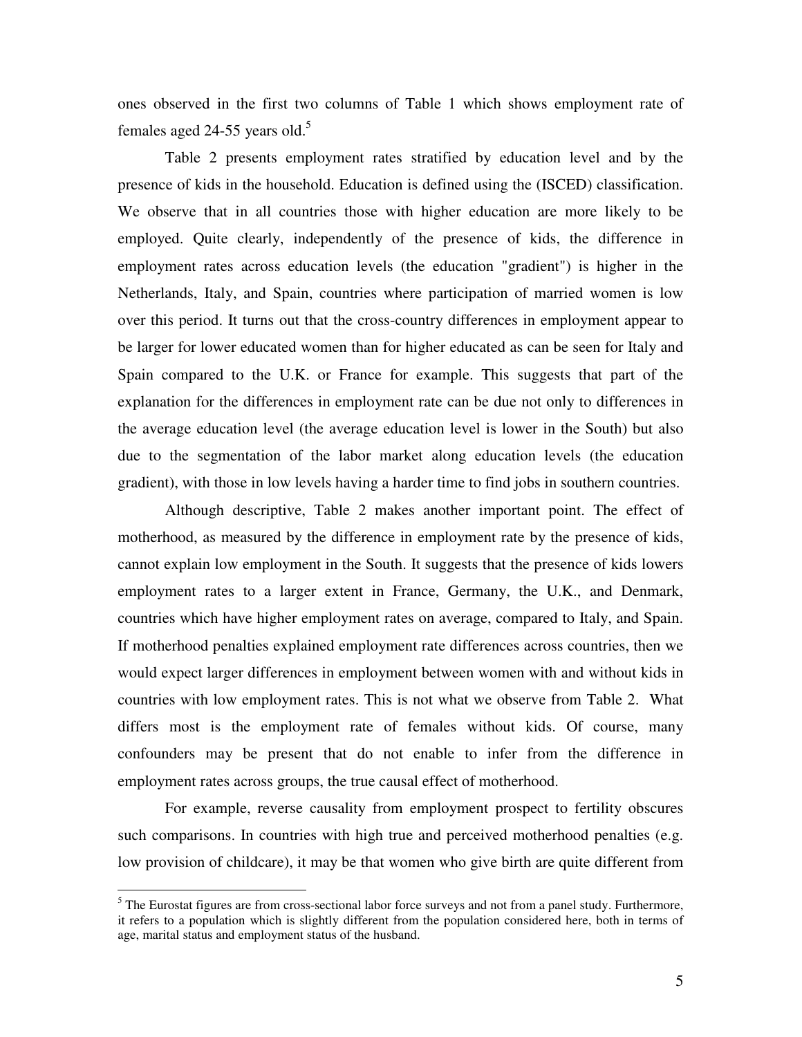ones observed in the first two columns of Table 1 which shows employment rate of females aged 24-55 years old.[5]

Table 2 presents employment rates stratified by education level and by the presence of kids in the household. Education is defined using the (ISCED) classification. We observe that in all countries those with higher education are more likely to be employed. Quite clearly, independently of the presence of kids, the difference in employment rates across education levels (the education "gradient") is higher in the Netherlands, Italy, and Spain, countries where participation of married women is low over this period. It turns out that the cross-country differences in employment appear to be larger for lower educated women than for higher educated as can be seen for Italy and Spain compared to the U.K. or France for example. This suggests that part of the explanation for the differences in employment rate can be due not only to differences in the average education level (the average education level is lower in the South) but also due to the segmentation of the labor market along education levels (the education gradient), with those in low levels having a harder time to find jobs in southern countries.

Although descriptive, Table 2 makes another important point. The effect of motherhood, as measured by the difference in employment rate by the presence of kids, cannot explain low employment in the South. It suggests that the presence of kids lowers employment rates to a larger extent in France, Germany, the U.K., and Denmark, countries which have higher employment rates on average, compared to Italy, and Spain. If motherhood penalties explained employment rate differences across countries, then we would expect larger differences in employment between women with and without kids in countries with low employment rates. This is not what we observe from Table 2. What differs most is the employment rate of females without kids. Of course, many confounders may be present that do not enable to infer from the difference in employment rates across groups, the true causal effect of motherhood.

For example, reverse causality from employment prospect to fertility obscures such comparisons. In countries with high true and perceived motherhood penalties (e.g. low provision of childcare), it may be that women who give birth are quite different from

[5] The Eurostat figures are from cross-sectional labor force surveys and not from a panel study. Furthermore, it refers to a population which is slightly different from the population considered here, both in terms of age, marital status and employment status of the husband.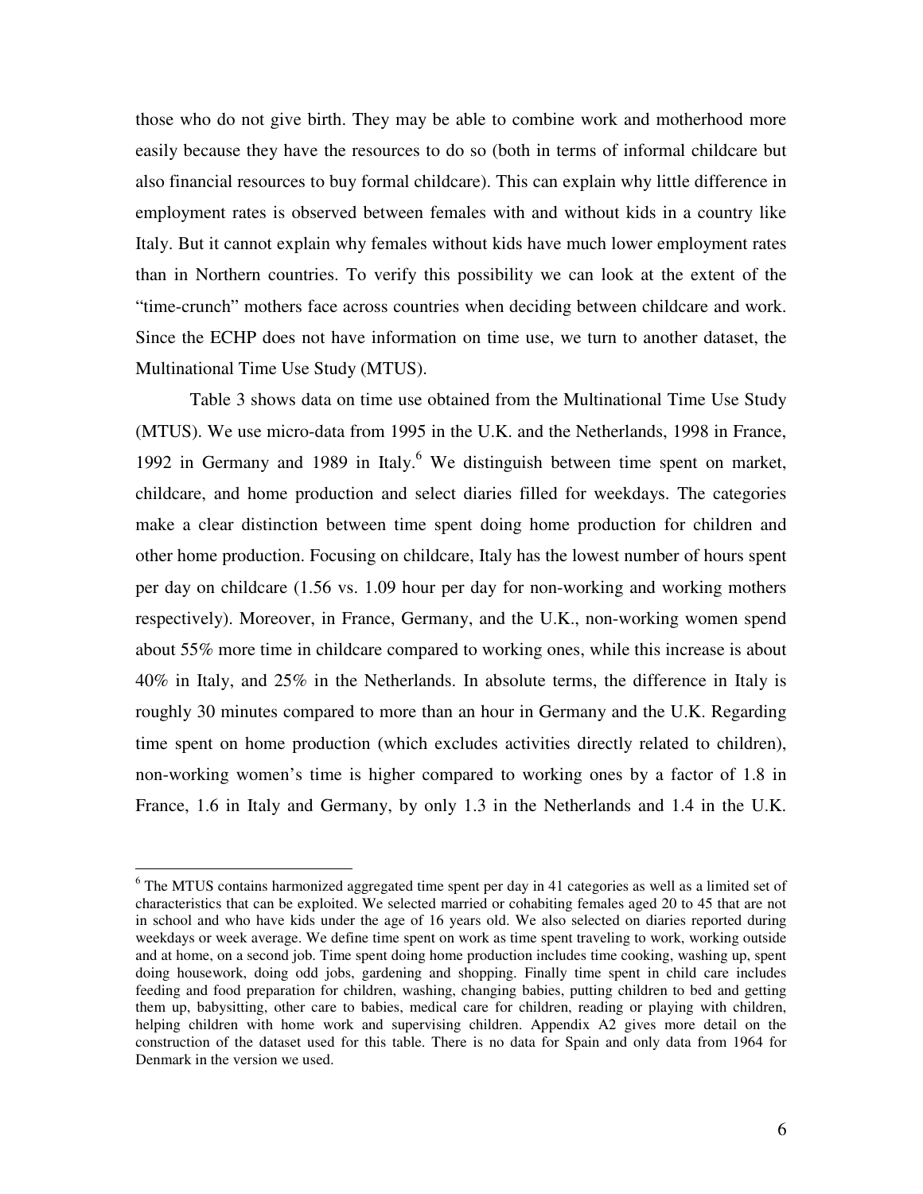those who do not give birth. They may be able to combine work and motherhood more easily because they have the resources to do so (both in terms of informal childcare but also financial resources to buy formal childcare). This can explain why little difference in employment rates is observed between females with and without kids in a country like Italy. But it cannot explain why females without kids have much lower employment rates than in Northern countries. To verify this possibility we can look at the extent of the "time-crunch" mothers face across countries when deciding between childcare and work. Since the ECHP does not have information on time use, we turn to another dataset, the Multinational Time Use Study (MTUS).

Table 3 shows data on time use obtained from the Multinational Time Use Study (MTUS). We use micro-data from 1995 in the U.K. and the Netherlands, 1998 in France, 1992 in Germany and 1989 in Italy.[6] We distinguish between time spent on market, childcare, and home production and select diaries filled for weekdays. The categories make a clear distinction between time spent doing home production for children and other home production. Focusing on childcare, Italy has the lowest number of hours spent per day on childcare (1.56 vs. 1.09 hour per day for non-working and working mothers respectively). Moreover, in France, Germany, and the U.K., non-working women spend about 55% more time in childcare compared to working ones, while this increase is about 40% in Italy, and 25% in the Netherlands. In absolute terms, the difference in Italy is roughly 30 minutes compared to more than an hour in Germany and the U.K. Regarding time spent on home production (which excludes activities directly related to children), non-working women's time is higher compared to working ones by a factor of 1.8 in France, 1.6 in Italy and Germany, by only 1.3 in the Netherlands and 1.4 in the U.K.

[6] The MTUS contains harmonized aggregated time spent per day in 41 categories as well as a limited set of characteristics that can be exploited. We selected married or cohabiting females aged 20 to 45 that are not in school and who have kids under the age of 16 years old. We also selected on diaries reported during weekdays or week average. We define time spent on work as time spent traveling to work, working outside and at home, on a second job. Time spent doing home production includes time cooking, washing up, spent doing housework, doing odd jobs, gardening and shopping. Finally time spent in child care includes feeding and food preparation for children, washing, changing babies, putting children to bed and getting them up, babysitting, other care to babies, medical care for children, reading or playing with children, helping children with home work and supervising children. Appendix A2 gives more detail on the construction of the dataset used for this table. There is no data for Spain and only data from 1964 for Denmark in the version we used.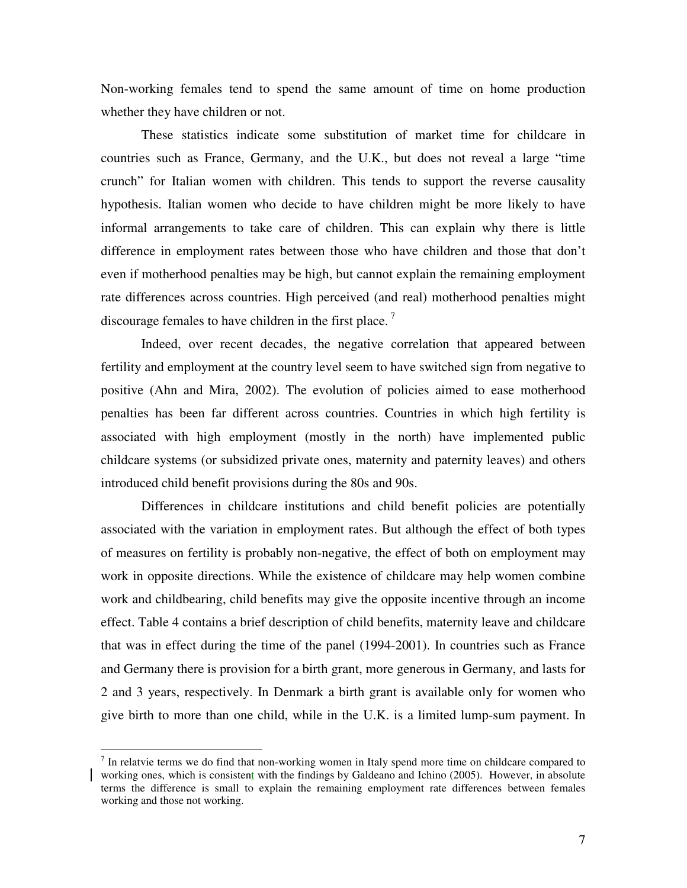Non-working females tend to spend the same amount of time on home production whether they have children or not.

These statistics indicate some substitution of market time for childcare in countries such as France, Germany, and the U.K., but does not reveal a large "time crunch" for Italian women with children. This tends to support the reverse causality hypothesis. Italian women who decide to have children might be more likely to have informal arrangements to take care of children. This can explain why there is little difference in employment rates between those who have children and those that don't even if motherhood penalties may be high, but cannot explain the remaining employment rate differences across countries. High perceived (and real) motherhood penalties might discourage females to have children in the first place. [7]

Indeed, over recent decades, the negative correlation that appeared between fertility and employment at the country level seem to have switched sign from negative to positive (Ahn and Mira, 2002). The evolution of policies aimed to ease motherhood penalties has been far different across countries. Countries in which high fertility is associated with high employment (mostly in the north) have implemented public childcare systems (or subsidized private ones, maternity and paternity leaves) and others introduced child benefit provisions during the 80s and 90s.

Differences in childcare institutions and child benefit policies are potentially associated with the variation in employment rates. But although the effect of both types of measures on fertility is probably non-negative, the effect of both on employment may work in opposite directions. While the existence of childcare may help women combine work and childbearing, child benefits may give the opposite incentive through an income effect. Table 4 contains a brief description of child benefits, maternity leave and childcare that was in effect during the time of the panel (1994-2001). In countries such as France and Germany there is provision for a birth grant, more generous in Germany, and lasts for 2 and 3 years, respectively. In Denmark a birth grant is available only for women who give birth to more than one child, while in the U.K. is a limited lump-sum payment. In

[7] In relatvie terms we do find that non-working women in Italy spend more time on childcare compared to working ones, which is consistent with the findings by Galdeano and Ichino (2005). However, in absolute terms the difference is small to explain the remaining employment rate differences between females working and those not working.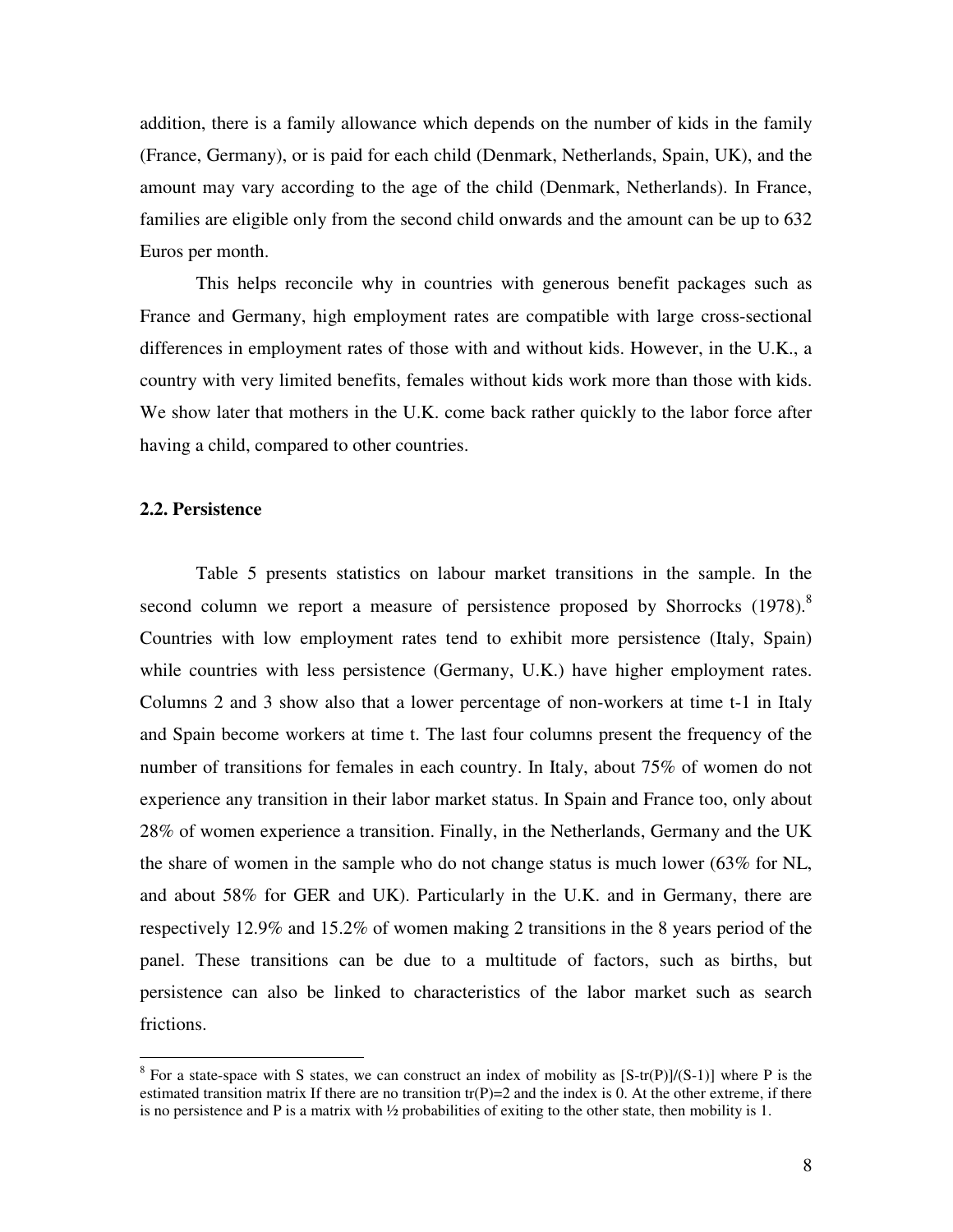addition, there is a family allowance which depends on the number of kids in the family (France, Germany), or is paid for each child (Denmark, Netherlands, Spain, UK), and the amount may vary according to the age of the child (Denmark, Netherlands). In France, families are eligible only from the second child onwards and the amount can be up to 632 Euros per month.

This helps reconcile why in countries with generous benefit packages such as France and Germany, high employment rates are compatible with large cross-sectional differences in employment rates of those with and without kids. However, in the U.K., a country with very limited benefits, females without kids work more than those with kids. We show later that mothers in the U.K. come back rather quickly to the labor force after having a child, compared to other countries.

### 2.2. Persistence

Table 5 presents statistics on labour market transitions in the sample. In the second column we report a measure of persistence proposed by Shorrocks (1978).[8] Countries with low employment rates tend to exhibit more persistence (Italy, Spain) while countries with less persistence (Germany, U.K.) have higher employment rates. Columns 2 and 3 show also that a lower percentage of non-workers at time t-1 in Italy and Spain become workers at time t. The last four columns present the frequency of the number of transitions for females in each country. In Italy, about 75% of women do not experience any transition in their labor market status. In Spain and France too, only about 28% of women experience a transition. Finally, in the Netherlands, Germany and the UK the share of women in the sample who do not change status is much lower (63% for NL, and about 58% for GER and UK). Particularly in the U.K. and in Germany, there are respectively 12.9% and 15.2% of women making 2 transitions in the 8 years period of the panel. These transitions can be due to a multitude of factors, such as births, but persistence can also be linked to characteristics of the labor market such as search frictions.

[8] For a state-space with S states, we can construct an index of mobility as $[S\text{-tr}(P)]/(S\text{-}1)]$ where P is the estimated transition matrix If there are no transition $\text{tr}(P)=2$ and the index is 0. At the other extreme, if there is no persistence and P is a matrix with ½ probabilities of exiting to the other state, then mobility is 1.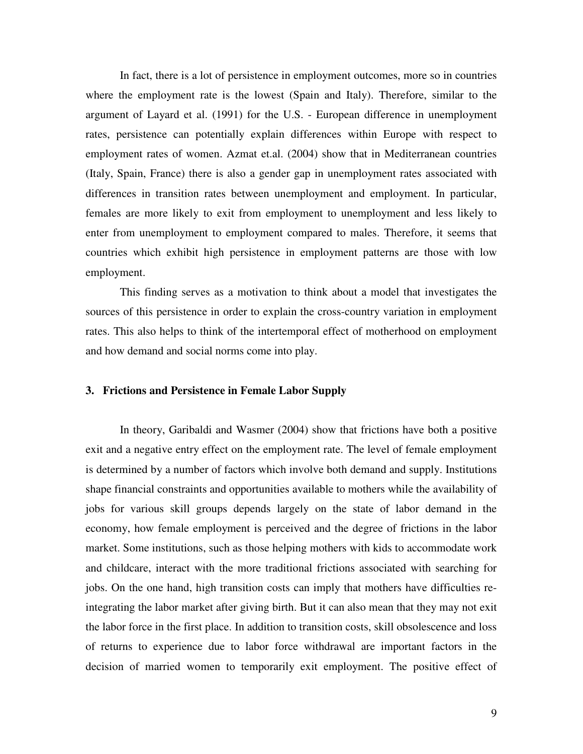In fact, there is a lot of persistence in employment outcomes, more so in countries where the employment rate is the lowest (Spain and Italy). Therefore, similar to the argument of Layard et al. (1991) for the U.S. - European difference in unemployment rates, persistence can potentially explain differences within Europe with respect to employment rates of women. Azmat et.al. (2004) show that in Mediterranean countries (Italy, Spain, France) there is also a gender gap in unemployment rates associated with differences in transition rates between unemployment and employment. In particular, females are more likely to exit from employment to unemployment and less likely to enter from unemployment to employment compared to males. Therefore, it seems that countries which exhibit high persistence in employment patterns are those with low employment.

This finding serves as a motivation to think about a model that investigates the sources of this persistence in order to explain the cross-country variation in employment rates. This also helps to think of the intertemporal effect of motherhood on employment and how demand and social norms come into play.

## 3. Frictions and Persistence in Female Labor Supply

In theory, Garibaldi and Wasmer (2004) show that frictions have both a positive exit and a negative entry effect on the employment rate. The level of female employment is determined by a number of factors which involve both demand and supply. Institutions shape financial constraints and opportunities available to mothers while the availability of jobs for various skill groups depends largely on the state of labor demand in the economy, how female employment is perceived and the degree of frictions in the labor market. Some institutions, such as those helping mothers with kids to accommodate work and childcare, interact with the more traditional frictions associated with searching for jobs. On the one hand, high transition costs can imply that mothers have difficulties re-integrating the labor market after giving birth. But it can also mean that they may not exit the labor force in the first place. In addition to transition costs, skill obsolescence and loss of returns to experience due to labor force withdrawal are important factors in the decision of married women to temporarily exit employment. The positive effect of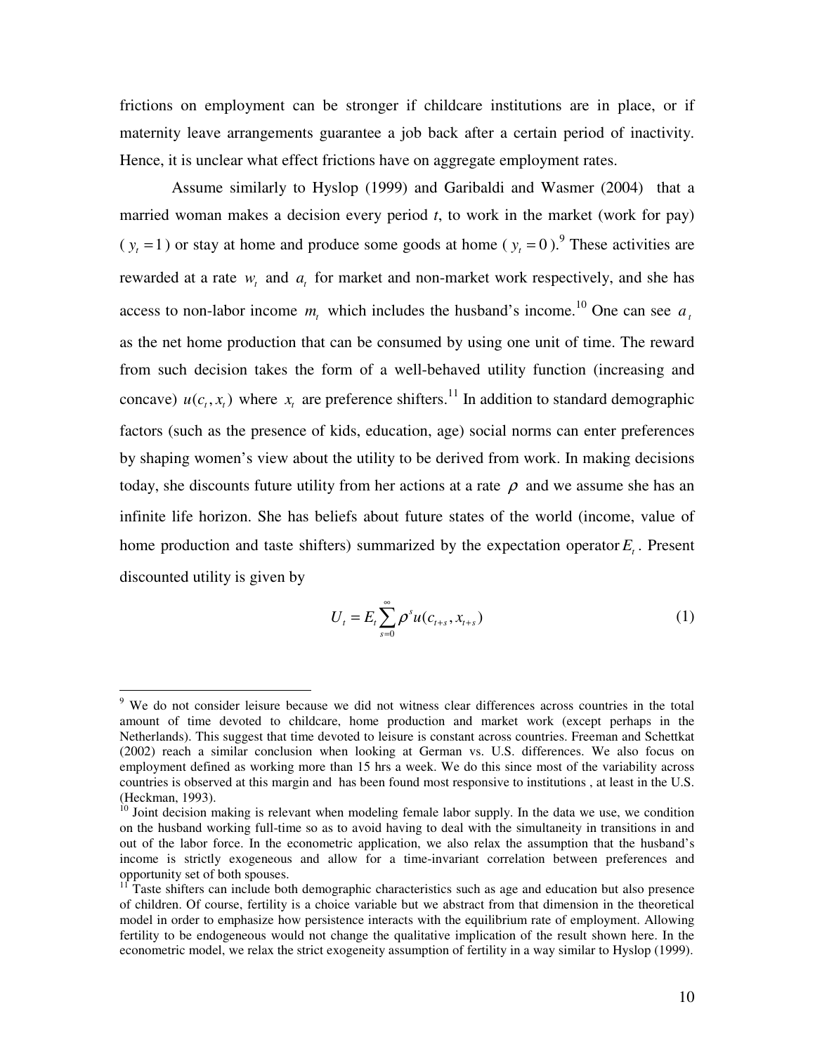frictions on employment can be stronger if childcare institutions are in place, or if maternity leave arrangements guarantee a job back after a certain period of inactivity. Hence, it is unclear what effect frictions have on aggregate employment rates.

Assume similarly to Hyslop (1999) and Garibaldi and Wasmer (2004) that a married woman makes a decision every period *t*, to work in the market (work for pay) ($y_t = 1$) or stay at home and produce some goods at home ($y_t = 0$).[9] These activities are rewarded at a rate $w_t$ and $a_t$ for market and non-market work respectively, and she has access to non-labor income $m_t$ which includes the husband's income.[10] One can see $a_t$ as the net home production that can be consumed by using one unit of time. The reward from such decision takes the form of a well-behaved utility function (increasing and concave) $u(c_t, x_t)$ where $x_t$ are preference shifters.[11] In addition to standard demographic factors (such as the presence of kids, education, age) social norms can enter preferences by shaping women's view about the utility to be derived from work. In making decisions today, she discounts future utility from her actions at a rate $\rho$ and we assume she has an infinite life horizon. She has beliefs about future states of the world (income, value of home production and taste shifters) summarized by the expectation operator $E_t$. Present discounted utility is given by

$$U_t = E_t \sum_{s=0}^{\infty} \rho^s u(c_{t+s}, x_{t+s}) \tag{1}$$

---

[9] We do not consider leisure because we did not witness clear differences across countries in the total amount of time devoted to childcare, home production and market work (except perhaps in the Netherlands). This suggest that time devoted to leisure is constant across countries. Freeman and Schettkat (2002) reach a similar conclusion when looking at German vs. U.S. differences. We also focus on employment defined as working more than 15 hrs a week. We do this since most of the variability across countries is observed at this margin and has been found most responsive to institutions , at least in the U.S. (Heckman, 1993).

[10] Joint decision making is relevant when modeling female labor supply. In the data we use, we condition on the husband working full-time so as to avoid having to deal with the simultaneity in transitions in and out of the labor force. In the econometric application, we also relax the assumption that the husband's income is strictly exogeneous and allow for a time-invariant correlation between preferences and opportunity set of both spouses.

[11] Taste shifters can include both demographic characteristics such as age and education but also presence of children. Of course, fertility is a choice variable but we abstract from that dimension in the theoretical model in order to emphasize how persistence interacts with the equilibrium rate of employment. Allowing fertility to be endogeneous would not change the qualitative implication of the result shown here. In the econometric model, we relax the strict exogeneity assumption of fertility in a way similar to Hyslop (1999).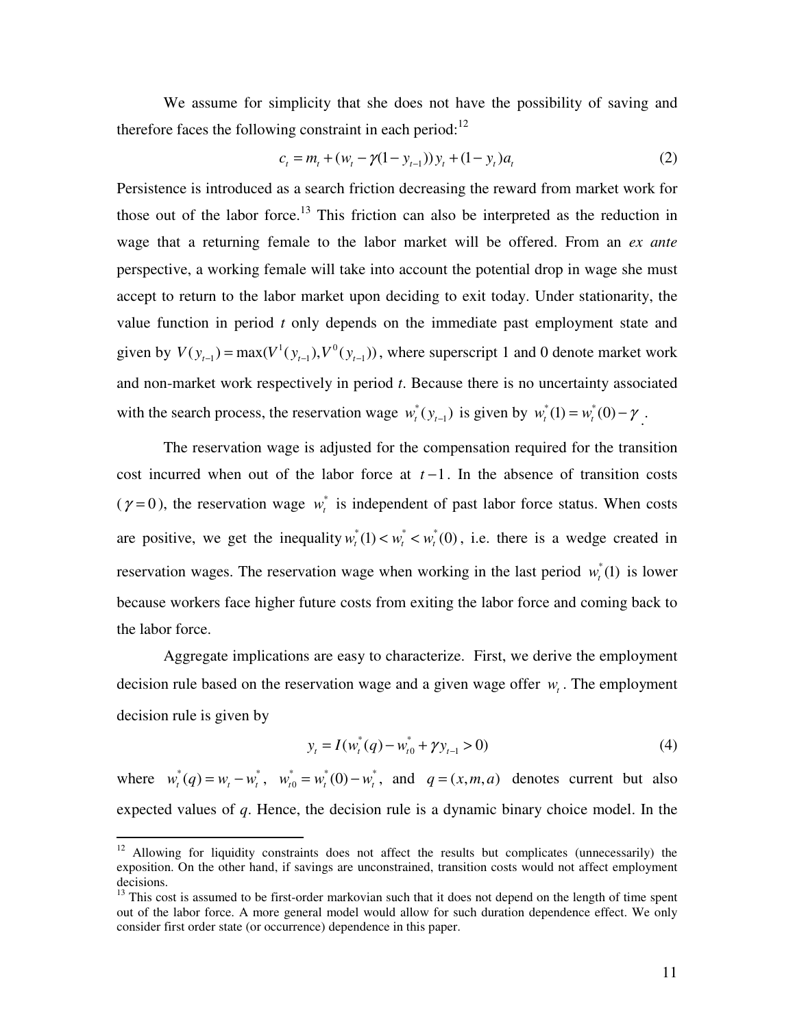We assume for simplicity that she does not have the possibility of saving and therefore faces the following constraint in each period:[12]

$$c_t = m_t + (w_t - \gamma(1 - y_{t-1}))\, y_t + (1 - y_t)a_t \tag{2}$$

Persistence is introduced as a search friction decreasing the reward from market work for those out of the labor force.[13] This friction can also be interpreted as the reduction in wage that a returning female to the labor market will be offered. From an *ex ante* perspective, a working female will take into account the potential drop in wage she must accept to return to the labor market upon deciding to exit today. Under stationarity, the value function in period *t* only depends on the immediate past employment state and given by $V(y_{t-1}) = \max(V^1(y_{t-1}), V^0(y_{t-1}))$, where superscript 1 and 0 denote market work and non-market work respectively in period *t*. Because there is no uncertainty associated with the search process, the reservation wage $w_t^*(y_{t-1})$ is given by $w_t^*(1) = w_t^*(0) - \gamma$.

The reservation wage is adjusted for the compensation required for the transition cost incurred when out of the labor force at $t-1$. In the absence of transition costs ($\gamma = 0$), the reservation wage $w_t^*$ is independent of past labor force status. When costs are positive, we get the inequality $w_t^*(1) < w_t^* < w_t^*(0)$, i.e. there is a wedge created in reservation wages. The reservation wage when working in the last period $w_t^*(1)$ is lower because workers face higher future costs from exiting the labor force and coming back to the labor force.

Aggregate implications are easy to characterize. First, we derive the employment decision rule based on the reservation wage and a given wage offer $w_t$. The employment decision rule is given by

$$y_t = I(w_t^*(q) - w_{t0}^* + \gamma y_{t-1} > 0) \tag{4}$$

where $w_t^*(q) = w_t - w_t^*$, $w_{t0}^* = w_t^*(0) - w_t^*$, and $q = (x, m, a)$ denotes current but also expected values of *q*. Hence, the decision rule is a dynamic binary choice model. In the

---

[12] Allowing for liquidity constraints does not affect the results but complicates (unnecessarily) the exposition. On the other hand, if savings are unconstrained, transition costs would not affect employment decisions.

[13] This cost is assumed to be first-order markovian such that it does not depend on the length of time spent out of the labor force. A more general model would allow for such duration dependence effect. We only consider first order state (or occurrence) dependence in this paper.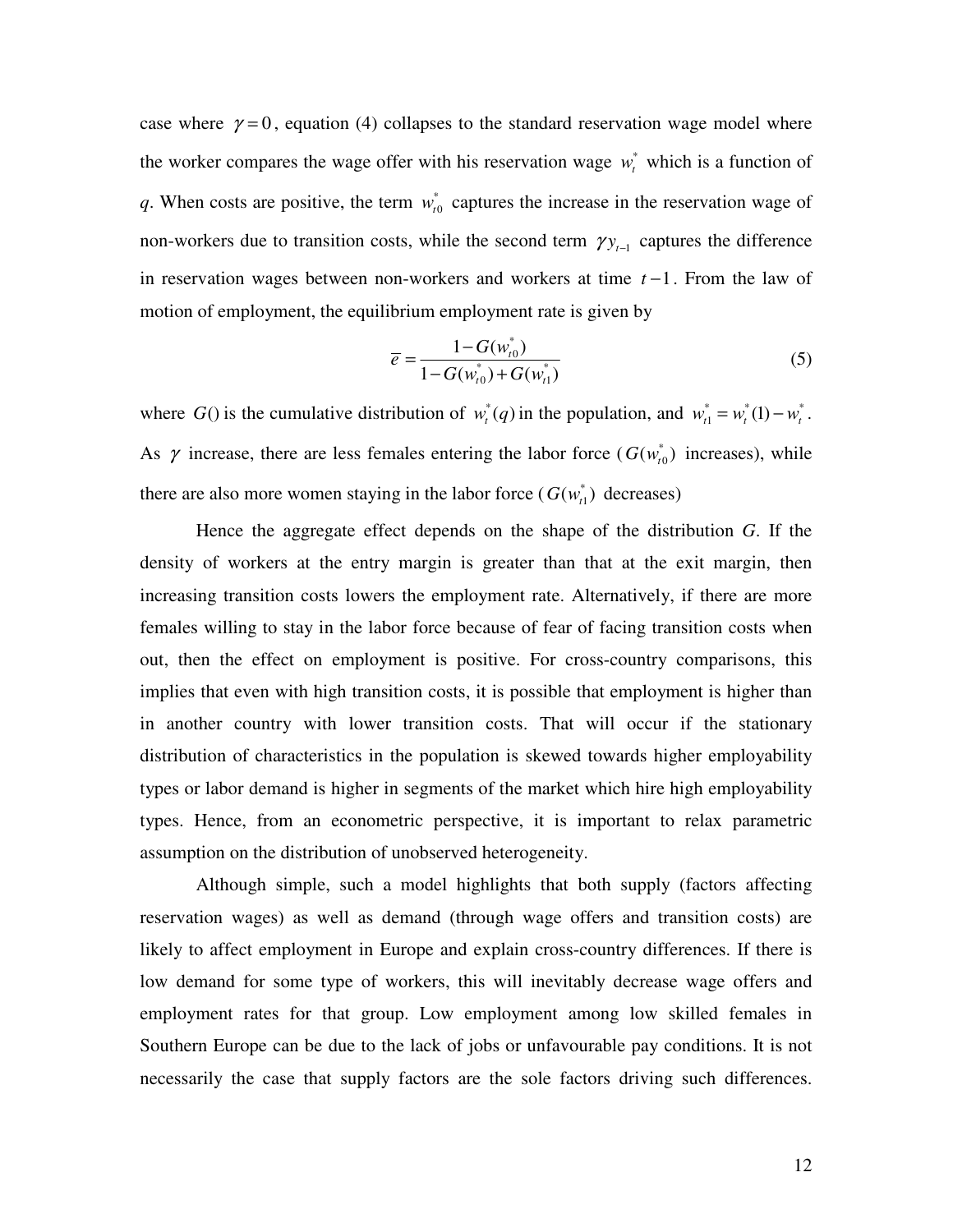case where $\gamma = 0$, equation (4) collapses to the standard reservation wage model where the worker compares the wage offer with his reservation wage $w_t^*$ which is a function of *q*. When costs are positive, the term $w_{t0}^*$ captures the increase in the reservation wage of non-workers due to transition costs, while the second term $\gamma y_{t-1}$ captures the difference in reservation wages between non-workers and workers at time $t-1$. From the law of motion of employment, the equilibrium employment rate is given by

$$\overline{e} = \frac{1 - G(w_{t0}^*)}{1 - G(w_{t0}^*) + G(w_{t1}^*)} \tag{5}$$

where $G()$ is the cumulative distribution of $w_t^*(q)$ in the population, and $w_{t1}^* = w_t^*(1) - w_t^*$. As $\gamma$ increase, there are less females entering the labor force ($G(w_{t0}^*)$ increases), while there are also more women staying in the labor force ($G(w_{t1}^*)$ decreases)

Hence the aggregate effect depends on the shape of the distribution *G*. If the density of workers at the entry margin is greater than that at the exit margin, then increasing transition costs lowers the employment rate. Alternatively, if there are more females willing to stay in the labor force because of fear of facing transition costs when out, then the effect on employment is positive. For cross-country comparisons, this implies that even with high transition costs, it is possible that employment is higher than in another country with lower transition costs. That will occur if the stationary distribution of characteristics in the population is skewed towards higher employability types or labor demand is higher in segments of the market which hire high employability types. Hence, from an econometric perspective, it is important to relax parametric assumption on the distribution of unobserved heterogeneity.

Although simple, such a model highlights that both supply (factors affecting reservation wages) as well as demand (through wage offers and transition costs) are likely to affect employment in Europe and explain cross-country differences. If there is low demand for some type of workers, this will inevitably decrease wage offers and employment rates for that group. Low employment among low skilled females in Southern Europe can be due to the lack of jobs or unfavourable pay conditions. It is not necessarily the case that supply factors are the sole factors driving such differences.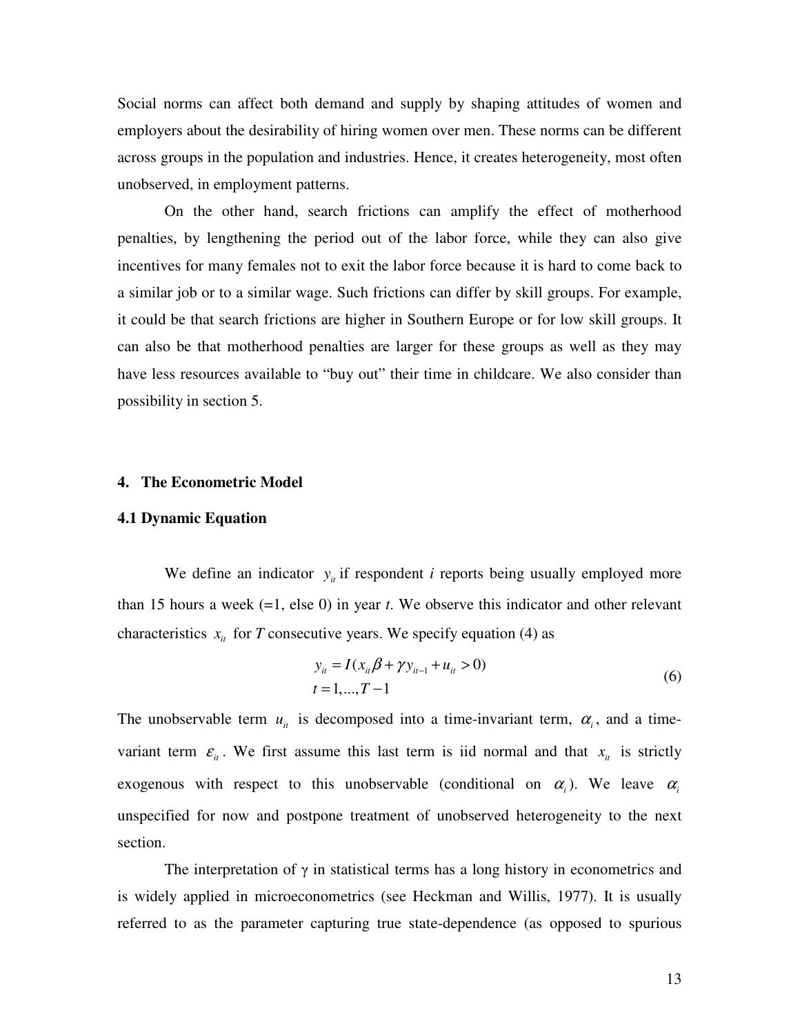Social norms can affect both demand and supply by shaping attitudes of women and employers about the desirability of hiring women over men. These norms can be different across groups in the population and industries. Hence, it creates heterogeneity, most often unobserved, in employment patterns.

On the other hand, search frictions can amplify the effect of motherhood penalties, by lengthening the period out of the labor force, while they can also give incentives for many females not to exit the labor force because it is hard to come back to a similar job or to a similar wage. Such frictions can differ by skill groups. For example, it could be that search frictions are higher in Southern Europe or for low skill groups. It can also be that motherhood penalties are larger for these groups as well as they may have less resources available to "buy out" their time in childcare. We also consider than possibility in section 5.

## 4. The Econometric Model

### 4.1 Dynamic Equation

We define an indicator $y_{it}$ if respondent *i* reports being usually employed more than 15 hours a week (=1, else 0) in year *t*. We observe this indicator and other relevant characteristics $x_{it}$ for *T* consecutive years. We specify equation (4) as

$$
\begin{aligned}
&y_{it} = I(x_{it}\beta + \gamma y_{it-1} + u_{it} > 0) \\
&t = 1,...,T-1
\end{aligned}
\tag{6}
$$

The unobservable term $u_{it}$ is decomposed into a time-invariant term, $\alpha_i$, and a time-variant term $\varepsilon_{it}$. We first assume this last term is iid normal and that $x_{it}$ is strictly exogenous with respect to this unobservable (conditional on $\alpha_i$). We leave $\alpha_i$ unspecified for now and postpone treatment of unobserved heterogeneity to the next section.

The interpretation of γ in statistical terms has a long history in econometrics and is widely applied in microeconometrics (see Heckman and Willis, 1977). It is usually referred to as the parameter capturing true state-dependence (as opposed to spurious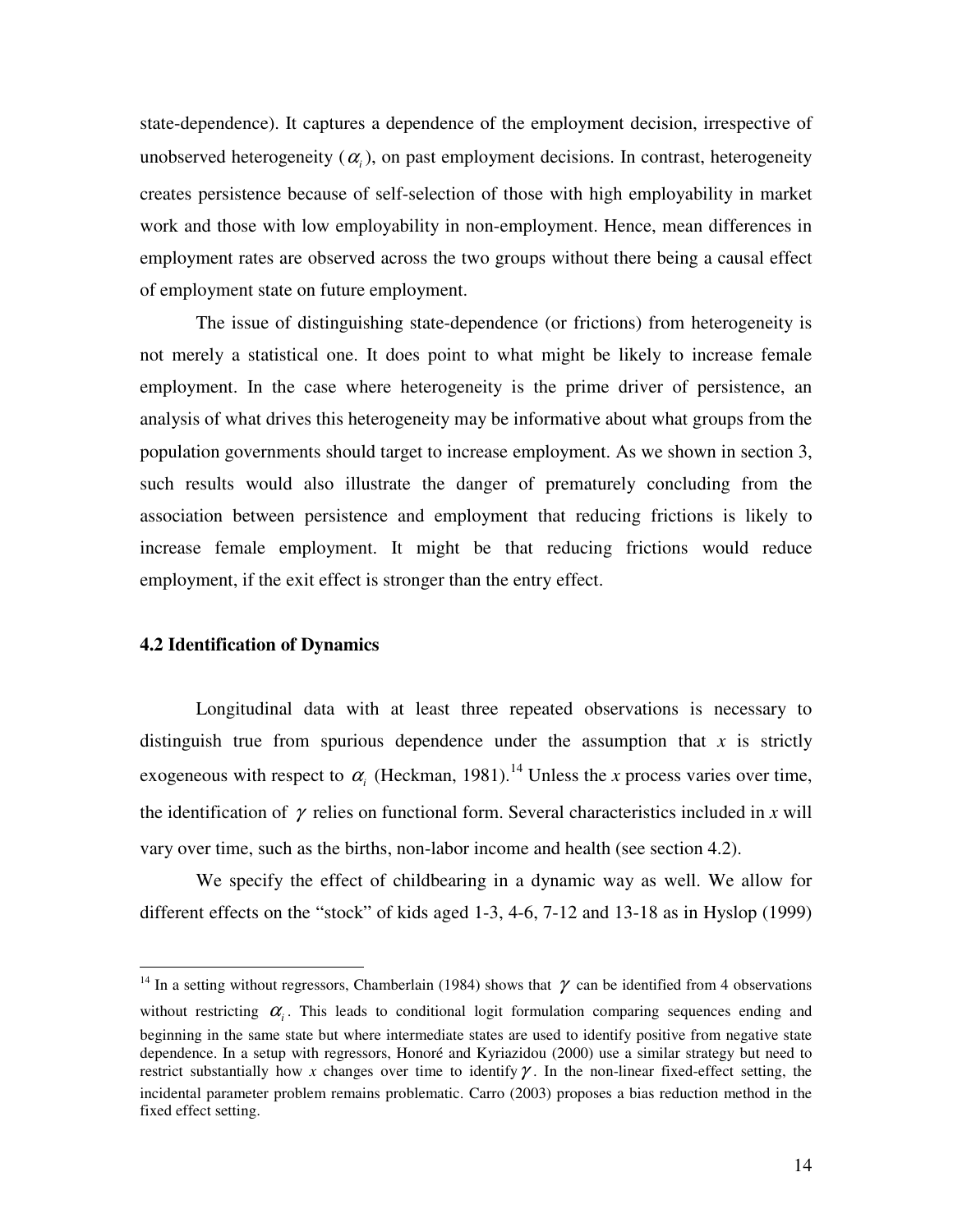state-dependence). It captures a dependence of the employment decision, irrespective of unobserved heterogeneity ($\alpha_i$), on past employment decisions. In contrast, heterogeneity creates persistence because of self-selection of those with high employability in market work and those with low employability in non-employment. Hence, mean differences in employment rates are observed across the two groups without there being a causal effect of employment state on future employment.

The issue of distinguishing state-dependence (or frictions) from heterogeneity is not merely a statistical one. It does point to what might be likely to increase female employment. In the case where heterogeneity is the prime driver of persistence, an analysis of what drives this heterogeneity may be informative about what groups from the population governments should target to increase employment. As we shown in section 3, such results would also illustrate the danger of prematurely concluding from the association between persistence and employment that reducing frictions is likely to increase female employment. It might be that reducing frictions would reduce employment, if the exit effect is stronger than the entry effect.

### 4.2 Identification of Dynamics

Longitudinal data with at least three repeated observations is necessary to distinguish true from spurious dependence under the assumption that $x$ is strictly exogeneous with respect to $\alpha_i$ (Heckman, 1981).[14] Unless the $x$ process varies over time, the identification of $\gamma$ relies on functional form. Several characteristics included in $x$ will vary over time, such as the births, non-labor income and health (see section 4.2).

We specify the effect of childbearing in a dynamic way as well. We allow for different effects on the "stock" of kids aged 1-3, 4-6, 7-12 and 13-18 as in Hyslop (1999)

---

[14] In a setting without regressors, Chamberlain (1984) shows that $\gamma$ can be identified from 4 observations without restricting $\alpha_i$. This leads to conditional logit formulation comparing sequences ending and beginning in the same state but where intermediate states are used to identify positive from negative state dependence. In a setup with regressors, Honoré and Kyriazidou (2000) use a similar strategy but need to restrict substantially how $x$ changes over time to identify $\gamma$. In the non-linear fixed-effect setting, the incidental parameter problem remains problematic. Carro (2003) proposes a bias reduction method in the fixed effect setting.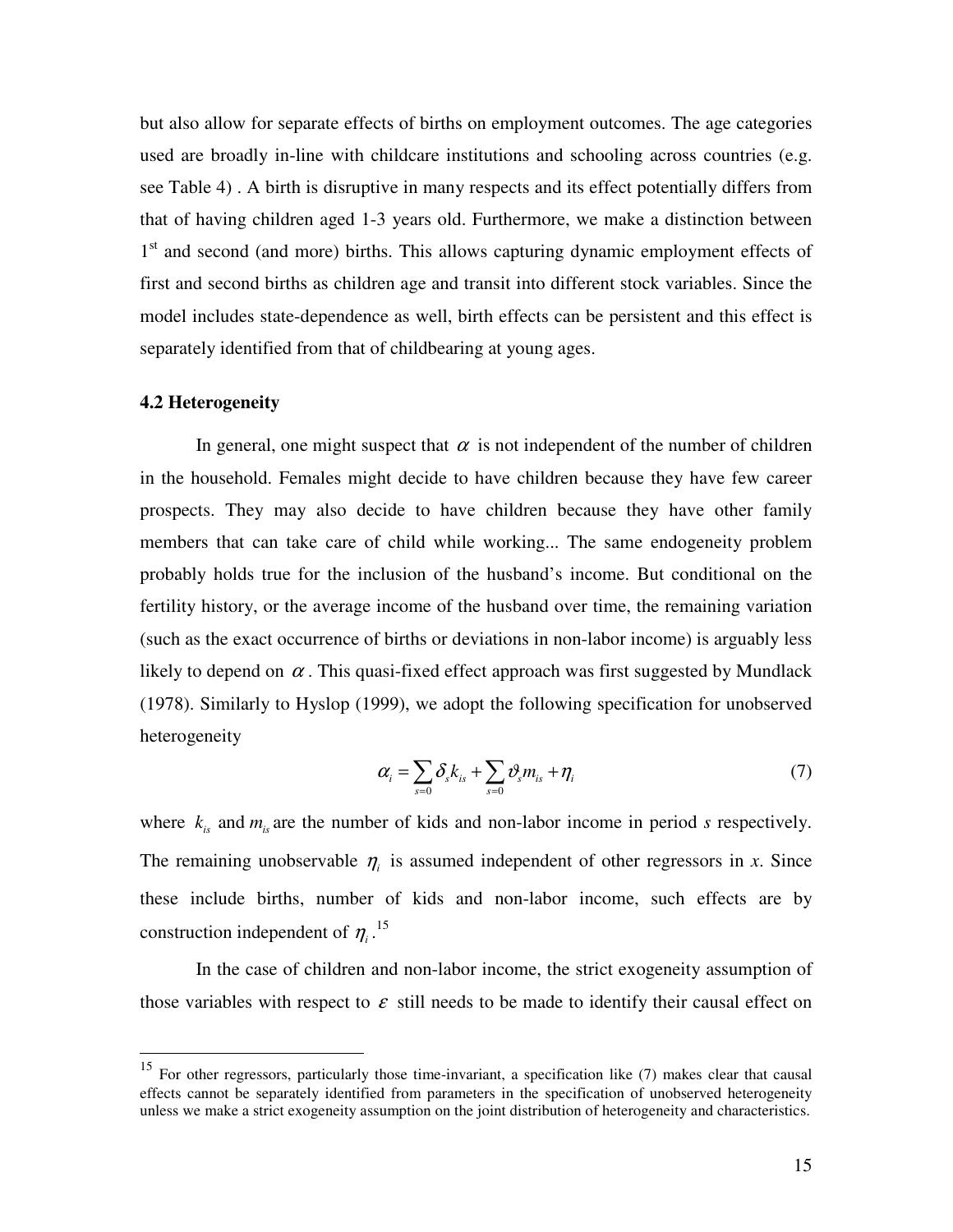but also allow for separate effects of births on employment outcomes. The age categories used are broadly in-line with childcare institutions and schooling across countries (e.g. see Table 4) . A birth is disruptive in many respects and its effect potentially differs from that of having children aged 1-3 years old. Furthermore, we make a distinction between 1st and second (and more) births. This allows capturing dynamic employment effects of first and second births as children age and transit into different stock variables. Since the model includes state-dependence as well, birth effects can be persistent and this effect is separately identified from that of childbearing at young ages.

### 4.2 Heterogeneity

In general, one might suspect that $\alpha$ is not independent of the number of children in the household. Females might decide to have children because they have few career prospects. They may also decide to have children because they have other family members that can take care of child while working... The same endogeneity problem probably holds true for the inclusion of the husband's income. But conditional on the fertility history, or the average income of the husband over time, the remaining variation (such as the exact occurrence of births or deviations in non-labor income) is arguably less likely to depend on $\alpha$. This quasi-fixed effect approach was first suggested by Mundlack (1978). Similarly to Hyslop (1999), we adopt the following specification for unobserved heterogeneity

$$\alpha_i = \sum_{s=0} \delta_s k_{is} + \sum_{s=0} \vartheta_s m_{is} + \eta_i \tag{7}$$

where $k_{is}$ and $m_{is}$ are the number of kids and non-labor income in period *s* respectively. The remaining unobservable $\eta_i$ is assumed independent of other regressors in *x*. Since these include births, number of kids and non-labor income, such effects are by construction independent of $\eta_i$.[15]

In the case of children and non-labor income, the strict exogeneity assumption of those variables with respect to $\varepsilon$ still needs to be made to identify their causal effect on

[15] For other regressors, particularly those time-invariant, a specification like (7) makes clear that causal effects cannot be separately identified from parameters in the specification of unobserved heterogeneity unless we make a strict exogeneity assumption on the joint distribution of heterogeneity and characteristics.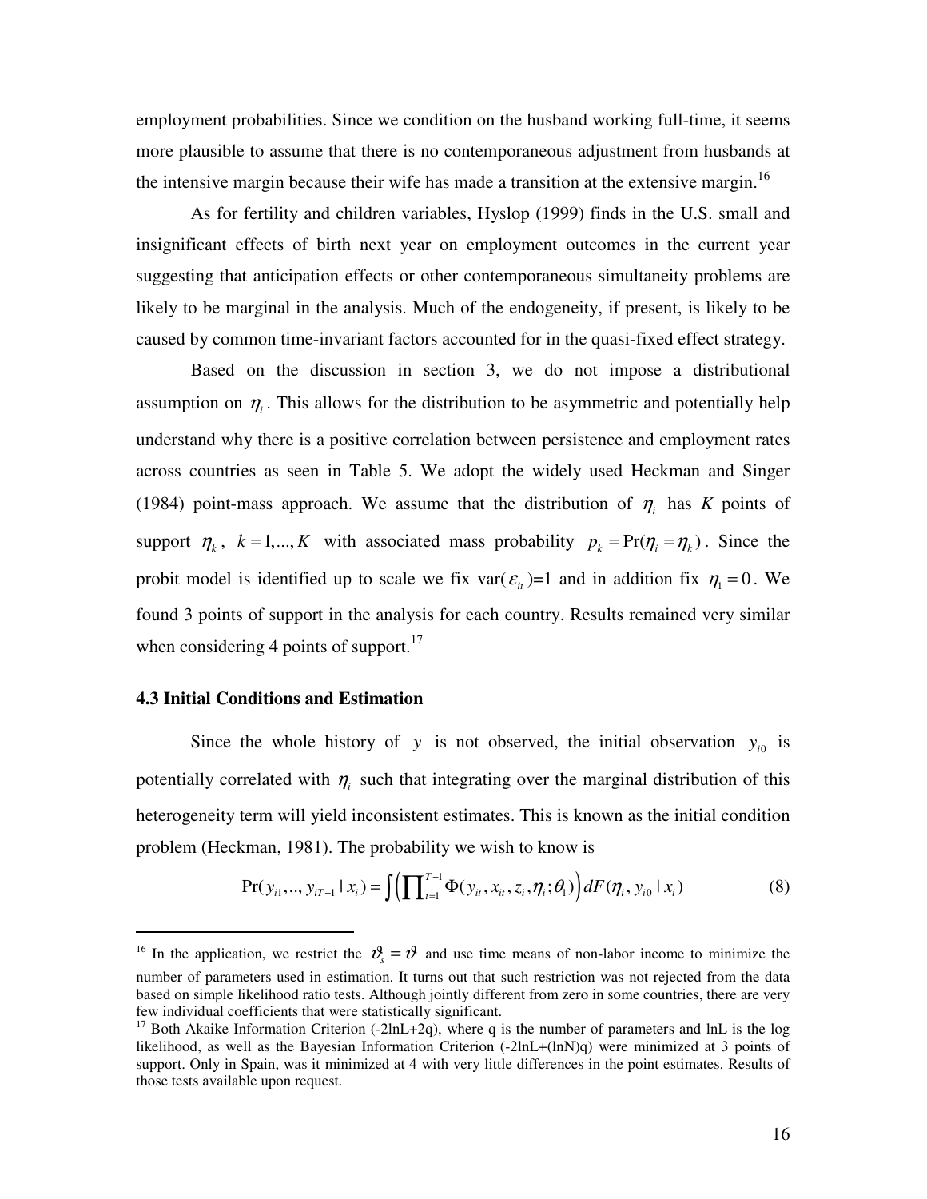employment probabilities. Since we condition on the husband working full-time, it seems more plausible to assume that there is no contemporaneous adjustment from husbands at the intensive margin because their wife has made a transition at the extensive margin.[16]

As for fertility and children variables, Hyslop (1999) finds in the U.S. small and insignificant effects of birth next year on employment outcomes in the current year suggesting that anticipation effects or other contemporaneous simultaneity problems are likely to be marginal in the analysis. Much of the endogeneity, if present, is likely to be caused by common time-invariant factors accounted for in the quasi-fixed effect strategy.

Based on the discussion in section 3, we do not impose a distributional assumption on $\eta_i$. This allows for the distribution to be asymmetric and potentially help understand why there is a positive correlation between persistence and employment rates across countries as seen in Table 5. We adopt the widely used Heckman and Singer (1984) point-mass approach. We assume that the distribution of $\eta_i$ has *K* points of support $\eta_k$, $k = 1,...,K$ with associated mass probability $p_k = \Pr(\eta_i = \eta_k)$. Since the probit model is identified up to scale we fix var($\varepsilon_{it}$)=1 and in addition fix $\eta_1 = 0$. We found 3 points of support in the analysis for each country. Results remained very similar when considering 4 points of support.[17]

### 4.3 Initial Conditions and Estimation

Since the whole history of $y$ is not observed, the initial observation $y_{i0}$ is potentially correlated with $\eta_i$ such that integrating over the marginal distribution of this heterogeneity term will yield inconsistent estimates. This is known as the initial condition problem (Heckman, 1981). The probability we wish to know is

$$\Pr(y_{i1},..,y_{iT-1} \mid x_i) = \int \left( \prod_{t=1}^{T-1} \Phi(y_{it}, x_{it}, z_i, \eta_i; \theta_1) \right) dF(\eta_i, y_{i0} \mid x_i) \qquad (8)$$

---

[16] In the application, we restrict the $\vartheta_s = \vartheta$ and use time means of non-labor income to minimize the number of parameters used in estimation. It turns out that such restriction was not rejected from the data based on simple likelihood ratio tests. Although jointly different from zero in some countries, there are very few individual coefficients that were statistically significant.

[17] Both Akaike Information Criterion (-2lnL+2q), where q is the number of parameters and lnL is the log likelihood, as well as the Bayesian Information Criterion (-2lnL+(lnN)q) were minimized at 3 points of support. Only in Spain, was it minimized at 4 with very little differences in the point estimates. Results of those tests available upon request.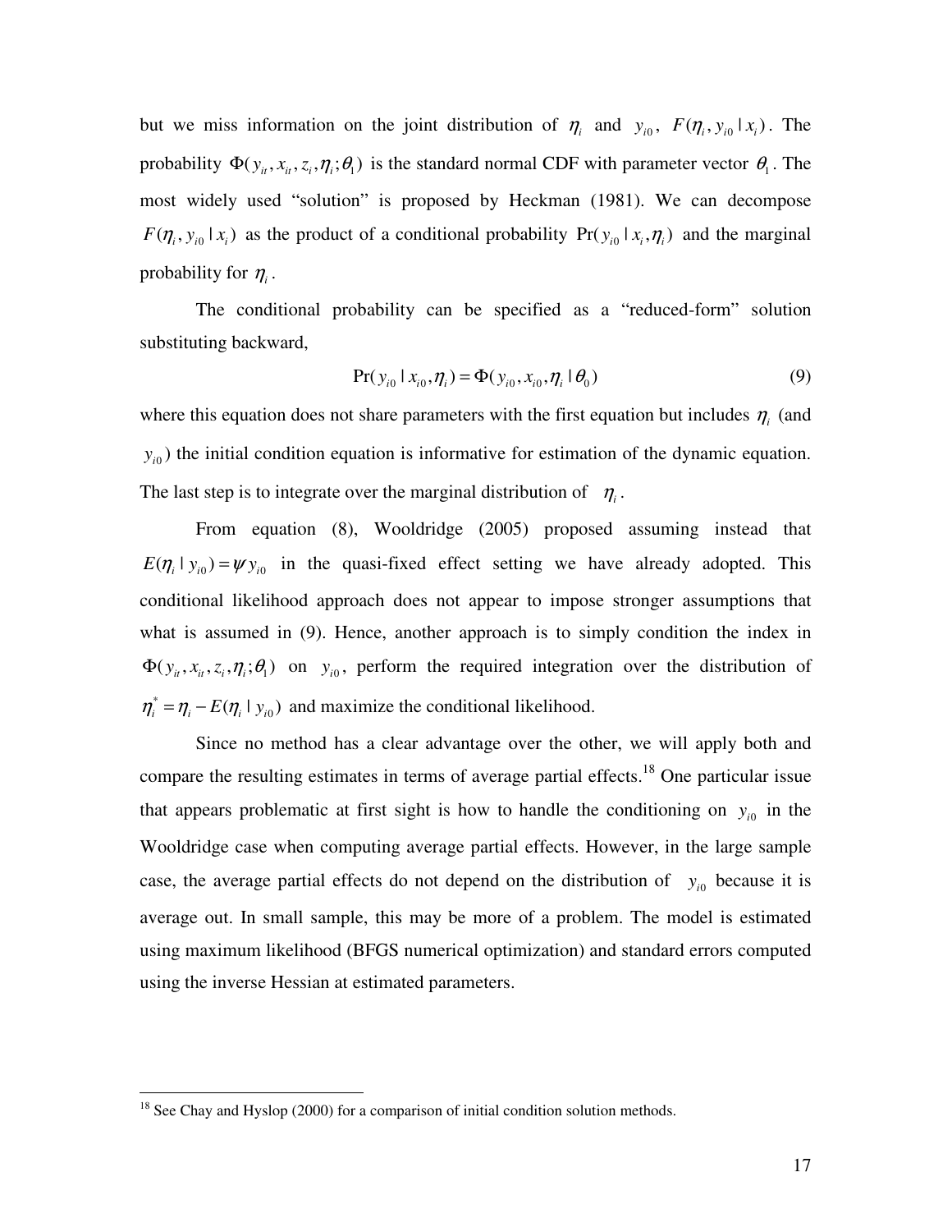but we miss information on the joint distribution of $\eta_i$ and $y_{i0}$, $F(\eta_i, y_{i0} \mid x_i)$. The probability $\Phi(y_{it}, x_{it}, z_i, \eta_i; \theta_1)$ is the standard normal CDF with parameter vector $\theta_1$. The most widely used "solution" is proposed by Heckman (1981). We can decompose $F(\eta_i, y_{i0} \mid x_i)$ as the product of a conditional probability $\Pr(y_{i0} \mid x_i, \eta_i)$ and the marginal probability for $\eta_i$.

The conditional probability can be specified as a "reduced-form" solution substituting backward,

$$\Pr(y_{i0} \mid x_{i0}, \eta_i) = \Phi(y_{i0}, x_{i0}, \eta_i \mid \theta_0) \tag{9}$$

where this equation does not share parameters with the first equation but includes $\eta_i$ (and $y_{i0}$) the initial condition equation is informative for estimation of the dynamic equation. The last step is to integrate over the marginal distribution of $\eta_i$.

From equation (8), Wooldridge (2005) proposed assuming instead that $E(\eta_i \mid y_{i0}) = \psi y_{i0}$ in the quasi-fixed effect setting we have already adopted. This conditional likelihood approach does not appear to impose stronger assumptions that what is assumed in (9). Hence, another approach is to simply condition the index in $\Phi(y_{it}, x_{it}, z_i, \eta_i; \theta_1)$ on $y_{i0}$, perform the required integration over the distribution of $\eta_i^* = \eta_i - E(\eta_i \mid y_{i0})$ and maximize the conditional likelihood.

Since no method has a clear advantage over the other, we will apply both and compare the resulting estimates in terms of average partial effects.[18] One particular issue that appears problematic at first sight is how to handle the conditioning on $y_{i0}$ in the Wooldridge case when computing average partial effects. However, in the large sample case, the average partial effects do not depend on the distribution of $y_{i0}$ because it is average out. In small sample, this may be more of a problem. The model is estimated using maximum likelihood (BFGS numerical optimization) and standard errors computed using the inverse Hessian at estimated parameters.

---

[18] See Chay and Hyslop (2000) for a comparison of initial condition solution methods.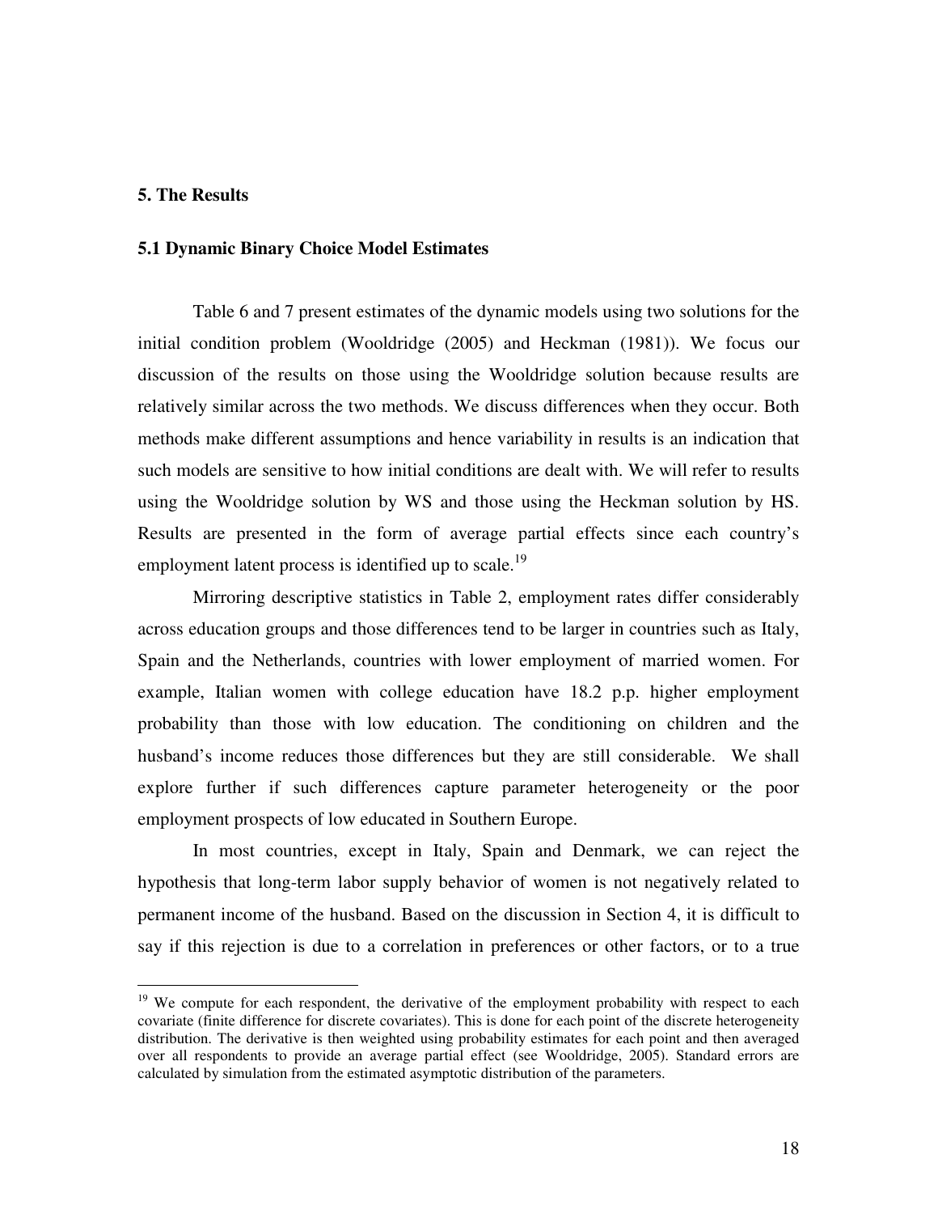## 5. The Results

### 5.1 Dynamic Binary Choice Model Estimates

Table 6 and 7 present estimates of the dynamic models using two solutions for the initial condition problem (Wooldridge (2005) and Heckman (1981)). We focus our discussion of the results on those using the Wooldridge solution because results are relatively similar across the two methods. We discuss differences when they occur. Both methods make different assumptions and hence variability in results is an indication that such models are sensitive to how initial conditions are dealt with. We will refer to results using the Wooldridge solution by WS and those using the Heckman solution by HS. Results are presented in the form of average partial effects since each country's employment latent process is identified up to scale.[19]

Mirroring descriptive statistics in Table 2, employment rates differ considerably across education groups and those differences tend to be larger in countries such as Italy, Spain and the Netherlands, countries with lower employment of married women. For example, Italian women with college education have 18.2 p.p. higher employment probability than those with low education. The conditioning on children and the husband's income reduces those differences but they are still considerable. We shall explore further if such differences capture parameter heterogeneity or the poor employment prospects of low educated in Southern Europe.

In most countries, except in Italy, Spain and Denmark, we can reject the hypothesis that long-term labor supply behavior of women is not negatively related to permanent income of the husband. Based on the discussion in Section 4, it is difficult to say if this rejection is due to a correlation in preferences or other factors, or to a true

[19] We compute for each respondent, the derivative of the employment probability with respect to each covariate (finite difference for discrete covariates). This is done for each point of the discrete heterogeneity distribution. The derivative is then weighted using probability estimates for each point and then averaged over all respondents to provide an average partial effect (see Wooldridge, 2005). Standard errors are calculated by simulation from the estimated asymptotic distribution of the parameters.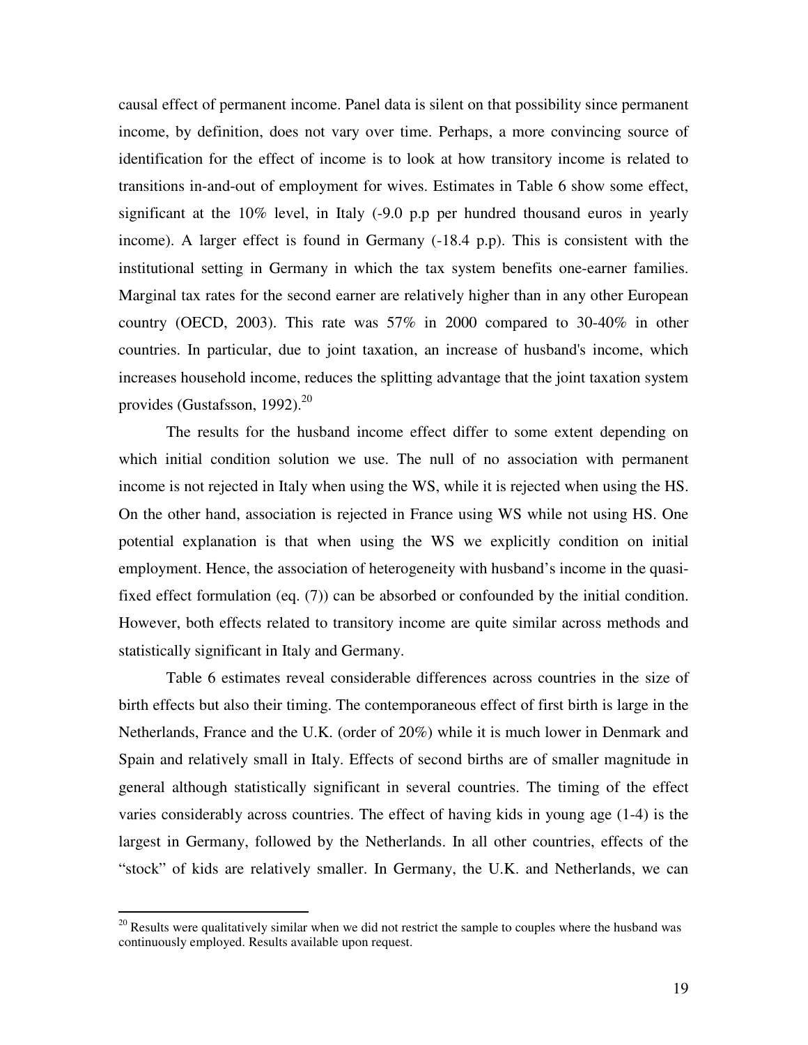causal effect of permanent income. Panel data is silent on that possibility since permanent income, by definition, does not vary over time. Perhaps, a more convincing source of identification for the effect of income is to look at how transitory income is related to transitions in-and-out of employment for wives. Estimates in Table 6 show some effect, significant at the 10% level, in Italy (-9.0 p.p per hundred thousand euros in yearly income). A larger effect is found in Germany (-18.4 p.p). This is consistent with the institutional setting in Germany in which the tax system benefits one-earner families. Marginal tax rates for the second earner are relatively higher than in any other European country (OECD, 2003). This rate was 57% in 2000 compared to 30-40% in other countries. In particular, due to joint taxation, an increase of husband's income, which increases household income, reduces the splitting advantage that the joint taxation system provides (Gustafsson, 1992).[20]

The results for the husband income effect differ to some extent depending on which initial condition solution we use. The null of no association with permanent income is not rejected in Italy when using the WS, while it is rejected when using the HS. On the other hand, association is rejected in France using WS while not using HS. One potential explanation is that when using the WS we explicitly condition on initial employment. Hence, the association of heterogeneity with husband's income in the quasi-fixed effect formulation (eq. (7)) can be absorbed or confounded by the initial condition. However, both effects related to transitory income are quite similar across methods and statistically significant in Italy and Germany.

Table 6 estimates reveal considerable differences across countries in the size of birth effects but also their timing. The contemporaneous effect of first birth is large in the Netherlands, France and the U.K. (order of 20%) while it is much lower in Denmark and Spain and relatively small in Italy. Effects of second births are of smaller magnitude in general although statistically significant in several countries. The timing of the effect varies considerably across countries. The effect of having kids in young age (1-4) is the largest in Germany, followed by the Netherlands. In all other countries, effects of the "stock" of kids are relatively smaller. In Germany, the U.K. and Netherlands, we can

[20] Results were qualitatively similar when we did not restrict the sample to couples where the husband was continuously employed. Results available upon request.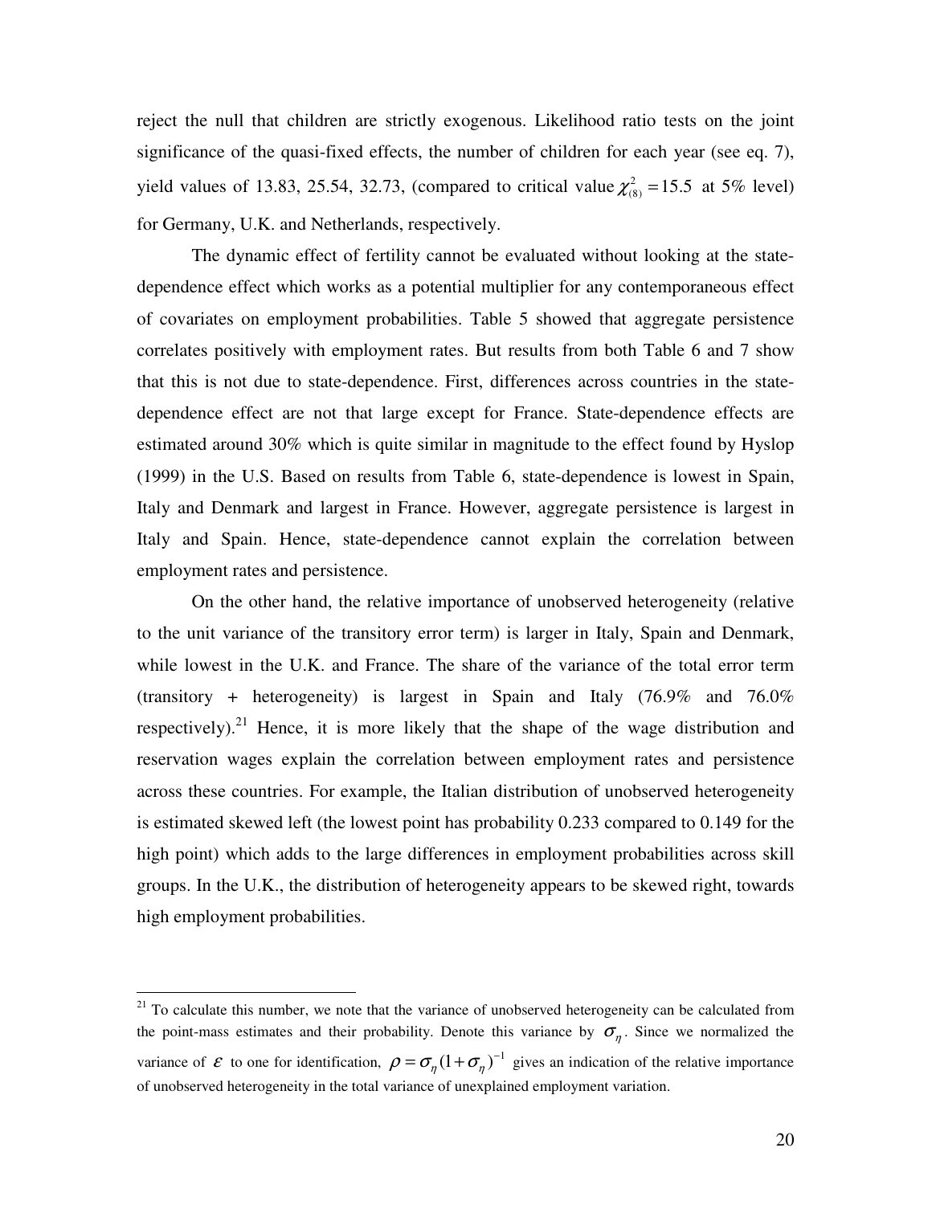reject the null that children are strictly exogenous. Likelihood ratio tests on the joint significance of the quasi-fixed effects, the number of children for each year (see eq. 7), yield values of 13.83, 25.54, 32.73, (compared to critical value $\chi^2_{(8)} = 15.5$ at 5% level) for Germany, U.K. and Netherlands, respectively.

The dynamic effect of fertility cannot be evaluated without looking at the state-dependence effect which works as a potential multiplier for any contemporaneous effect of covariates on employment probabilities. Table 5 showed that aggregate persistence correlates positively with employment rates. But results from both Table 6 and 7 show that this is not due to state-dependence. First, differences across countries in the state-dependence effect are not that large except for France. State-dependence effects are estimated around 30% which is quite similar in magnitude to the effect found by Hyslop (1999) in the U.S. Based on results from Table 6, state-dependence is lowest in Spain, Italy and Denmark and largest in France. However, aggregate persistence is largest in Italy and Spain. Hence, state-dependence cannot explain the correlation between employment rates and persistence.

On the other hand, the relative importance of unobserved heterogeneity (relative to the unit variance of the transitory error term) is larger in Italy, Spain and Denmark, while lowest in the U.K. and France. The share of the variance of the total error term (transitory + heterogeneity) is largest in Spain and Italy (76.9% and 76.0% respectively).[21] Hence, it is more likely that the shape of the wage distribution and reservation wages explain the correlation between employment rates and persistence across these countries. For example, the Italian distribution of unobserved heterogeneity is estimated skewed left (the lowest point has probability 0.233 compared to 0.149 for the high point) which adds to the large differences in employment probabilities across skill groups. In the U.K., the distribution of heterogeneity appears to be skewed right, towards high employment probabilities.

---

[21] To calculate this number, we note that the variance of unobserved heterogeneity can be calculated from the point-mass estimates and their probability. Denote this variance by $\sigma_\eta$. Since we normalized the variance of $\varepsilon$ to one for identification, $\rho = \sigma_\eta (1 + \sigma_\eta)^{-1}$ gives an indication of the relative importance of unobserved heterogeneity in the total variance of unexplained employment variation.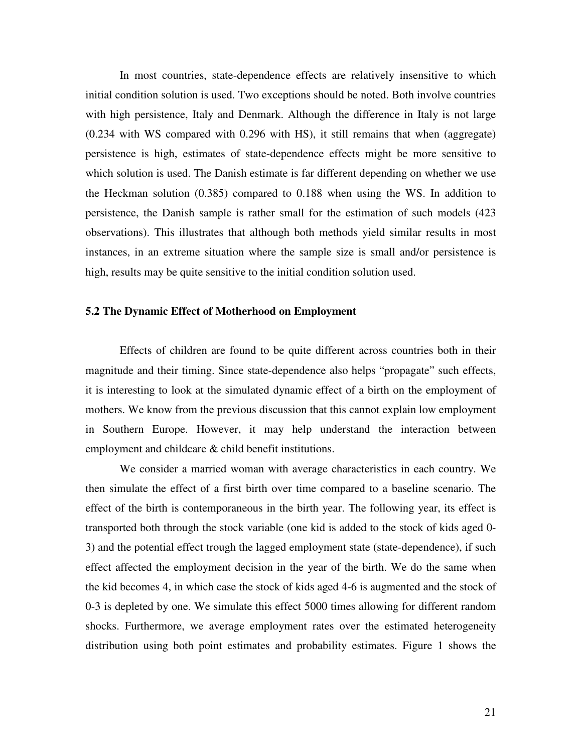In most countries, state-dependence effects are relatively insensitive to which initial condition solution is used. Two exceptions should be noted. Both involve countries with high persistence, Italy and Denmark. Although the difference in Italy is not large (0.234 with WS compared with 0.296 with HS), it still remains that when (aggregate) persistence is high, estimates of state-dependence effects might be more sensitive to which solution is used. The Danish estimate is far different depending on whether we use the Heckman solution (0.385) compared to 0.188 when using the WS. In addition to persistence, the Danish sample is rather small for the estimation of such models (423 observations). This illustrates that although both methods yield similar results in most instances, in an extreme situation where the sample size is small and/or persistence is high, results may be quite sensitive to the initial condition solution used.

### 5.2 The Dynamic Effect of Motherhood on Employment

Effects of children are found to be quite different across countries both in their magnitude and their timing. Since state-dependence also helps "propagate" such effects, it is interesting to look at the simulated dynamic effect of a birth on the employment of mothers. We know from the previous discussion that this cannot explain low employment in Southern Europe. However, it may help understand the interaction between employment and childcare & child benefit institutions.

We consider a married woman with average characteristics in each country. We then simulate the effect of a first birth over time compared to a baseline scenario. The effect of the birth is contemporaneous in the birth year. The following year, its effect is transported both through the stock variable (one kid is added to the stock of kids aged 0-3) and the potential effect trough the lagged employment state (state-dependence), if such effect affected the employment decision in the year of the birth. We do the same when the kid becomes 4, in which case the stock of kids aged 4-6 is augmented and the stock of 0-3 is depleted by one. We simulate this effect 5000 times allowing for different random shocks. Furthermore, we average employment rates over the estimated heterogeneity distribution using both point estimates and probability estimates. Figure 1 shows the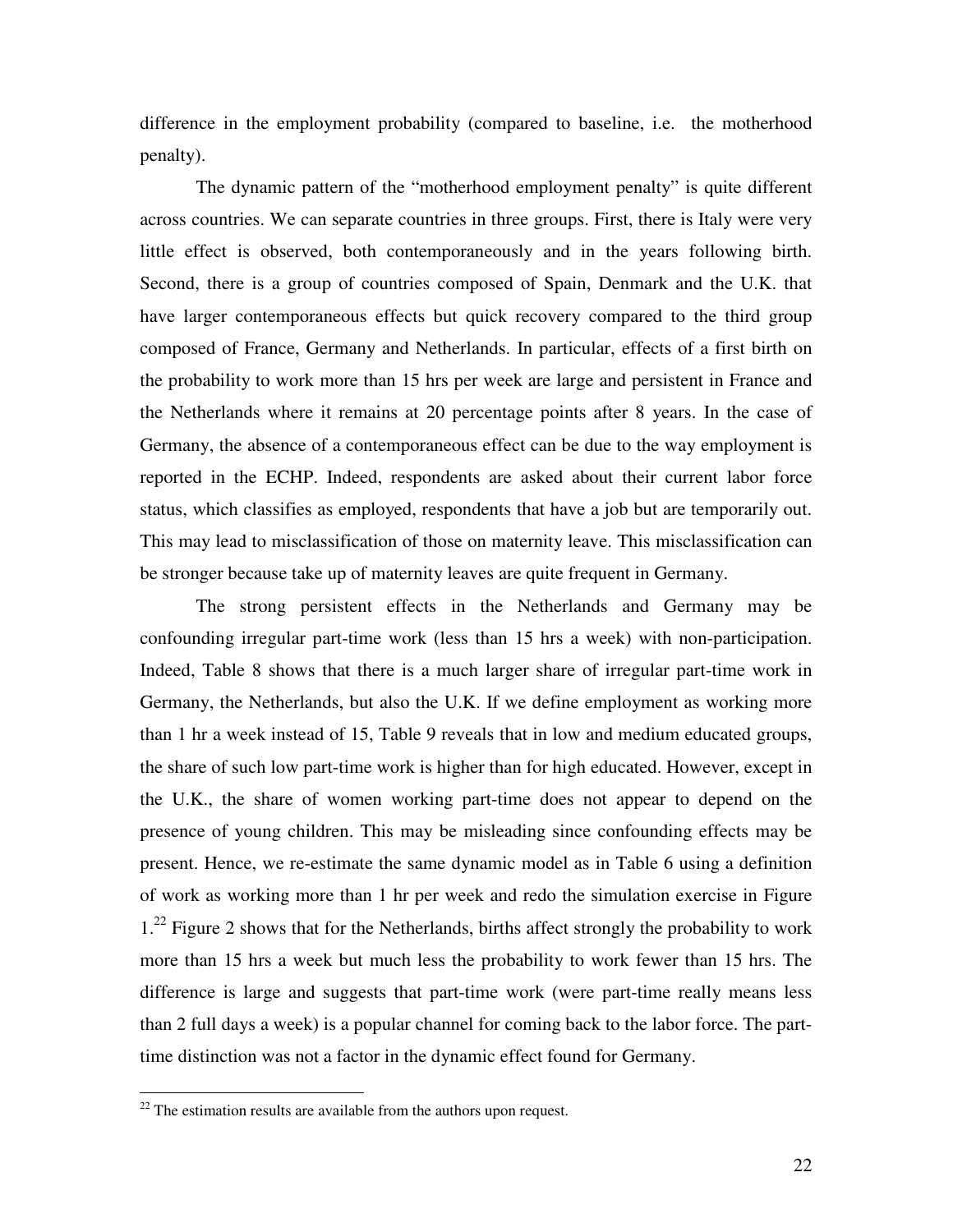difference in the employment probability (compared to baseline, i.e. the motherhood penalty).

The dynamic pattern of the "motherhood employment penalty" is quite different across countries. We can separate countries in three groups. First, there is Italy were very little effect is observed, both contemporaneously and in the years following birth. Second, there is a group of countries composed of Spain, Denmark and the U.K. that have larger contemporaneous effects but quick recovery compared to the third group composed of France, Germany and Netherlands. In particular, effects of a first birth on the probability to work more than 15 hrs per week are large and persistent in France and the Netherlands where it remains at 20 percentage points after 8 years. In the case of Germany, the absence of a contemporaneous effect can be due to the way employment is reported in the ECHP. Indeed, respondents are asked about their current labor force status, which classifies as employed, respondents that have a job but are temporarily out. This may lead to misclassification of those on maternity leave. This misclassification can be stronger because take up of maternity leaves are quite frequent in Germany.

The strong persistent effects in the Netherlands and Germany may be confounding irregular part-time work (less than 15 hrs a week) with non-participation. Indeed, Table 8 shows that there is a much larger share of irregular part-time work in Germany, the Netherlands, but also the U.K. If we define employment as working more than 1 hr a week instead of 15, Table 9 reveals that in low and medium educated groups, the share of such low part-time work is higher than for high educated. However, except in the U.K., the share of women working part-time does not appear to depend on the presence of young children. This may be misleading since confounding effects may be present. Hence, we re-estimate the same dynamic model as in Table 6 using a definition of work as working more than 1 hr per week and redo the simulation exercise in Figure 1.[22] Figure 2 shows that for the Netherlands, births affect strongly the probability to work more than 15 hrs a week but much less the probability to work fewer than 15 hrs. The difference is large and suggests that part-time work (were part-time really means less than 2 full days a week) is a popular channel for coming back to the labor force. The part-time distinction was not a factor in the dynamic effect found for Germany.

[22] The estimation results are available from the authors upon request.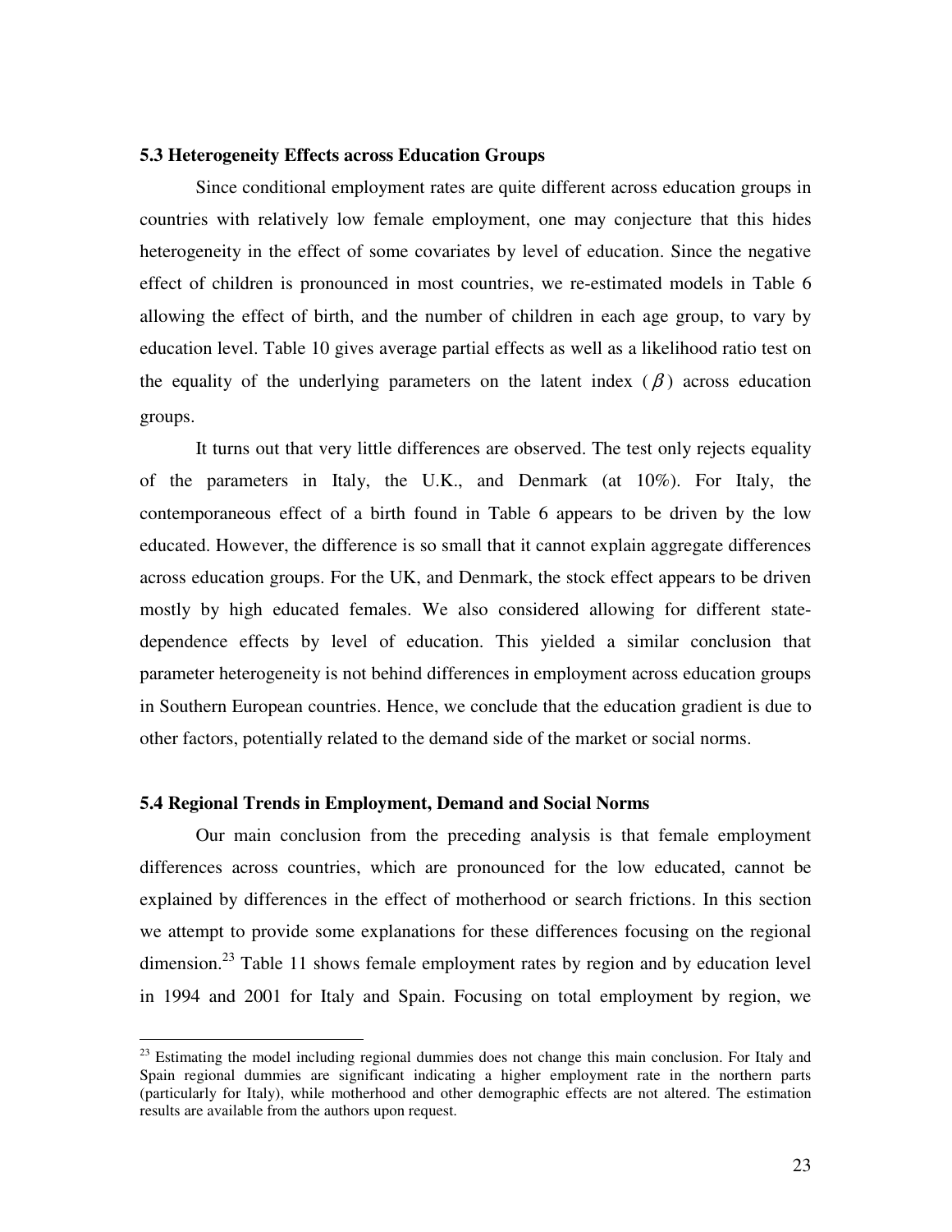### 5.3 Heterogeneity Effects across Education Groups

Since conditional employment rates are quite different across education groups in countries with relatively low female employment, one may conjecture that this hides heterogeneity in the effect of some covariates by level of education. Since the negative effect of children is pronounced in most countries, we re-estimated models in Table 6 allowing the effect of birth, and the number of children in each age group, to vary by education level. Table 10 gives average partial effects as well as a likelihood ratio test on the equality of the underlying parameters on the latent index ($\beta$) across education groups.

It turns out that very little differences are observed. The test only rejects equality of the parameters in Italy, the U.K., and Denmark (at 10%). For Italy, the contemporaneous effect of a birth found in Table 6 appears to be driven by the low educated. However, the difference is so small that it cannot explain aggregate differences across education groups. For the UK, and Denmark, the stock effect appears to be driven mostly by high educated females. We also considered allowing for different state-dependence effects by level of education. This yielded a similar conclusion that parameter heterogeneity is not behind differences in employment across education groups in Southern European countries. Hence, we conclude that the education gradient is due to other factors, potentially related to the demand side of the market or social norms.

### 5.4 Regional Trends in Employment, Demand and Social Norms

Our main conclusion from the preceding analysis is that female employment differences across countries, which are pronounced for the low educated, cannot be explained by differences in the effect of motherhood or search frictions. In this section we attempt to provide some explanations for these differences focusing on the regional dimension.[23] Table 11 shows female employment rates by region and by education level in 1994 and 2001 for Italy and Spain. Focusing on total employment by region, we

[23] Estimating the model including regional dummies does not change this main conclusion. For Italy and Spain regional dummies are significant indicating a higher employment rate in the northern parts (particularly for Italy), while motherhood and other demographic effects are not altered. The estimation results are available from the authors upon request.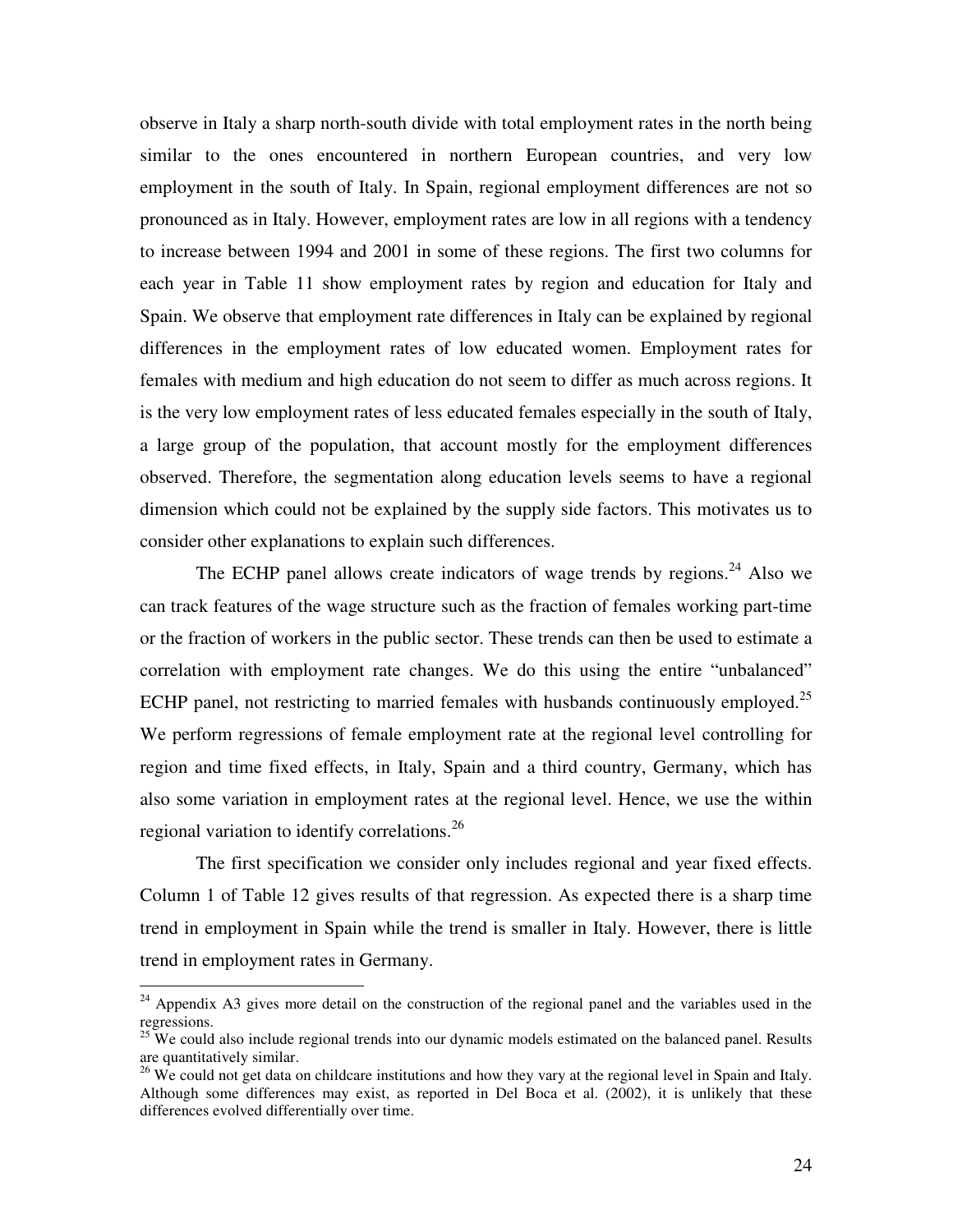observe in Italy a sharp north-south divide with total employment rates in the north being similar to the ones encountered in northern European countries, and very low employment in the south of Italy. In Spain, regional employment differences are not so pronounced as in Italy. However, employment rates are low in all regions with a tendency to increase between 1994 and 2001 in some of these regions. The first two columns for each year in Table 11 show employment rates by region and education for Italy and Spain. We observe that employment rate differences in Italy can be explained by regional differences in the employment rates of low educated women. Employment rates for females with medium and high education do not seem to differ as much across regions. It is the very low employment rates of less educated females especially in the south of Italy, a large group of the population, that account mostly for the employment differences observed. Therefore, the segmentation along education levels seems to have a regional dimension which could not be explained by the supply side factors. This motivates us to consider other explanations to explain such differences.

The ECHP panel allows create indicators of wage trends by regions.[24] Also we can track features of the wage structure such as the fraction of females working part-time or the fraction of workers in the public sector. These trends can then be used to estimate a correlation with employment rate changes. We do this using the entire "unbalanced" ECHP panel, not restricting to married females with husbands continuously employed.[25] We perform regressions of female employment rate at the regional level controlling for region and time fixed effects, in Italy, Spain and a third country, Germany, which has also some variation in employment rates at the regional level. Hence, we use the within regional variation to identify correlations.[26]

The first specification we consider only includes regional and year fixed effects. Column 1 of Table 12 gives results of that regression. As expected there is a sharp time trend in employment in Spain while the trend is smaller in Italy. However, there is little trend in employment rates in Germany.

---

[24] Appendix A3 gives more detail on the construction of the regional panel and the variables used in the regressions.

[25] We could also include regional trends into our dynamic models estimated on the balanced panel. Results are quantitatively similar.

[26] We could not get data on childcare institutions and how they vary at the regional level in Spain and Italy. Although some differences may exist, as reported in Del Boca et al. (2002), it is unlikely that these differences evolved differentially over time.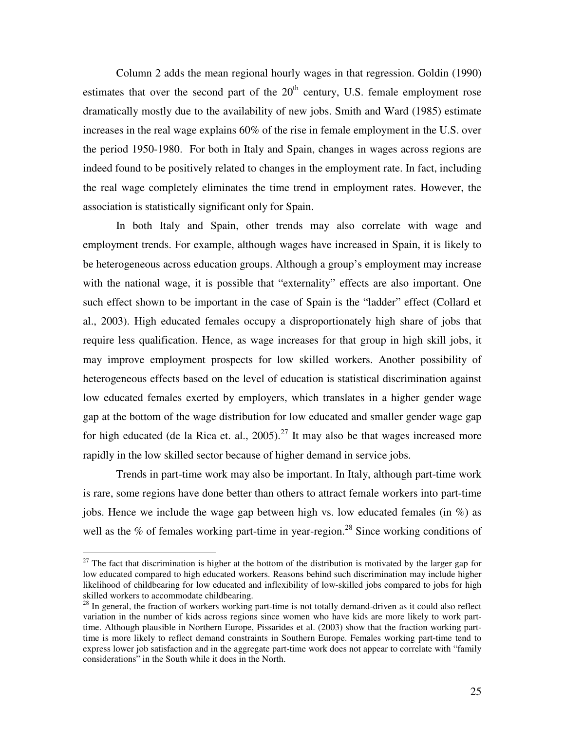Column 2 adds the mean regional hourly wages in that regression. Goldin (1990) estimates that over the second part of the 20th century, U.S. female employment rose dramatically mostly due to the availability of new jobs. Smith and Ward (1985) estimate increases in the real wage explains 60% of the rise in female employment in the U.S. over the period 1950-1980. For both in Italy and Spain, changes in wages across regions are indeed found to be positively related to changes in the employment rate. In fact, including the real wage completely eliminates the time trend in employment rates. However, the association is statistically significant only for Spain.

In both Italy and Spain, other trends may also correlate with wage and employment trends. For example, although wages have increased in Spain, it is likely to be heterogeneous across education groups. Although a group's employment may increase with the national wage, it is possible that "externality" effects are also important. One such effect shown to be important in the case of Spain is the "ladder" effect (Collard et al., 2003). High educated females occupy a disproportionately high share of jobs that require less qualification. Hence, as wage increases for that group in high skill jobs, it may improve employment prospects for low skilled workers. Another possibility of heterogeneous effects based on the level of education is statistical discrimination against low educated females exerted by employers, which translates in a higher gender wage gap at the bottom of the wage distribution for low educated and smaller gender wage gap for high educated (de la Rica et. al., 2005).[27] It may also be that wages increased more rapidly in the low skilled sector because of higher demand in service jobs.

Trends in part-time work may also be important. In Italy, although part-time work is rare, some regions have done better than others to attract female workers into part-time jobs. Hence we include the wage gap between high vs. low educated females (in %) as well as the % of females working part-time in year-region.[28] Since working conditions of

[27] The fact that discrimination is higher at the bottom of the distribution is motivated by the larger gap for low educated compared to high educated workers. Reasons behind such discrimination may include higher likelihood of childbearing for low educated and inflexibility of low-skilled jobs compared to jobs for high skilled workers to accommodate childbearing.

[28] In general, the fraction of workers working part-time is not totally demand-driven as it could also reflect variation in the number of kids across regions since women who have kids are more likely to work part-time. Although plausible in Northern Europe, Pissarides et al. (2003) show that the fraction working part-time is more likely to reflect demand constraints in Southern Europe. Females working part-time tend to express lower job satisfaction and in the aggregate part-time work does not appear to correlate with "family considerations" in the South while it does in the North.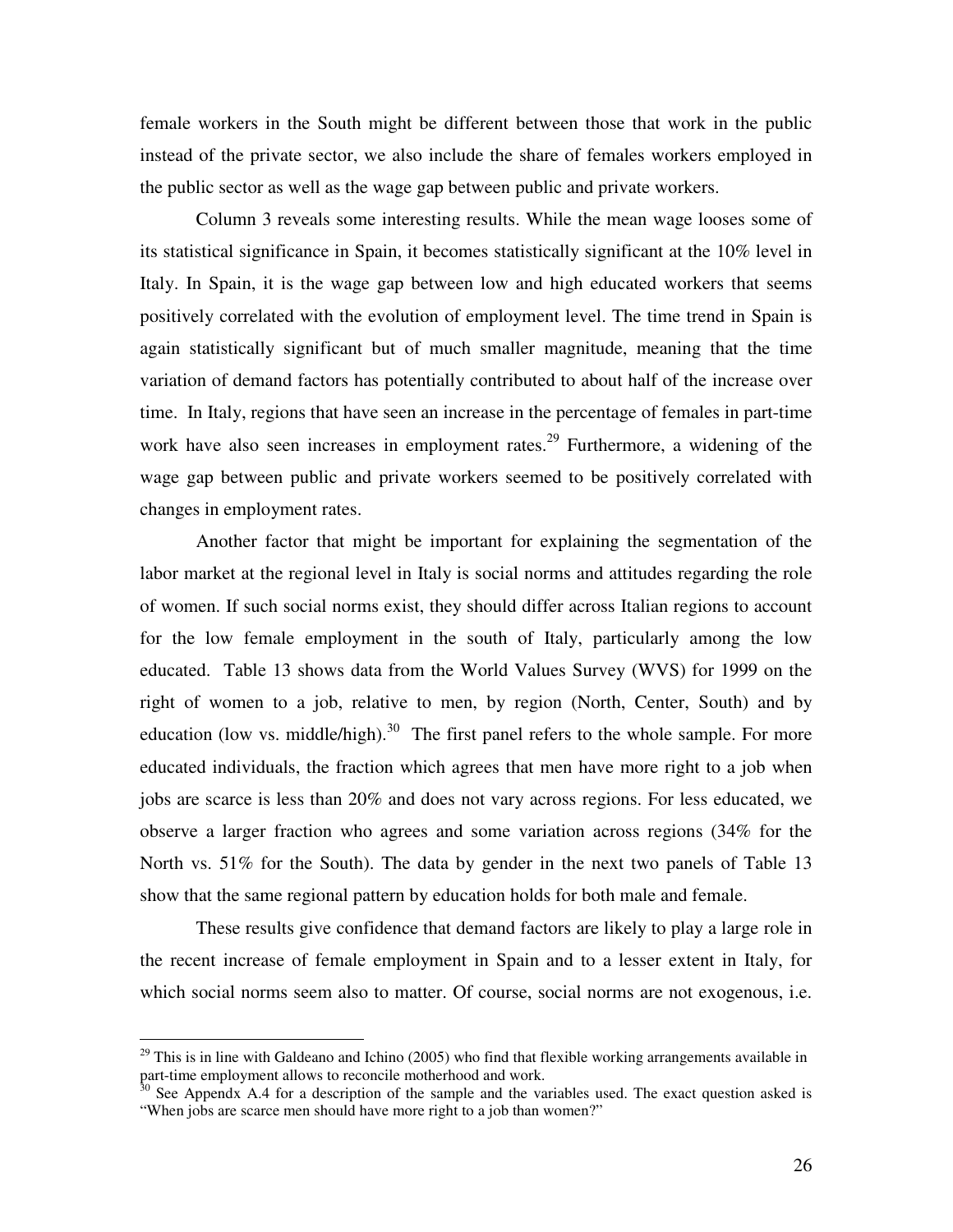female workers in the South might be different between those that work in the public instead of the private sector, we also include the share of females workers employed in the public sector as well as the wage gap between public and private workers.

Column 3 reveals some interesting results. While the mean wage looses some of its statistical significance in Spain, it becomes statistically significant at the 10% level in Italy. In Spain, it is the wage gap between low and high educated workers that seems positively correlated with the evolution of employment level. The time trend in Spain is again statistically significant but of much smaller magnitude, meaning that the time variation of demand factors has potentially contributed to about half of the increase over time. In Italy, regions that have seen an increase in the percentage of females in part-time work have also seen increases in employment rates.[29] Furthermore, a widening of the wage gap between public and private workers seemed to be positively correlated with changes in employment rates.

Another factor that might be important for explaining the segmentation of the labor market at the regional level in Italy is social norms and attitudes regarding the role of women. If such social norms exist, they should differ across Italian regions to account for the low female employment in the south of Italy, particularly among the low educated. Table 13 shows data from the World Values Survey (WVS) for 1999 on the right of women to a job, relative to men, by region (North, Center, South) and by education (low vs. middle/high).[30] The first panel refers to the whole sample. For more educated individuals, the fraction which agrees that men have more right to a job when jobs are scarce is less than 20% and does not vary across regions. For less educated, we observe a larger fraction who agrees and some variation across regions (34% for the North vs. 51% for the South). The data by gender in the next two panels of Table 13 show that the same regional pattern by education holds for both male and female.

These results give confidence that demand factors are likely to play a large role in the recent increase of female employment in Spain and to a lesser extent in Italy, for which social norms seem also to matter. Of course, social norms are not exogenous, i.e.

[29] This is in line with Galdeano and Ichino (2005) who find that flexible working arrangements available in part-time employment allows to reconcile motherhood and work.

[30] See Appendx A.4 for a description of the sample and the variables used. The exact question asked is "When jobs are scarce men should have more right to a job than women?"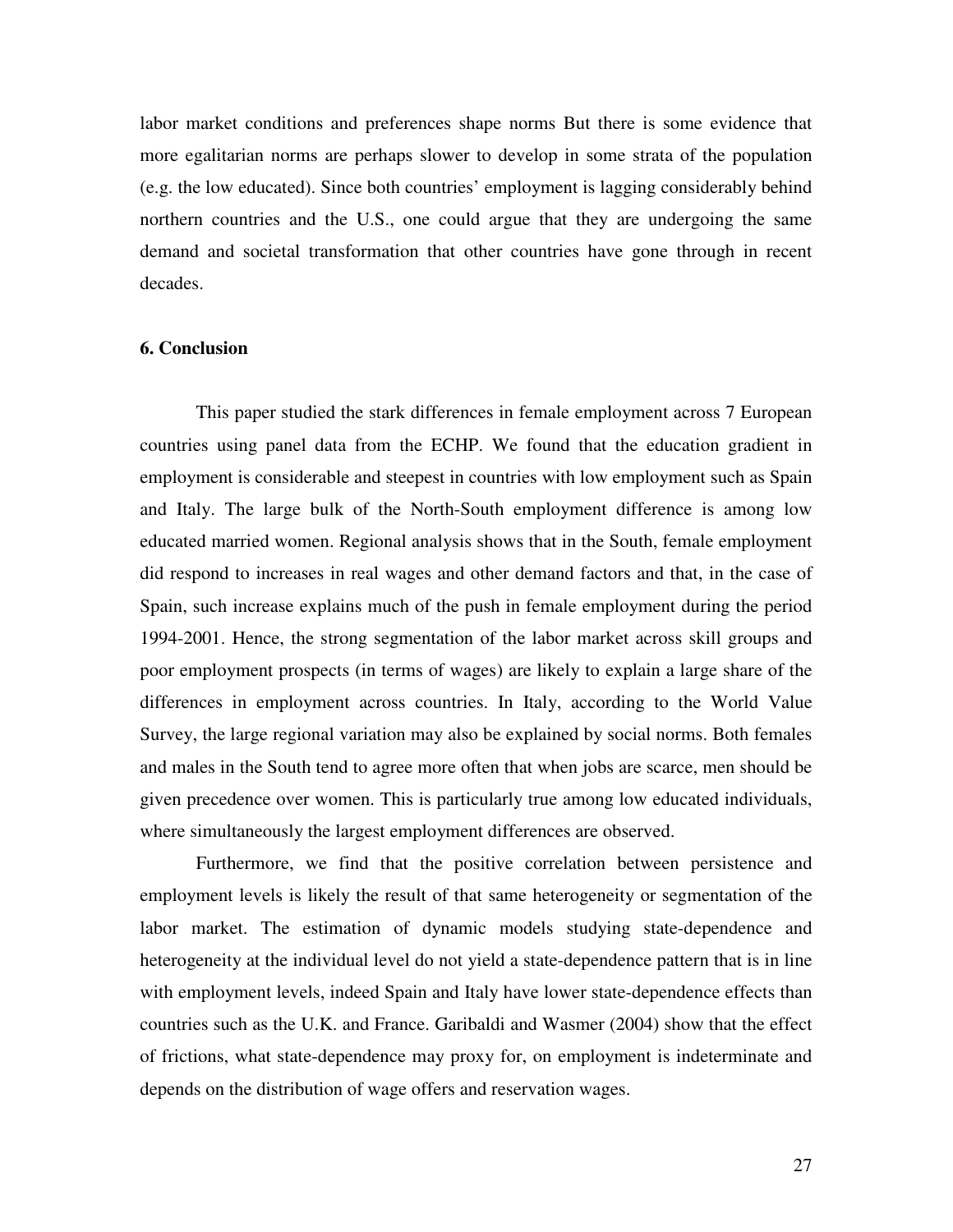labor market conditions and preferences shape norms But there is some evidence that more egalitarian norms are perhaps slower to develop in some strata of the population (e.g. the low educated). Since both countries' employment is lagging considerably behind northern countries and the U.S., one could argue that they are undergoing the same demand and societal transformation that other countries have gone through in recent decades.

## 6. Conclusion

This paper studied the stark differences in female employment across 7 European countries using panel data from the ECHP. We found that the education gradient in employment is considerable and steepest in countries with low employment such as Spain and Italy. The large bulk of the North-South employment difference is among low educated married women. Regional analysis shows that in the South, female employment did respond to increases in real wages and other demand factors and that, in the case of Spain, such increase explains much of the push in female employment during the period 1994-2001. Hence, the strong segmentation of the labor market across skill groups and poor employment prospects (in terms of wages) are likely to explain a large share of the differences in employment across countries. In Italy, according to the World Value Survey, the large regional variation may also be explained by social norms. Both females and males in the South tend to agree more often that when jobs are scarce, men should be given precedence over women. This is particularly true among low educated individuals, where simultaneously the largest employment differences are observed.

Furthermore, we find that the positive correlation between persistence and employment levels is likely the result of that same heterogeneity or segmentation of the labor market. The estimation of dynamic models studying state-dependence and heterogeneity at the individual level do not yield a state-dependence pattern that is in line with employment levels, indeed Spain and Italy have lower state-dependence effects than countries such as the U.K. and France. Garibaldi and Wasmer (2004) show that the effect of frictions, what state-dependence may proxy for, on employment is indeterminate and depends on the distribution of wage offers and reservation wages.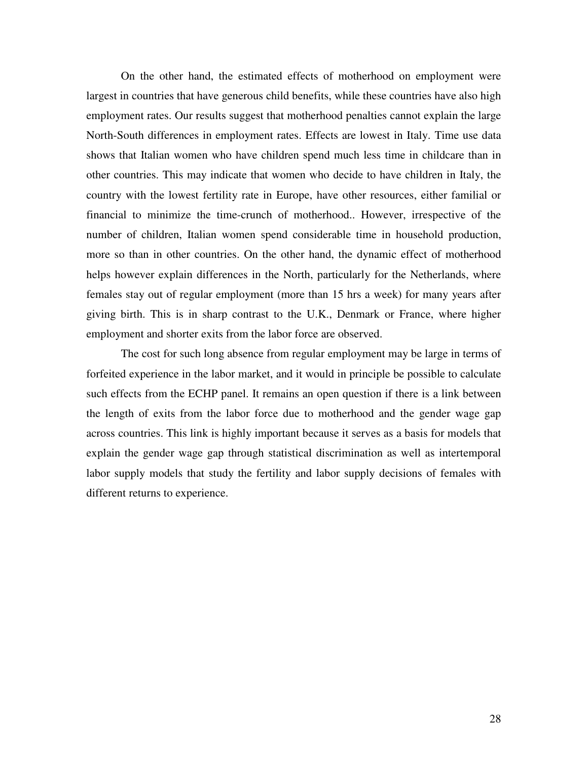On the other hand, the estimated effects of motherhood on employment were largest in countries that have generous child benefits, while these countries have also high employment rates. Our results suggest that motherhood penalties cannot explain the large North-South differences in employment rates. Effects are lowest in Italy. Time use data shows that Italian women who have children spend much less time in childcare than in other countries. This may indicate that women who decide to have children in Italy, the country with the lowest fertility rate in Europe, have other resources, either familial or financial to minimize the time-crunch of motherhood.. However, irrespective of the number of children, Italian women spend considerable time in household production, more so than in other countries. On the other hand, the dynamic effect of motherhood helps however explain differences in the North, particularly for the Netherlands, where females stay out of regular employment (more than 15 hrs a week) for many years after giving birth. This is in sharp contrast to the U.K., Denmark or France, where higher employment and shorter exits from the labor force are observed.

The cost for such long absence from regular employment may be large in terms of forfeited experience in the labor market, and it would in principle be possible to calculate such effects from the ECHP panel. It remains an open question if there is a link between the length of exits from the labor force due to motherhood and the gender wage gap across countries. This link is highly important because it serves as a basis for models that explain the gender wage gap through statistical discrimination as well as intertemporal labor supply models that study the fertility and labor supply decisions of females with different returns to experience.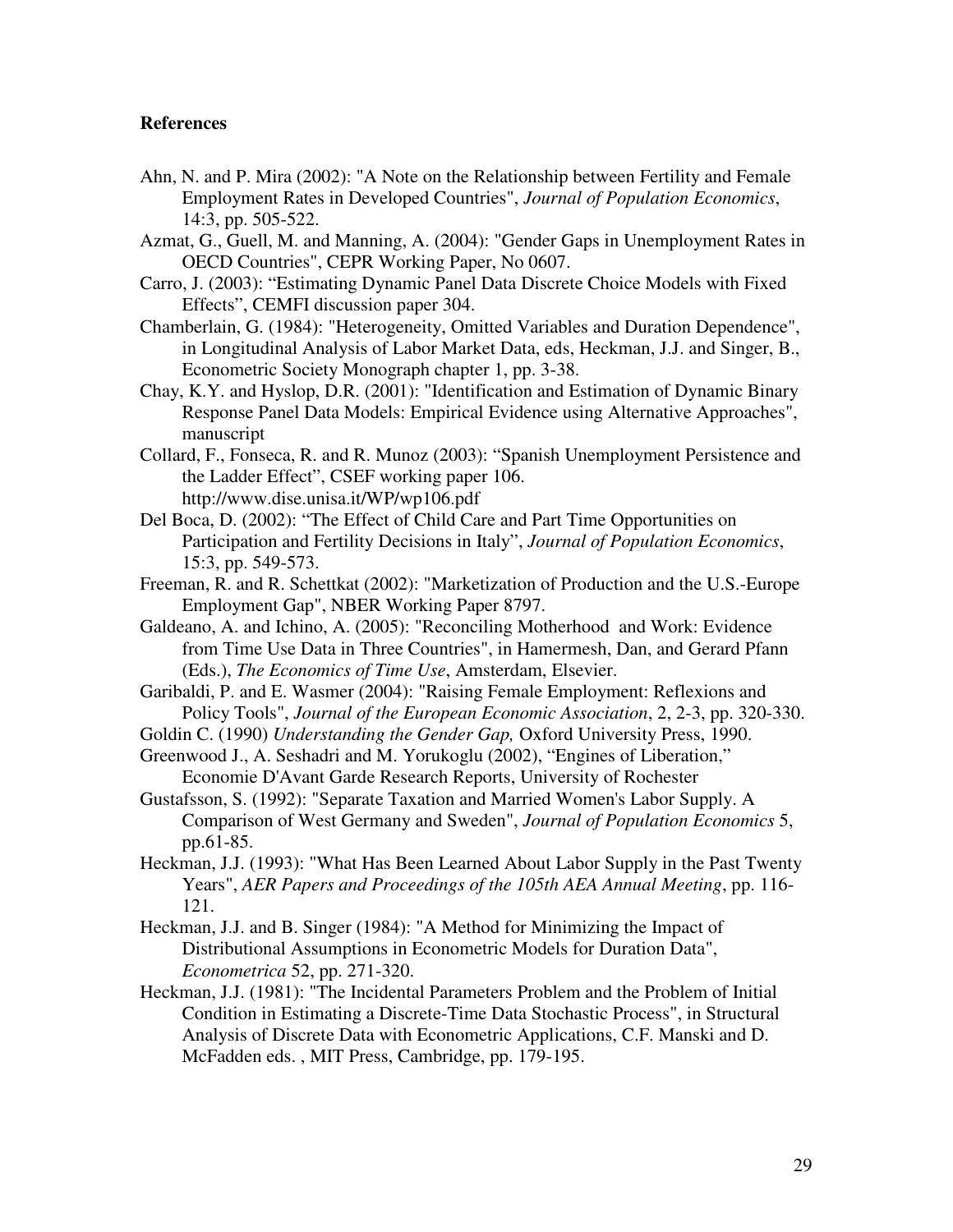**References**

Ahn, N. and P. Mira (2002): "A Note on the Relationship between Fertility and Female Employment Rates in Developed Countries", *Journal of Population Economics*, 14:3, pp. 505-522.

Azmat, G., Guell, M. and Manning, A. (2004): "Gender Gaps in Unemployment Rates in OECD Countries", CEPR Working Paper, No 0607.

Carro, J. (2003): "Estimating Dynamic Panel Data Discrete Choice Models with Fixed Effects", CEMFI discussion paper 304.

Chamberlain, G. (1984): "Heterogeneity, Omitted Variables and Duration Dependence", in Longitudinal Analysis of Labor Market Data, eds, Heckman, J.J. and Singer, B., Econometric Society Monograph chapter 1, pp. 3-38.

Chay, K.Y. and Hyslop, D.R. (2001): "Identification and Estimation of Dynamic Binary Response Panel Data Models: Empirical Evidence using Alternative Approaches", manuscript

Collard, F., Fonseca, R. and R. Munoz (2003): "Spanish Unemployment Persistence and the Ladder Effect", CSEF working paper 106. http://www.dise.unisa.it/WP/wp106.pdf

Del Boca, D. (2002): "The Effect of Child Care and Part Time Opportunities on Participation and Fertility Decisions in Italy", *Journal of Population Economics*, 15:3, pp. 549-573.

Freeman, R. and R. Schettkat (2002): "Marketization of Production and the U.S.-Europe Employment Gap", NBER Working Paper 8797.

Galdeano, A. and Ichino, A. (2005): "Reconciling Motherhood and Work: Evidence from Time Use Data in Three Countries", in Hamermesh, Dan, and Gerard Pfann (Eds.), *The Economics of Time Use*, Amsterdam, Elsevier.

Garibaldi, P. and E. Wasmer (2004): "Raising Female Employment: Reflexions and Policy Tools", *Journal of the European Economic Association*, 2, 2-3, pp. 320-330.

Goldin C. (1990) *Understanding the Gender Gap,* Oxford University Press, 1990.

Greenwood J., A. Seshadri and M. Yorukoglu (2002), "Engines of Liberation," Economie D'Avant Garde Research Reports, University of Rochester

Gustafsson, S. (1992): "Separate Taxation and Married Women's Labor Supply. A Comparison of West Germany and Sweden", *Journal of Population Economics* 5, pp.61-85.

Heckman, J.J. (1993): "What Has Been Learned About Labor Supply in the Past Twenty Years", *AER Papers and Proceedings of the 105th AEA Annual Meeting*, pp. 116-121.

Heckman, J.J. and B. Singer (1984): "A Method for Minimizing the Impact of Distributional Assumptions in Econometric Models for Duration Data", *Econometrica* 52, pp. 271-320.

Heckman, J.J. (1981): "The Incidental Parameters Problem and the Problem of Initial Condition in Estimating a Discrete-Time Data Stochastic Process", in Structural Analysis of Discrete Data with Econometric Applications, C.F. Manski and D. McFadden eds. , MIT Press, Cambridge, pp. 179-195.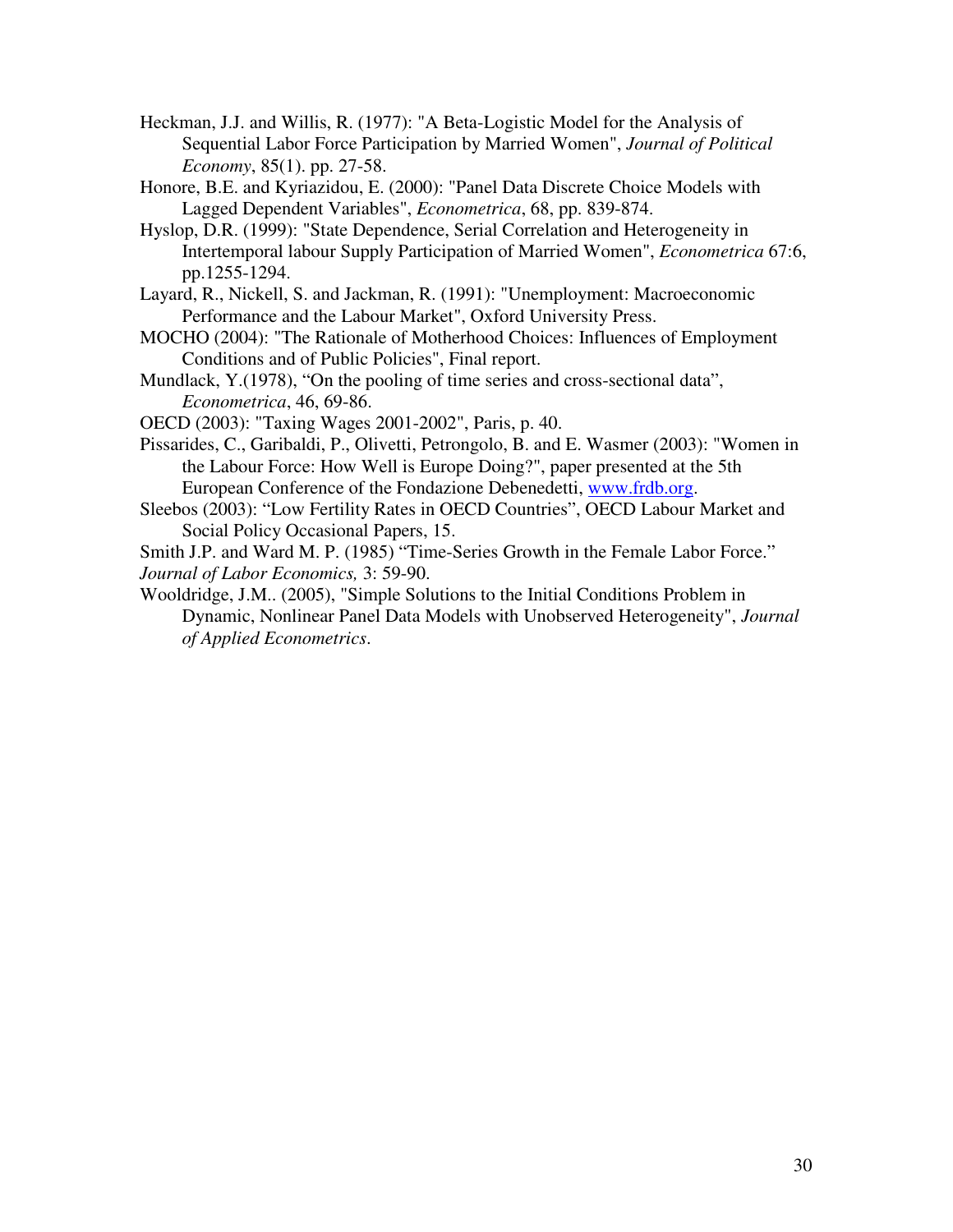Heckman, J.J. and Willis, R. (1977): "A Beta-Logistic Model for the Analysis of Sequential Labor Force Participation by Married Women", *Journal of Political Economy*, 85(1). pp. 27-58.

Honore, B.E. and Kyriazidou, E. (2000): "Panel Data Discrete Choice Models with Lagged Dependent Variables", *Econometrica*, 68, pp. 839-874.

Hyslop, D.R. (1999): "State Dependence, Serial Correlation and Heterogeneity in Intertemporal labour Supply Participation of Married Women", *Econometrica* 67:6, pp.1255-1294.

Layard, R., Nickell, S. and Jackman, R. (1991): "Unemployment: Macroeconomic Performance and the Labour Market", Oxford University Press.

MOCHO (2004): "The Rationale of Motherhood Choices: Influences of Employment Conditions and of Public Policies", Final report.

Mundlack, Y.(1978), "On the pooling of time series and cross-sectional data", *Econometrica*, 46, 69-86.

OECD (2003): "Taxing Wages 2001-2002", Paris, p. 40.

Pissarides, C., Garibaldi, P., Olivetti, Petrongolo, B. and E. Wasmer (2003): "Women in the Labour Force: How Well is Europe Doing?", paper presented at the 5th European Conference of the Fondazione Debenedetti, www.frdb.org.

Sleebos (2003): "Low Fertility Rates in OECD Countries", OECD Labour Market and Social Policy Occasional Papers, 15.

Smith J.P. and Ward M. P. (1985) "Time-Series Growth in the Female Labor Force." *Journal of Labor Economics,* 3: 59-90.

Wooldridge, J.M.. (2005), "Simple Solutions to the Initial Conditions Problem in Dynamic, Nonlinear Panel Data Models with Unobserved Heterogeneity", *Journal of Applied Econometrics*.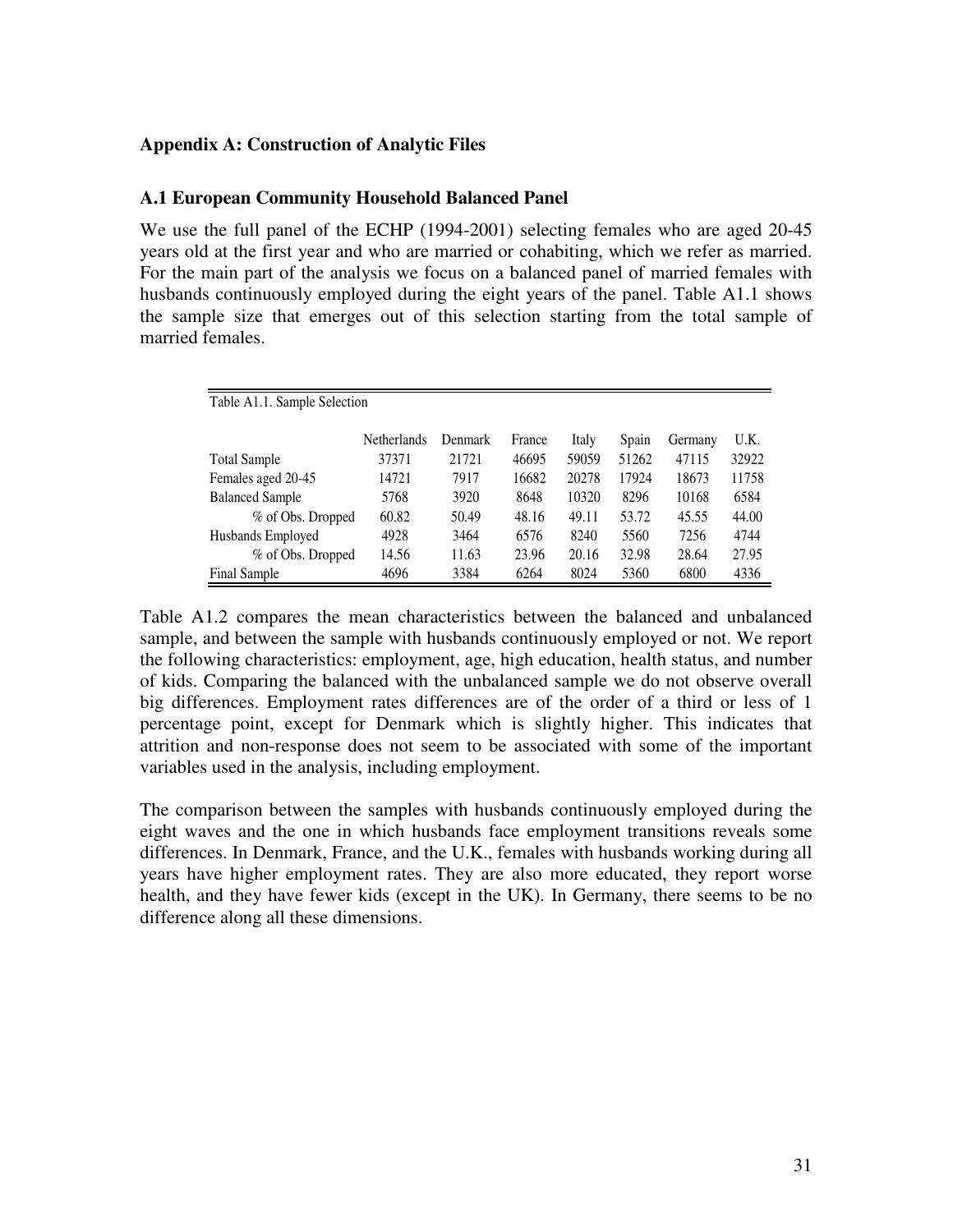## Appendix A: Construction of Analytic Files

### A.1 European Community Household Balanced Panel

We use the full panel of the ECHP (1994-2001) selecting females who are aged 20-45 years old at the first year and who are married or cohabiting, which we refer as married. For the main part of the analysis we focus on a balanced panel of married females with husbands continuously employed during the eight years of the panel. Table A1.1 shows the sample size that emerges out of this selection starting from the total sample of married females.

Table A1.1. Sample Selection

| | Netherlands | Denmark | France | Italy | Spain | Germany | U.K. |
|---|---|---|---|---|---|---|---|
| Total Sample | 37371 | 21721 | 46695 | 59059 | 51262 | 47115 | 32922 |
| Females aged 20-45 | 14721 | 7917 | 16682 | 20278 | 17924 | 18673 | 11758 |
| Balanced Sample | 5768 | 3920 | 8648 | 10320 | 8296 | 10168 | 6584 |
| % of Obs. Dropped | 60.82 | 50.49 | 48.16 | 49.11 | 53.72 | 45.55 | 44.00 |
| Husbands Employed | 4928 | 3464 | 6576 | 8240 | 5560 | 7256 | 4744 |
| % of Obs. Dropped | 14.56 | 11.63 | 23.96 | 20.16 | 32.98 | 28.64 | 27.95 |
| Final Sample | 4696 | 3384 | 6264 | 8024 | 5360 | 6800 | 4336 |

Table A1.2 compares the mean characteristics between the balanced and unbalanced sample, and between the sample with husbands continuously employed or not. We report the following characteristics: employment, age, high education, health status, and number of kids. Comparing the balanced with the unbalanced sample we do not observe overall big differences. Employment rates differences are of the order of a third or less of 1 percentage point, except for Denmark which is slightly higher. This indicates that attrition and non-response does not seem to be associated with some of the important variables used in the analysis, including employment.

The comparison between the samples with husbands continuously employed during the eight waves and the one in which husbands face employment transitions reveals some differences. In Denmark, France, and the U.K., females with husbands working during all years have higher employment rates. They are also more educated, they report worse health, and they have fewer kids (except in the UK). In Germany, there seems to be no difference along all these dimensions.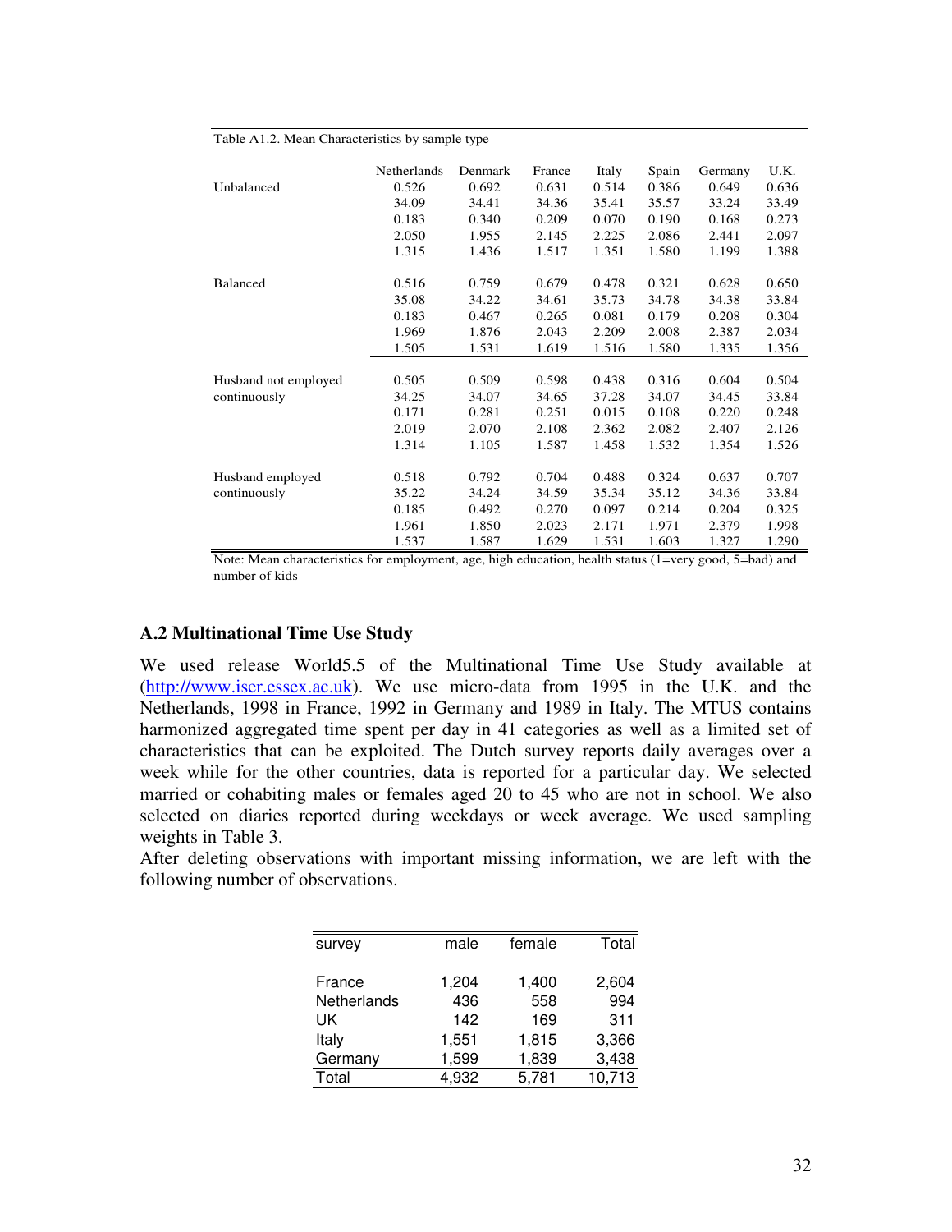Table A1.2. Mean Characteristics by sample type

| | Netherlands | Denmark | France | Italy | Spain | Germany | U.K. |
|---|---|---|---|---|---|---|---|
| Unbalanced | 0.526 | 0.692 | 0.631 | 0.514 | 0.386 | 0.649 | 0.636 |
| | 34.09 | 34.41 | 34.36 | 35.41 | 35.57 | 33.24 | 33.49 |
| | 0.183 | 0.340 | 0.209 | 0.070 | 0.190 | 0.168 | 0.273 |
| | 2.050 | 1.955 | 2.145 | 2.225 | 2.086 | 2.441 | 2.097 |
| | 1.315 | 1.436 | 1.517 | 1.351 | 1.580 | 1.199 | 1.388 |
| Balanced | 0.516 | 0.759 | 0.679 | 0.478 | 0.321 | 0.628 | 0.650 |
| | 35.08 | 34.22 | 34.61 | 35.73 | 34.78 | 34.38 | 33.84 |
| | 0.183 | 0.467 | 0.265 | 0.081 | 0.179 | 0.208 | 0.304 |
| | 1.969 | 1.876 | 2.043 | 2.209 | 2.008 | 2.387 | 2.034 |
| | 1.505 | 1.531 | 1.619 | 1.516 | 1.580 | 1.335 | 1.356 |
| Husband not employed continuously | 0.505 | 0.509 | 0.598 | 0.438 | 0.316 | 0.604 | 0.504 |
| | 34.25 | 34.07 | 34.65 | 37.28 | 34.07 | 34.45 | 33.84 |
| | 0.171 | 0.281 | 0.251 | 0.015 | 0.108 | 0.220 | 0.248 |
| | 2.019 | 2.070 | 2.108 | 2.362 | 2.082 | 2.407 | 2.126 |
| | 1.314 | 1.105 | 1.587 | 1.458 | 1.532 | 1.354 | 1.526 |
| Husband employed continuously | 0.518 | 0.792 | 0.704 | 0.488 | 0.324 | 0.637 | 0.707 |
| | 35.22 | 34.24 | 34.59 | 35.34 | 35.12 | 34.36 | 33.84 |
| | 0.185 | 0.492 | 0.270 | 0.097 | 0.214 | 0.204 | 0.325 |
| | 1.961 | 1.850 | 2.023 | 2.171 | 1.971 | 2.379 | 1.998 |
| | 1.537 | 1.587 | 1.629 | 1.531 | 1.603 | 1.327 | 1.290 |

Note: Mean characteristics for employment, age, high education, health status (1=very good, 5=bad) and number of kids

## A.2 Multinational Time Use Study

We used release World5.5 of the Multinational Time Use Study available at (http://www.iser.essex.ac.uk). We use micro-data from 1995 in the U.K. and the Netherlands, 1998 in France, 1992 in Germany and 1989 in Italy. The MTUS contains harmonized aggregated time spent per day in 41 categories as well as a limited set of characteristics that can be exploited. The Dutch survey reports daily averages over a week while for the other countries, data is reported for a particular day. We selected married or cohabiting males or females aged 20 to 45 who are not in school. We also selected on diaries reported during weekdays or week average. We used sampling weights in Table 3.

After deleting observations with important missing information, we are left with the following number of observations.

| survey | male | female | Total |
|---|---|---|---|
| France | 1,204 | 1,400 | 2,604 |
| Netherlands | 436 | 558 | 994 |
| UK | 142 | 169 | 311 |
| Italy | 1,551 | 1,815 | 3,366 |
| Germany | 1,599 | 1,839 | 3,438 |
| Total | 4,932 | 5,781 | 10,713 |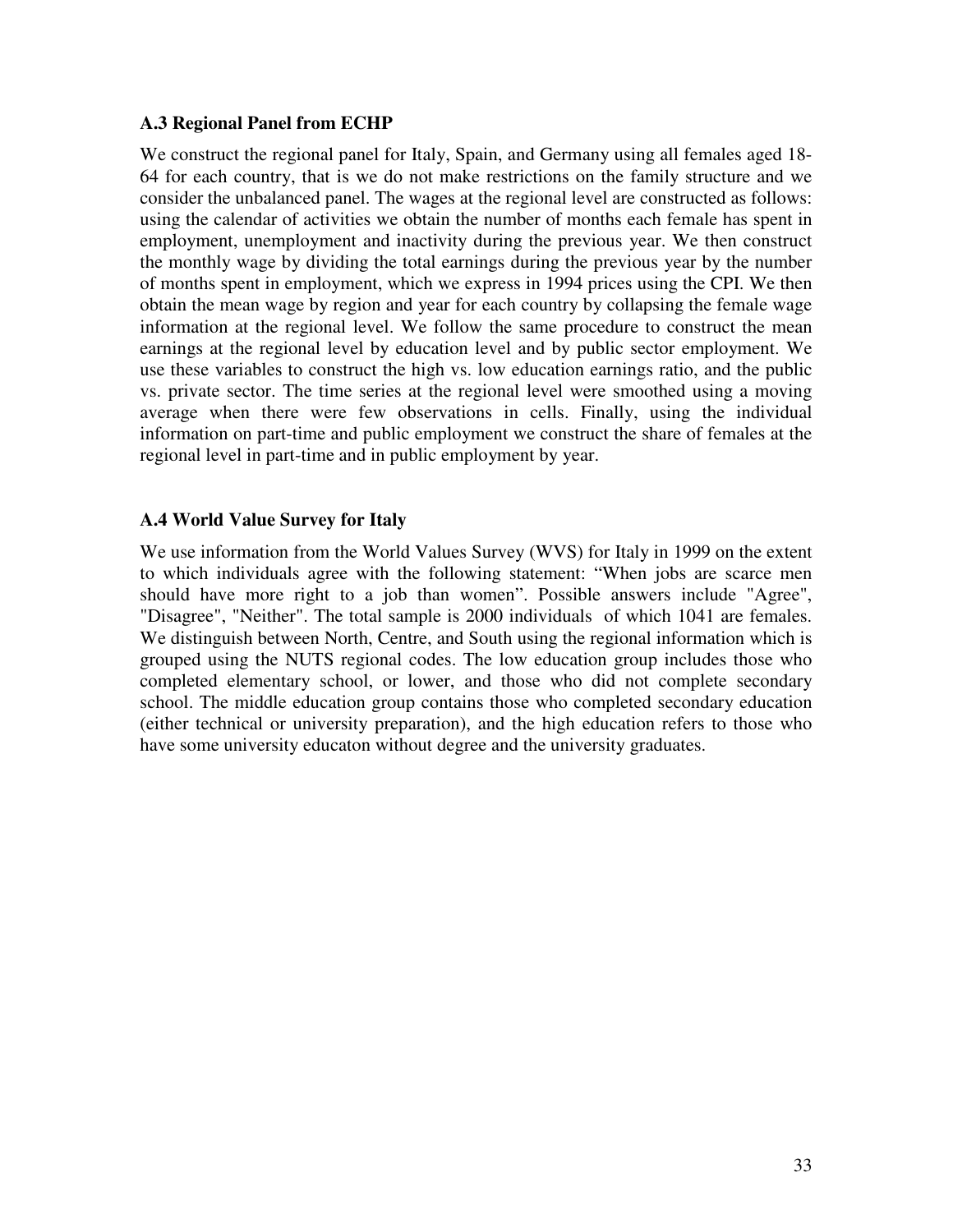### A.3 Regional Panel from ECHP

We construct the regional panel for Italy, Spain, and Germany using all females aged 18-64 for each country, that is we do not make restrictions on the family structure and we consider the unbalanced panel. The wages at the regional level are constructed as follows: using the calendar of activities we obtain the number of months each female has spent in employment, unemployment and inactivity during the previous year. We then construct the monthly wage by dividing the total earnings during the previous year by the number of months spent in employment, which we express in 1994 prices using the CPI. We then obtain the mean wage by region and year for each country by collapsing the female wage information at the regional level. We follow the same procedure to construct the mean earnings at the regional level by education level and by public sector employment. We use these variables to construct the high vs. low education earnings ratio, and the public vs. private sector. The time series at the regional level were smoothed using a moving average when there were few observations in cells. Finally, using the individual information on part-time and public employment we construct the share of females at the regional level in part-time and in public employment by year.

### A.4 World Value Survey for Italy

We use information from the World Values Survey (WVS) for Italy in 1999 on the extent to which individuals agree with the following statement: "When jobs are scarce men should have more right to a job than women". Possible answers include "Agree", "Disagree", "Neither". The total sample is 2000 individuals of which 1041 are females. We distinguish between North, Centre, and South using the regional information which is grouped using the NUTS regional codes. The low education group includes those who completed elementary school, or lower, and those who did not complete secondary school. The middle education group contains those who completed secondary education (either technical or university preparation), and the high education refers to those who have some university educaton without degree and the university graduates.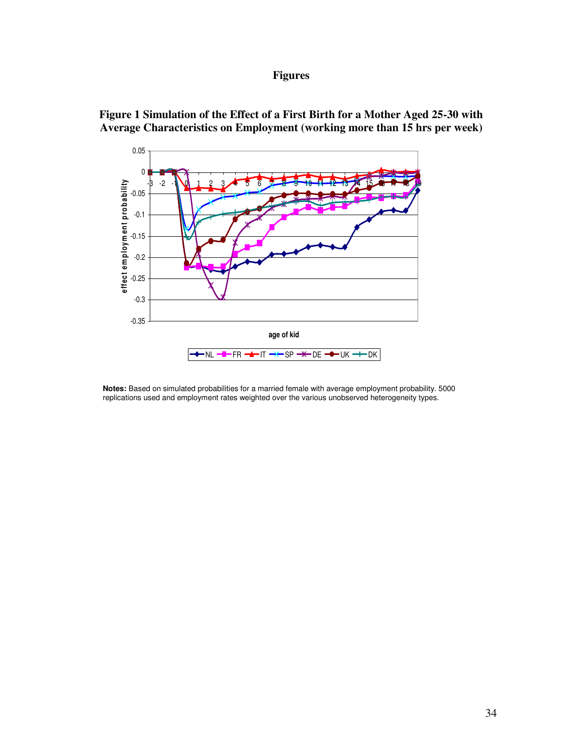# Figures

**Figure 1 Simulation of the Effect of a First Birth for a Mother Aged 25-30 with Average Characteristics on Employment (working more than 15 hrs per week)**

**Notes:** Based on simulated probabilities for a married female with average employment probability. 5000 replications used and employment rates weighted over the various unobserved heterogeneity types.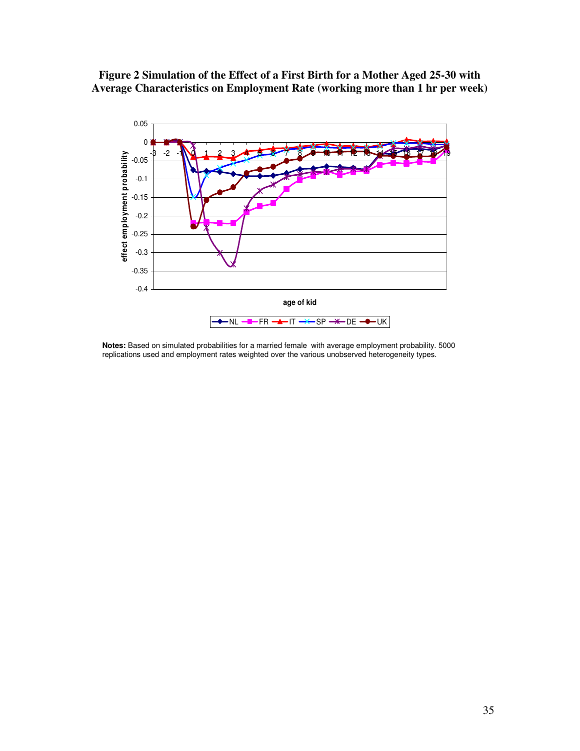**Figure 2 Simulation of the Effect of a First Birth for a Mother Aged 25-30 with Average Characteristics on Employment Rate (working more than 1 hr per week)**

**Notes:** Based on simulated probabilities for a married female with average employment probability. 5000 replications used and employment rates weighted over the various unobserved heterogeneity types.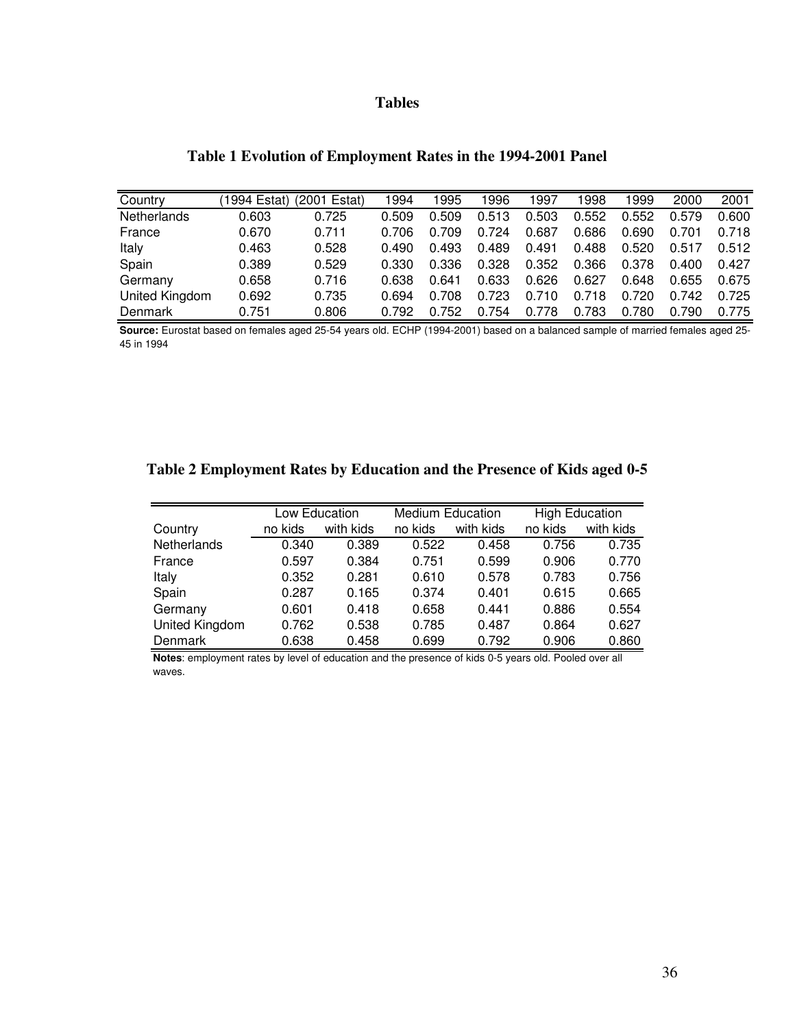# Tables

**Table 1 Evolution of Employment Rates in the 1994-2001 Panel**

| Country | (1994 Estat) | (2001 Estat) | 1994 | 1995 | 1996 | 1997 | 1998 | 1999 | 2000 | 2001 |
|---|---|---|---|---|---|---|---|---|---|---|
| Netherlands | 0.603 | 0.725 | 0.509 | 0.509 | 0.513 | 0.503 | 0.552 | 0.552 | 0.579 | 0.600 |
| France | 0.670 | 0.711 | 0.706 | 0.709 | 0.724 | 0.687 | 0.686 | 0.690 | 0.701 | 0.718 |
| Italy | 0.463 | 0.528 | 0.490 | 0.493 | 0.489 | 0.491 | 0.488 | 0.520 | 0.517 | 0.512 |
| Spain | 0.389 | 0.529 | 0.330 | 0.336 | 0.328 | 0.352 | 0.366 | 0.378 | 0.400 | 0.427 |
| Germany | 0.658 | 0.716 | 0.638 | 0.641 | 0.633 | 0.626 | 0.627 | 0.648 | 0.655 | 0.675 |
| United Kingdom | 0.692 | 0.735 | 0.694 | 0.708 | 0.723 | 0.710 | 0.718 | 0.720 | 0.742 | 0.725 |
| Denmark | 0.751 | 0.806 | 0.792 | 0.752 | 0.754 | 0.778 | 0.783 | 0.780 | 0.790 | 0.775 |

**Source:** Eurostat based on females aged 25-54 years old. ECHP (1994-2001) based on a balanced sample of married females aged 25-45 in 1994

**Table 2 Employment Rates by Education and the Presence of Kids aged 0-5**

| | Low Education | | Medium Education | | High Education | |
|---|---|---|---|---|---|---|
| Country | no kids | with kids | no kids | with kids | no kids | with kids |
| Netherlands | 0.340 | 0.389 | 0.522 | 0.458 | 0.756 | 0.735 |
| France | 0.597 | 0.384 | 0.751 | 0.599 | 0.906 | 0.770 |
| Italy | 0.352 | 0.281 | 0.610 | 0.578 | 0.783 | 0.756 |
| Spain | 0.287 | 0.165 | 0.374 | 0.401 | 0.615 | 0.665 |
| Germany | 0.601 | 0.418 | 0.658 | 0.441 | 0.886 | 0.554 |
| United Kingdom | 0.762 | 0.538 | 0.785 | 0.487 | 0.864 | 0.627 |
| Denmark | 0.638 | 0.458 | 0.699 | 0.792 | 0.906 | 0.860 |

**Notes**: employment rates by level of education and the presence of kids 0-5 years old. Pooled over all waves.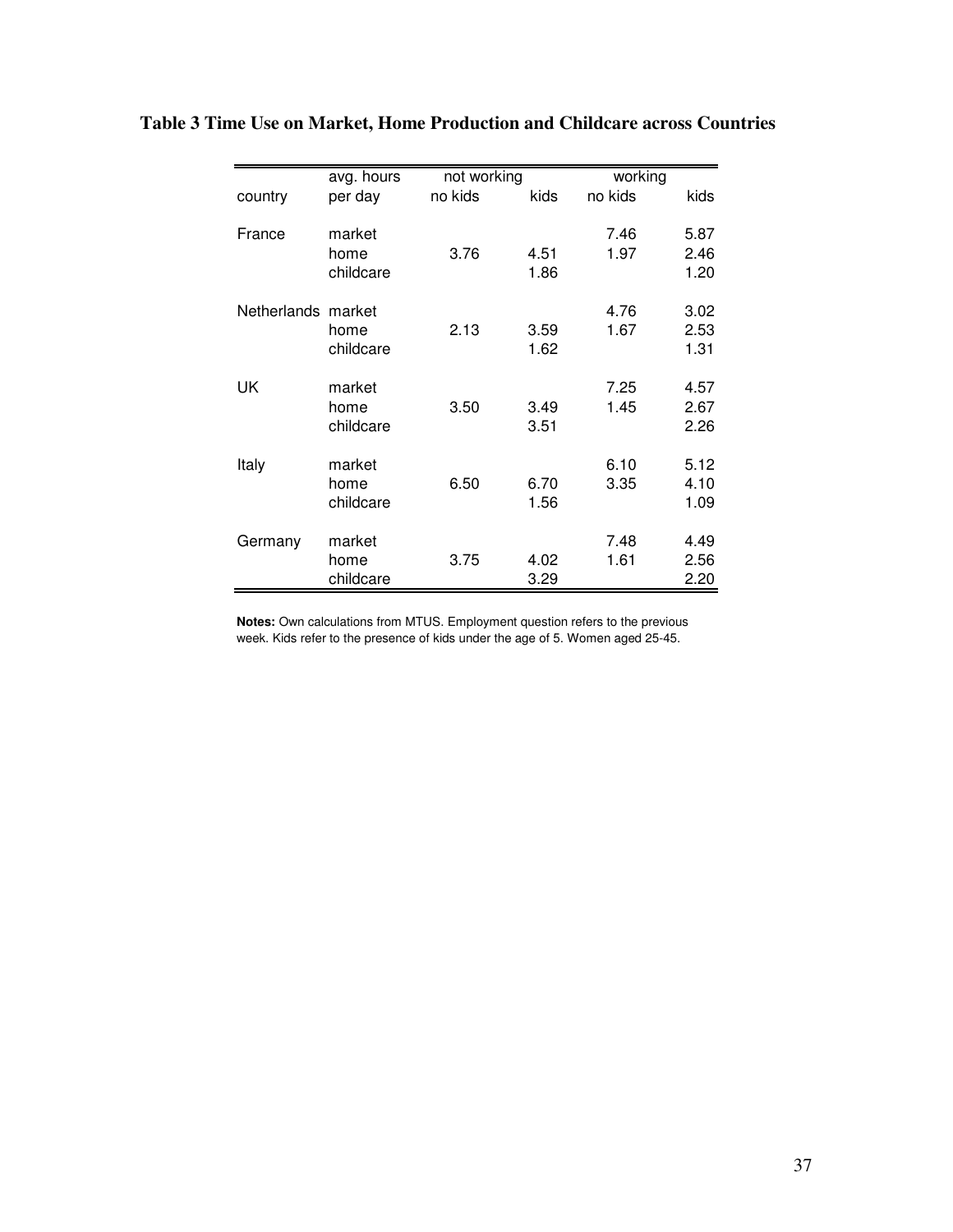**Table 3 Time Use on Market, Home Production and Childcare across Countries**

| | avg. hours | not working | | working | |
|---|---|---|---|---|---|
| country | per day | no kids | kids | no kids | kids |
| France | market | | | 7.46 | 5.87 |
| | home | 3.76 | 4.51 | 1.97 | 2.46 |
| | childcare | | 1.86 | | 1.20 |
| Netherlands | market | | | 4.76 | 3.02 |
| | home | 2.13 | 3.59 | 1.67 | 2.53 |
| | childcare | | 1.62 | | 1.31 |
| UK | market | | | 7.25 | 4.57 |
| | home | 3.50 | 3.49 | 1.45 | 2.67 |
| | childcare | | 3.51 | | 2.26 |
| Italy | market | | | 6.10 | 5.12 |
| | home | 6.50 | 6.70 | 3.35 | 4.10 |
| | childcare | | 1.56 | | 1.09 |
| Germany | market | | | 7.48 | 4.49 |
| | home | 3.75 | 4.02 | 1.61 | 2.56 |
| | childcare | | 3.29 | | 2.20 |

**Notes:** Own calculations from MTUS. Employment question refers to the previous week. Kids refer to the presence of kids under the age of 5. Women aged 25-45.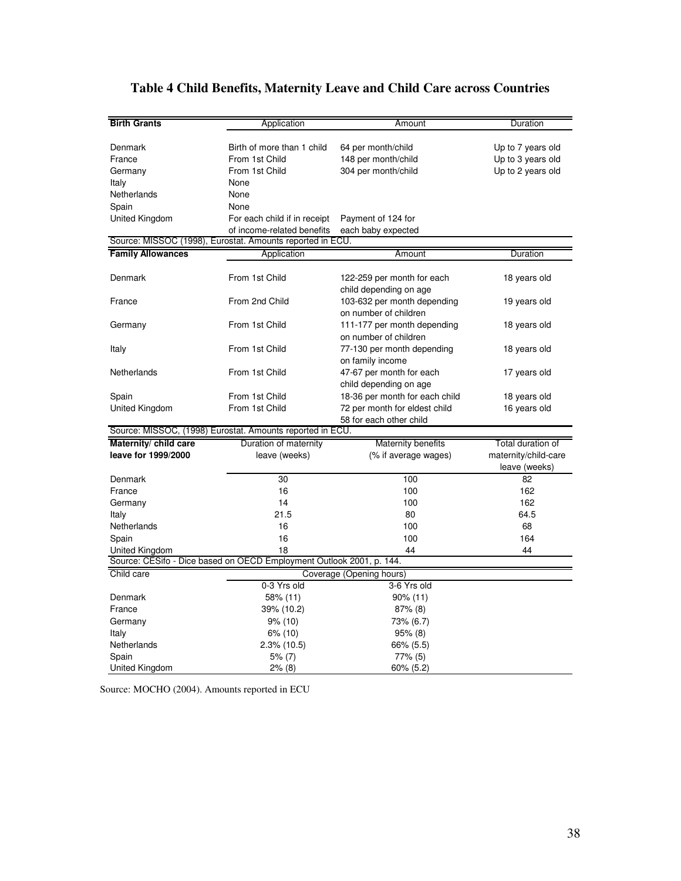# Table 4 Child Benefits, Maternity Leave and Child Care across Countries

| Birth Grants | Application | Amount | Duration |
|---|---|---|---|
| Denmark | Birth of more than 1 child | 64 per month/child | Up to 7 years old |
| France | From 1st Child | 148 per month/child | Up to 3 years old |
| Germany | From 1st Child | 304 per month/child | Up to 2 years old |
| Italy | None | | |
| Netherlands | None | | |
| Spain | None | | |
| United Kingdom | For each child if in receipt of income-related benefits | Payment of 124 for each baby expected | |

Source: MISSOC (1998), Eurostat. Amounts reported in ECU.

| Family Allowances | Application | Amount | Duration |
|---|---|---|---|
| Denmark | From 1st Child | 122-259 per month for each child depending on age | 18 years old |
| France | From 2nd Child | 103-632 per month depending on number of children | 19 years old |
| Germany | From 1st Child | 111-177 per month depending on number of children | 18 years old |
| Italy | From 1st Child | 77-130 per month depending on family income | 18 years old |
| Netherlands | From 1st Child | 47-67 per month for each child depending on age | 17 years old |
| Spain | From 1st Child | 18-36 per month for each child | 18 years old |
| United Kingdom | From 1st Child | 72 per month for eldest child 58 for each other child | 16 years old |

Source: MISSOC, (1998) Eurostat. Amounts reported in ECU.

| Maternity/ child care leave for 1999/2000 | Duration of maternity leave (weeks) | Maternity benefits (% if average wages) | Total duration of maternity/child-care leave (weeks) |
|---|---|---|---|
| Denmark | 30 | 100 | 82 |
| France | 16 | 100 | 162 |
| Germany | 14 | 100 | 162 |
| Italy | 21.5 | 80 | 64.5 |
| Netherlands | 16 | 100 | 68 |
| Spain | 16 | 100 | 164 |
| United Kingdom | 18 | 44 | 44 |

Source: CESifo - Dice based on OECD Employment Outlook 2001, p. 144.

| Child care | Coverage (Opening hours) | |
|---|---|---|
| | 0-3 Yrs old | 3-6 Yrs old |
| Denmark | 58% (11) | 90% (11) |
| France | 39% (10.2) | 87% (8) |
| Germany | 9% (10) | 73% (6.7) |
| Italy | 6% (10) | 95% (8) |
| Netherlands | 2.3% (10.5) | 66% (5.5) |
| Spain | 5% (7) | 77% (5) |
| United Kingdom | 2% (8) | 60% (5.2) |

Source: MOCHO (2004). Amounts reported in ECU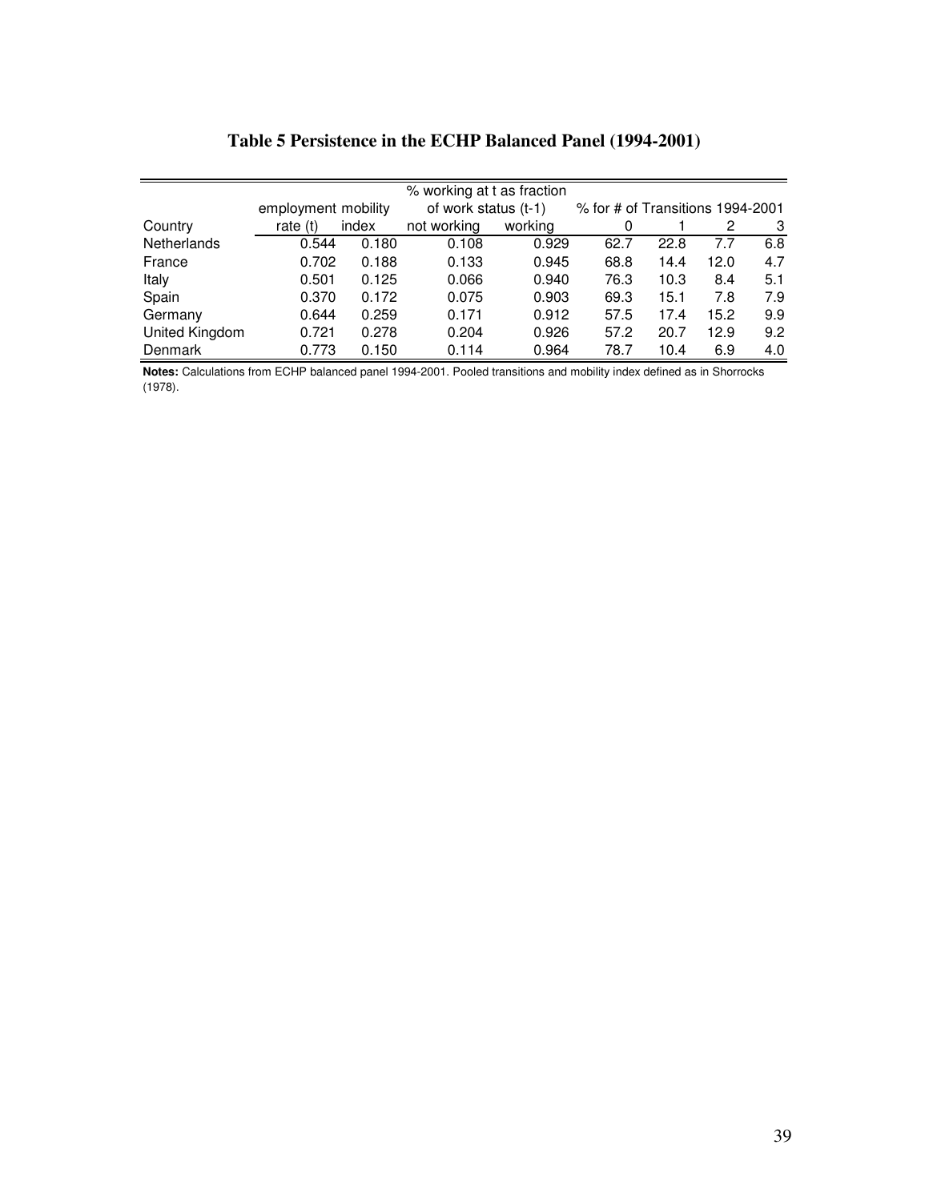**Table 5 Persistence in the ECHP Balanced Panel (1994-2001)**

| Country | employment rate (t) | mobility index | % working at t as fraction of work status (t-1): not working | working | % for # of Transitions 1994-2001: 0 | 1 | 2 | 3 |
|---|---|---|---|---|---|---|---|---|
| Netherlands | 0.544 | 0.180 | 0.108 | 0.929 | 62.7 | 22.8 | 7.7 | 6.8 |
| France | 0.702 | 0.188 | 0.133 | 0.945 | 68.8 | 14.4 | 12.0 | 4.7 |
| Italy | 0.501 | 0.125 | 0.066 | 0.940 | 76.3 | 10.3 | 8.4 | 5.1 |
| Spain | 0.370 | 0.172 | 0.075 | 0.903 | 69.3 | 15.1 | 7.8 | 7.9 |
| Germany | 0.644 | 0.259 | 0.171 | 0.912 | 57.5 | 17.4 | 15.2 | 9.9 |
| United Kingdom | 0.721 | 0.278 | 0.204 | 0.926 | 57.2 | 20.7 | 12.9 | 9.2 |
| Denmark | 0.773 | 0.150 | 0.114 | 0.964 | 78.7 | 10.4 | 6.9 | 4.0 |

**Notes:** Calculations from ECHP balanced panel 1994-2001. Pooled transitions and mobility index defined as in Shorrocks (1978).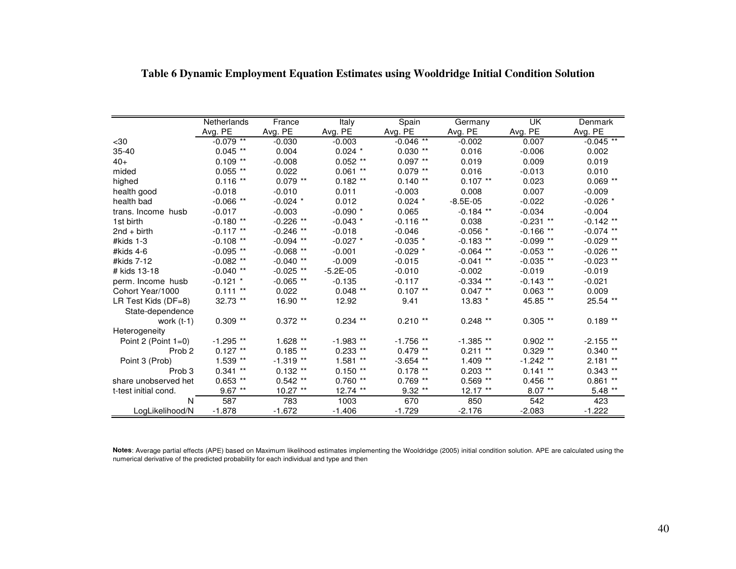**Table 6 Dynamic Employment Equation Estimates using Wooldridge Initial Condition Solution**

| | Netherlands | France | Italy | Spain | Germany | UK | Denmark |
|---|---|---|---|---|---|---|---|
| | Avg. PE | Avg. PE | Avg. PE | Avg. PE | Avg. PE | Avg. PE | Avg. PE |
| <30 | -0.079 ** | -0.030 | -0.003 | -0.046 ** | -0.002 | 0.007 | -0.045 ** |
| 35-40 | 0.045 ** | 0.004 | 0.024 * | 0.030 ** | 0.016 | -0.006 | 0.002 |
| 40+ | 0.109 ** | -0.008 | 0.052 ** | 0.097 ** | 0.019 | 0.009 | 0.019 |
| mided | 0.055 ** | 0.022 | 0.061 ** | 0.079 ** | 0.016 | -0.013 | 0.010 |
| highed | 0.116 ** | 0.079 ** | 0.182 ** | 0.140 ** | 0.107 ** | 0.023 | 0.069 ** |
| health good | -0.018 | -0.010 | 0.011 | -0.003 | 0.008 | 0.007 | -0.009 |
| health bad | -0.066 ** | -0.024 * | 0.012 | 0.024 * | -8.5E-05 | -0.022 | -0.026 * |
| trans. Income husb | -0.017 | -0.003 | -0.090 * | 0.065 | -0.184 ** | -0.034 | -0.004 |
| 1st birth | -0.180 ** | -0.226 ** | -0.043 * | -0.116 ** | 0.038 | -0.231 ** | -0.142 ** |
| 2nd + birth | -0.117 ** | -0.246 ** | -0.018 | -0.046 | -0.056 * | -0.166 ** | -0.074 ** |
| #kids 1-3 | -0.108 ** | -0.094 ** | -0.027 * | -0.035 * | -0.183 ** | -0.099 ** | -0.029 ** |
| #kids 4-6 | -0.095 ** | -0.068 ** | -0.001 | -0.029 * | -0.064 ** | -0.053 ** | -0.026 ** |
| #kids 7-12 | -0.082 ** | -0.040 ** | -0.009 | -0.015 | -0.041 ** | -0.035 ** | -0.023 ** |
| # kids 13-18 | -0.040 ** | -0.025 ** | -5.2E-05 | -0.010 | -0.002 | -0.019 | -0.019 |
| perm. Income husb | -0.121 * | -0.065 ** | -0.135 | -0.117 | -0.334 ** | -0.143 ** | -0.021 |
| Cohort Year/1000 | 0.111 ** | 0.022 | 0.048 ** | 0.107 ** | 0.047 ** | 0.063 ** | 0.009 |
| LR Test Kids (DF=8) | 32.73 ** | 16.90 ** | 12.92 | 9.41 | 13.83 * | 45.85 ** | 25.54 ** |
| State-dependence | | | | | | | |
| work (t-1) | 0.309 ** | 0.372 ** | 0.234 ** | 0.210 ** | 0.248 ** | 0.305 ** | 0.189 ** |
| Heterogeneity | | | | | | | |
| Point 2 (Point 1=0) | -1.295 ** | 1.628 ** | -1.983 ** | -1.756 ** | -1.385 ** | 0.902 ** | -2.155 ** |
| Prob 2 | 0.127 ** | 0.185 ** | 0.233 ** | 0.479 ** | 0.211 ** | 0.329 ** | 0.340 ** |
| Point 3 (Prob) | 1.539 ** | -1.319 ** | 1.581 ** | -3.654 ** | 1.409 ** | -1.242 ** | 2.181 ** |
| Prob 3 | 0.341 ** | 0.132 ** | 0.150 ** | 0.178 ** | 0.203 ** | 0.141 ** | 0.343 ** |
| share unobserved het | 0.653 ** | 0.542 ** | 0.760 ** | 0.769 ** | 0.569 ** | 0.456 ** | 0.861 ** |
| t-test initial cond. | 9.67 ** | 10.27 ** | 12.74 ** | 9.32 ** | 12.17 ** | 8.07 ** | 5.48 ** |
| N | 587 | 783 | 1003 | 670 | 850 | 542 | 423 |
| LogLikelihood/N | -1.878 | -1.672 | -1.406 | -1.729 | -2.176 | -2.083 | -1.222 |

**Notes**: Average partial effects (APE) based on Maximum likelihood estimates implementing the Wooldridge (2005) initial condition solution. APE are calculated using the numerical derivative of the predicted probability for each individual and type and then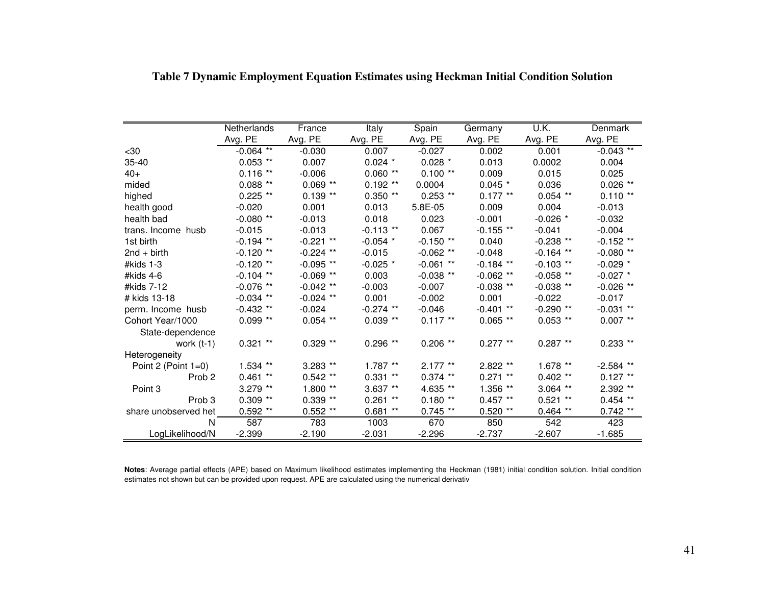**Table 7 Dynamic Employment Equation Estimates using Heckman Initial Condition Solution**

| | Netherlands | France | Italy | Spain | Germany | U.K. | Denmark |
|---|---|---|---|---|---|---|---|
| | Avg. PE | Avg. PE | Avg. PE | Avg. PE | Avg. PE | Avg. PE | Avg. PE |
| <30 | -0.064 ** | -0.030 | 0.007 | -0.027 | 0.002 | 0.001 | -0.043 ** |
| 35-40 | 0.053 ** | 0.007 | 0.024 * | 0.028 * | 0.013 | 0.0002 | 0.004 |
| 40+ | 0.116 ** | -0.006 | 0.060 ** | 0.100 ** | 0.009 | 0.015 | 0.025 |
| mided | 0.088 ** | 0.069 ** | 0.192 ** | 0.0004 | 0.045 * | 0.036 | 0.026 ** |
| highed | 0.225 ** | 0.139 ** | 0.350 ** | 0.253 ** | 0.177 ** | 0.054 ** | 0.110 ** |
| health good | -0.020 | 0.001 | 0.013 | 5.8E-05 | 0.009 | 0.004 | -0.013 |
| health bad | -0.080 ** | -0.013 | 0.018 | 0.023 | -0.001 | -0.026 * | -0.032 |
| trans. Income husb | -0.015 | -0.013 | -0.113 ** | 0.067 | -0.155 ** | -0.041 | -0.004 |
| 1st birth | -0.194 ** | -0.221 ** | -0.054 * | -0.150 ** | 0.040 | -0.238 ** | -0.152 ** |
| 2nd + birth | -0.120 ** | -0.224 ** | -0.015 | -0.062 ** | -0.048 | -0.164 ** | -0.080 ** |
| #kids 1-3 | -0.120 ** | -0.095 ** | -0.025 * | -0.061 ** | -0.184 ** | -0.103 ** | -0.029 * |
| #kids 4-6 | -0.104 ** | -0.069 ** | 0.003 | -0.038 ** | -0.062 ** | -0.058 ** | -0.027 * |
| #kids 7-12 | -0.076 ** | -0.042 ** | -0.003 | -0.007 | -0.038 ** | -0.038 ** | -0.026 ** |
| # kids 13-18 | -0.034 ** | -0.024 ** | 0.001 | -0.002 | 0.001 | -0.022 | -0.017 |
| perm. Income husb | -0.432 ** | -0.024 | -0.274 ** | -0.046 | -0.401 ** | -0.290 ** | -0.031 ** |
| Cohort Year/1000 | 0.099 ** | 0.054 ** | 0.039 ** | 0.117 ** | 0.065 ** | 0.053 ** | 0.007 ** |
| State-dependence | | | | | | | |
| work (t-1) | 0.321 ** | 0.329 ** | 0.296 ** | 0.206 ** | 0.277 ** | 0.287 ** | 0.233 ** |
| Heterogeneity | | | | | | | |
| Point 2 (Point 1=0) | 1.534 ** | 3.283 ** | 1.787 ** | 2.177 ** | 2.822 ** | 1.678 ** | -2.584 ** |
| Prob 2 | 0.461 ** | 0.542 ** | 0.331 ** | 0.374 ** | 0.271 ** | 0.402 ** | 0.127 ** |
| Point 3 | 3.279 ** | 1.800 ** | 3.637 ** | 4.635 ** | 1.356 ** | 3.064 ** | 2.392 ** |
| Prob 3 | 0.309 ** | 0.339 ** | 0.261 ** | 0.180 ** | 0.457 ** | 0.521 ** | 0.454 ** |
| share unobserved het | 0.592 ** | 0.552 ** | 0.681 ** | 0.745 ** | 0.520 ** | 0.464 ** | 0.742 ** |
| N | 587 | 783 | 1003 | 670 | 850 | 542 | 423 |
| LogLikelihood/N | -2.399 | -2.190 | -2.031 | -2.296 | -2.737 | -2.607 | -1.685 |

**Notes**: Average partial effects (APE) based on Maximum likelihood estimates implementing the Heckman (1981) initial condition solution. Initial condition estimates not shown but can be provided upon request. APE are calculated using the numerical derivativ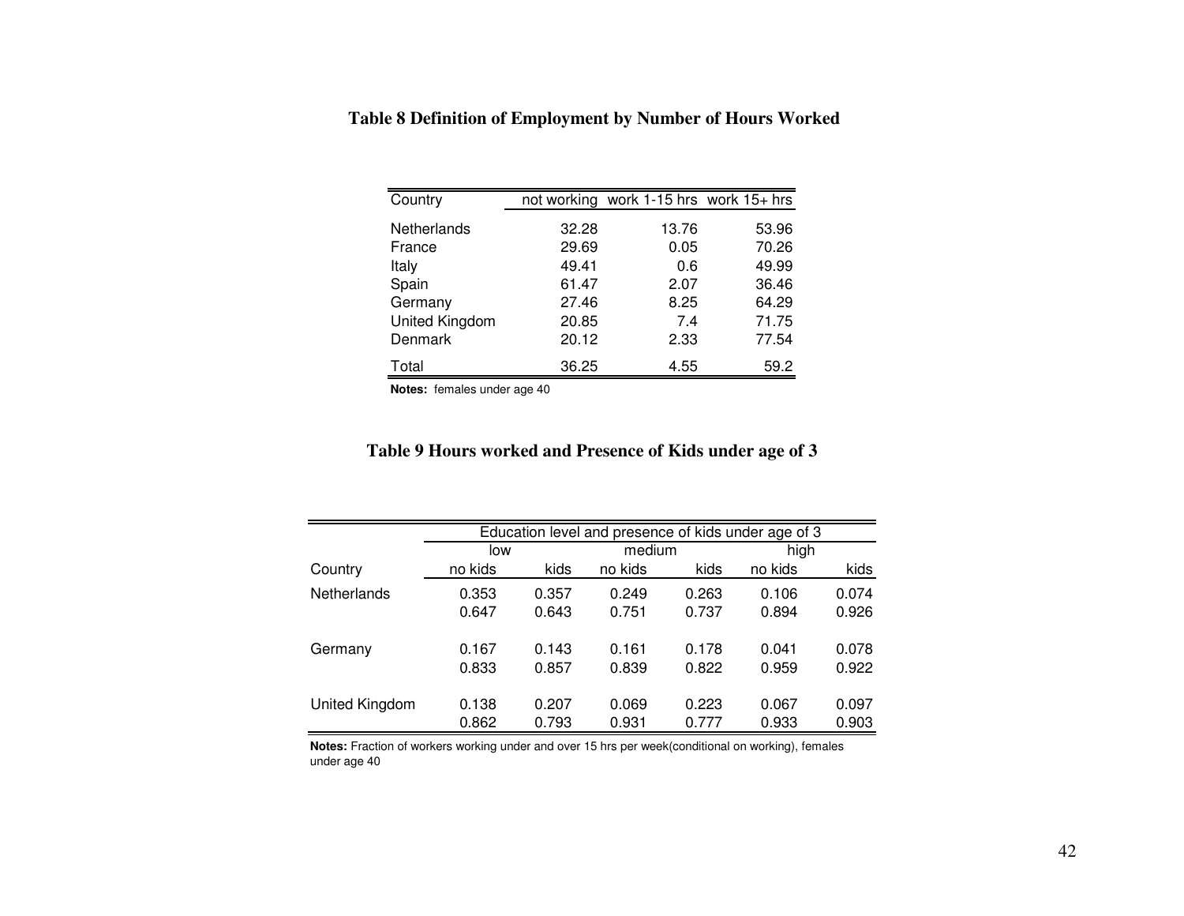## Table 8 Definition of Employment by Number of Hours Worked

| Country | not working | work 1-15 hrs | work 15+ hrs |
|---|---|---|---|
| Netherlands | 32.28 | 13.76 | 53.96 |
| France | 29.69 | 0.05 | 70.26 |
| Italy | 49.41 | 0.6 | 49.99 |
| Spain | 61.47 | 2.07 | 36.46 |
| Germany | 27.46 | 8.25 | 64.29 |
| United Kingdom | 20.85 | 7.4 | 71.75 |
| Denmark | 20.12 | 2.33 | 77.54 |
| Total | 36.25 | 4.55 | 59.2 |

**Notes:** females under age 40

## Table 9 Hours worked and Presence of Kids under age of 3

| | Education level and presence of kids under age of 3 | | | | | |
|---|---|---|---|---|---|---|
| | low | | medium | | high | |
| Country | no kids | kids | no kids | kids | no kids | kids |
| Netherlands | 0.353 | 0.357 | 0.249 | 0.263 | 0.106 | 0.074 |
| | 0.647 | 0.643 | 0.751 | 0.737 | 0.894 | 0.926 |
| Germany | 0.167 | 0.143 | 0.161 | 0.178 | 0.041 | 0.078 |
| | 0.833 | 0.857 | 0.839 | 0.822 | 0.959 | 0.922 |
| United Kingdom | 0.138 | 0.207 | 0.069 | 0.223 | 0.067 | 0.097 |
| | 0.862 | 0.793 | 0.931 | 0.777 | 0.933 | 0.903 |

**Notes:** Fraction of workers working under and over 15 hrs per week(conditional on working), females under age 40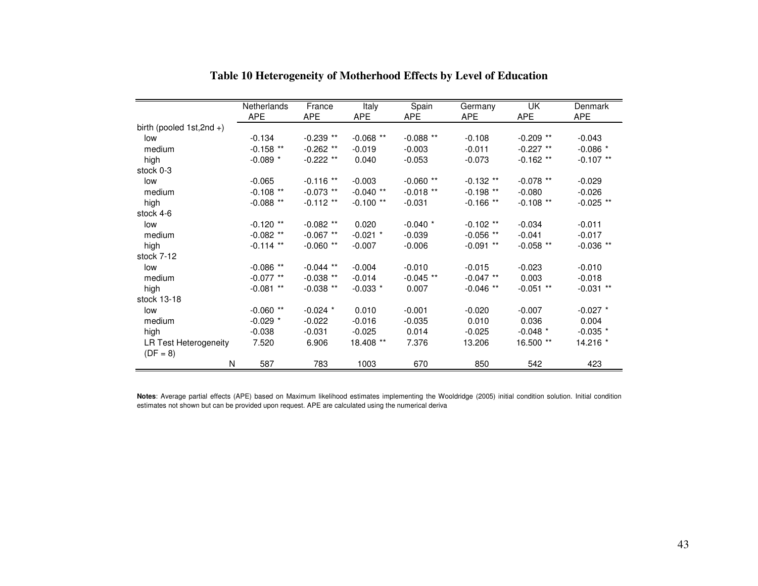# Table 10 Heterogeneity of Motherhood Effects by Level of Education

| | Netherlands APE | France APE | Italy APE | Spain APE | Germany APE | UK APE | Denmark APE |
|---|---|---|---|---|---|---|---|
| birth (pooled 1st,2nd +) | | | | | | | |
| low | -0.134 | -0.239 ** | -0.068 ** | -0.088 ** | -0.108 | -0.209 ** | -0.043 |
| medium | -0.158 ** | -0.262 ** | -0.019 | -0.003 | -0.011 | -0.227 ** | -0.086 * |
| high | -0.089 * | -0.222 ** | 0.040 | -0.053 | -0.073 | -0.162 ** | -0.107 ** |
| stock 0-3 | | | | | | | |
| low | -0.065 | -0.116 ** | -0.003 | -0.060 ** | -0.132 ** | -0.078 ** | -0.029 |
| medium | -0.108 ** | -0.073 ** | -0.040 ** | -0.018 ** | -0.198 ** | -0.080 | -0.026 |
| high | -0.088 ** | -0.112 ** | -0.100 ** | -0.031 | -0.166 ** | -0.108 ** | -0.025 ** |
| stock 4-6 | | | | | | | |
| low | -0.120 ** | -0.082 ** | 0.020 | -0.040 * | -0.102 ** | -0.034 | -0.011 |
| medium | -0.082 ** | -0.067 ** | -0.021 * | -0.039 | -0.056 ** | -0.041 | -0.017 |
| high | -0.114 ** | -0.060 ** | -0.007 | -0.006 | -0.091 ** | -0.058 ** | -0.036 ** |
| stock 7-12 | | | | | | | |
| low | -0.086 ** | -0.044 ** | -0.004 | -0.010 | -0.015 | -0.023 | -0.010 |
| medium | -0.077 ** | -0.038 ** | -0.014 | -0.045 ** | -0.047 ** | 0.003 | -0.018 |
| high | -0.081 ** | -0.038 ** | -0.033 * | 0.007 | -0.046 ** | -0.051 ** | -0.031 ** |
| stock 13-18 | | | | | | | |
| low | -0.060 ** | -0.024 * | 0.010 | -0.001 | -0.020 | -0.007 | -0.027 * |
| medium | -0.029 * | -0.022 | -0.016 | -0.035 | 0.010 | 0.036 | 0.004 |
| high | -0.038 | -0.031 | -0.025 | 0.014 | -0.025 | -0.048 * | -0.035 * |
| LR Test Heterogeneity (DF = 8) | 7.520 | 6.906 | 18.408 ** | 7.376 | 13.206 | 16.500 ** | 14.216 * |
| N | 587 | 783 | 1003 | 670 | 850 | 542 | 423 |

**Notes**: Average partial effects (APE) based on Maximum likelihood estimates implementing the Wooldridge (2005) initial condition solution. Initial condition estimates not shown but can be provided upon request. APE are calculated using the numerical deriva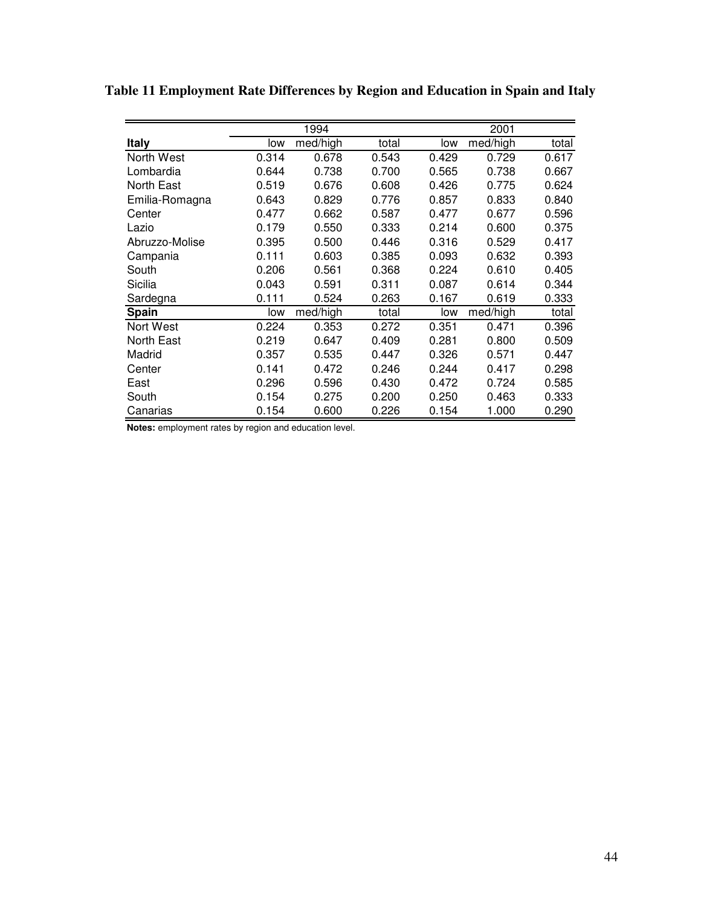**Table 11 Employment Rate Differences by Region and Education in Spain and Italy**

| | 1994 | | | 2001 | | |
|---|---|---|---|---|---|---|
| **Italy** | low | med/high | total | low | med/high | total |
| North West | 0.314 | 0.678 | 0.543 | 0.429 | 0.729 | 0.617 |
| Lombardia | 0.644 | 0.738 | 0.700 | 0.565 | 0.738 | 0.667 |
| North East | 0.519 | 0.676 | 0.608 | 0.426 | 0.775 | 0.624 |
| Emilia-Romagna | 0.643 | 0.829 | 0.776 | 0.857 | 0.833 | 0.840 |
| Center | 0.477 | 0.662 | 0.587 | 0.477 | 0.677 | 0.596 |
| Lazio | 0.179 | 0.550 | 0.333 | 0.214 | 0.600 | 0.375 |
| Abruzzo-Molise | 0.395 | 0.500 | 0.446 | 0.316 | 0.529 | 0.417 |
| Campania | 0.111 | 0.603 | 0.385 | 0.093 | 0.632 | 0.393 |
| South | 0.206 | 0.561 | 0.368 | 0.224 | 0.610 | 0.405 |
| Sicilia | 0.043 | 0.591 | 0.311 | 0.087 | 0.614 | 0.344 |
| Sardegna | 0.111 | 0.524 | 0.263 | 0.167 | 0.619 | 0.333 |
| **Spain** | low | med/high | total | low | med/high | total |
| Nort West | 0.224 | 0.353 | 0.272 | 0.351 | 0.471 | 0.396 |
| North East | 0.219 | 0.647 | 0.409 | 0.281 | 0.800 | 0.509 |
| Madrid | 0.357 | 0.535 | 0.447 | 0.326 | 0.571 | 0.447 |
| Center | 0.141 | 0.472 | 0.246 | 0.244 | 0.417 | 0.298 |
| East | 0.296 | 0.596 | 0.430 | 0.472 | 0.724 | 0.585 |
| South | 0.154 | 0.275 | 0.200 | 0.250 | 0.463 | 0.333 |
| Canarias | 0.154 | 0.600 | 0.226 | 0.154 | 1.000 | 0.290 |

**Notes:** employment rates by region and education level.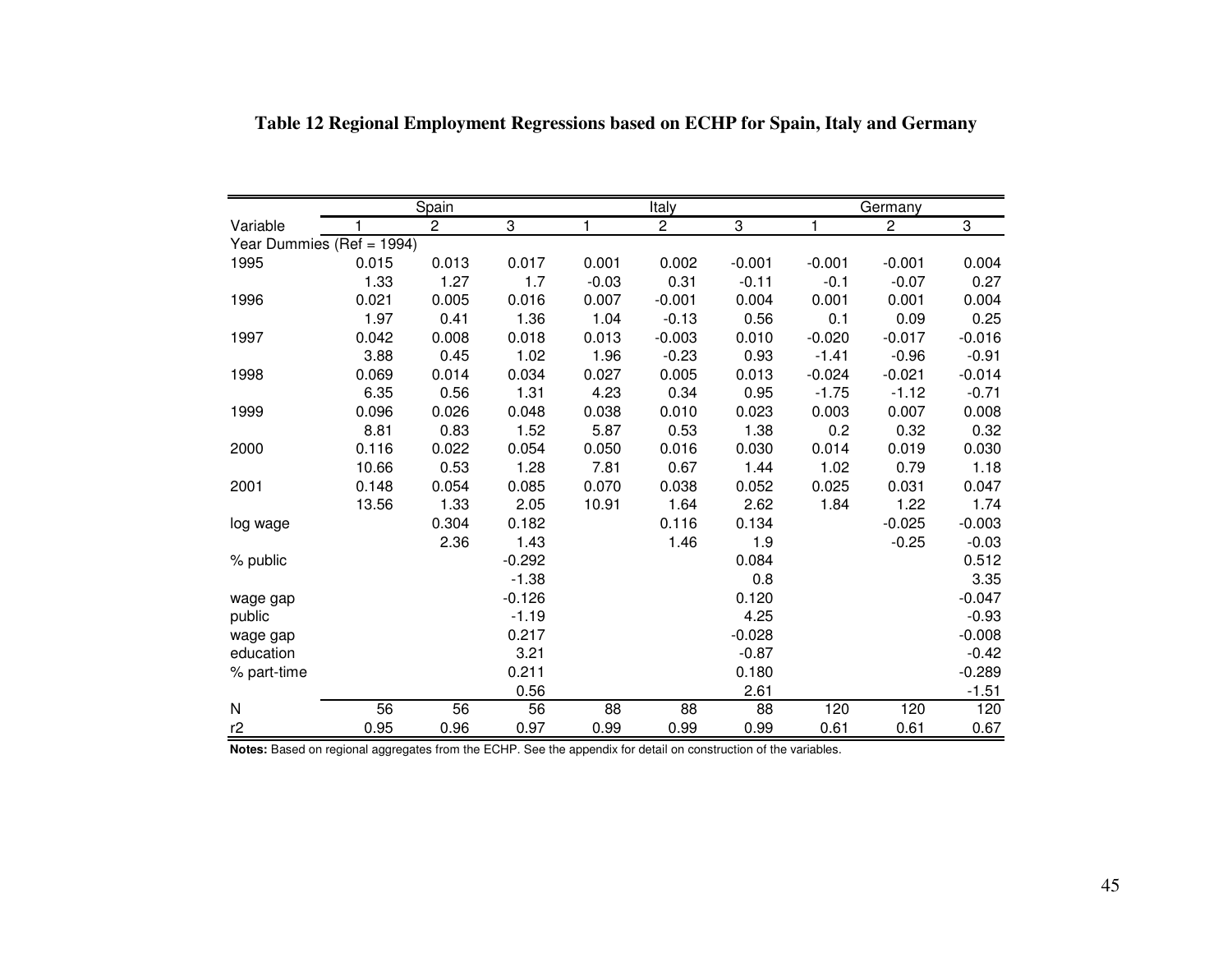**Table 12 Regional Employment Regressions based on ECHP for Spain, Italy and Germany**

| | Spain | | | Italy | | | Germany | | |
|---|---|---|---|---|---|---|---|---|---|
| Variable | 1 | 2 | 3 | 1 | 2 | 3 | 1 | 2 | 3 |
| Year Dummies (Ref = 1994) | | | | | | | | | |
| 1995 | 0.015 | 0.013 | 0.017 | 0.001 | 0.002 | -0.001 | -0.001 | -0.001 | 0.004 |
| | 1.33 | 1.27 | 1.7 | -0.03 | 0.31 | -0.11 | -0.1 | -0.07 | 0.27 |
| 1996 | 0.021 | 0.005 | 0.016 | 0.007 | -0.001 | 0.004 | 0.001 | 0.001 | 0.004 |
| | 1.97 | 0.41 | 1.36 | 1.04 | -0.13 | 0.56 | 0.1 | 0.09 | 0.25 |
| 1997 | 0.042 | 0.008 | 0.018 | 0.013 | -0.003 | 0.010 | -0.020 | -0.017 | -0.016 |
| | 3.88 | 0.45 | 1.02 | 1.96 | -0.23 | 0.93 | -1.41 | -0.96 | -0.91 |
| 1998 | 0.069 | 0.014 | 0.034 | 0.027 | 0.005 | 0.013 | -0.024 | -0.021 | -0.014 |
| | 6.35 | 0.56 | 1.31 | 4.23 | 0.34 | 0.95 | -1.75 | -1.12 | -0.71 |
| 1999 | 0.096 | 0.026 | 0.048 | 0.038 | 0.010 | 0.023 | 0.003 | 0.007 | 0.008 |
| | 8.81 | 0.83 | 1.52 | 5.87 | 0.53 | 1.38 | 0.2 | 0.32 | 0.32 |
| 2000 | 0.116 | 0.022 | 0.054 | 0.050 | 0.016 | 0.030 | 0.014 | 0.019 | 0.030 |
| | 10.66 | 0.53 | 1.28 | 7.81 | 0.67 | 1.44 | 1.02 | 0.79 | 1.18 |
| 2001 | 0.148 | 0.054 | 0.085 | 0.070 | 0.038 | 0.052 | 0.025 | 0.031 | 0.047 |
| | 13.56 | 1.33 | 2.05 | 10.91 | 1.64 | 2.62 | 1.84 | 1.22 | 1.74 |
| log wage | | 0.304 | 0.182 | | 0.116 | 0.134 | | -0.025 | -0.003 |
| | | 2.36 | 1.43 | | 1.46 | 1.9 | | -0.25 | -0.03 |
| % public | | | -0.292 | | | 0.084 | | | 0.512 |
| | | | -1.38 | | | 0.8 | | | 3.35 |
| wage gap | | | -0.126 | | | 0.120 | | | -0.047 |
| public | | | -1.19 | | | 4.25 | | | -0.93 |
| wage gap | | | 0.217 | | | -0.028 | | | -0.008 |
| education | | | 3.21 | | | -0.87 | | | -0.42 |
| % part-time | | | 0.211 | | | 0.180 | | | -0.289 |
| | | | 0.56 | | | 2.61 | | | -1.51 |
| N | 56 | 56 | 56 | 88 | 88 | 88 | 120 | 120 | 120 |
| r2 | 0.95 | 0.96 | 0.97 | 0.99 | 0.99 | 0.99 | 0.61 | 0.61 | 0.67 |

**Notes:** Based on regional aggregates from the ECHP. See the appendix for detail on construction of the variables.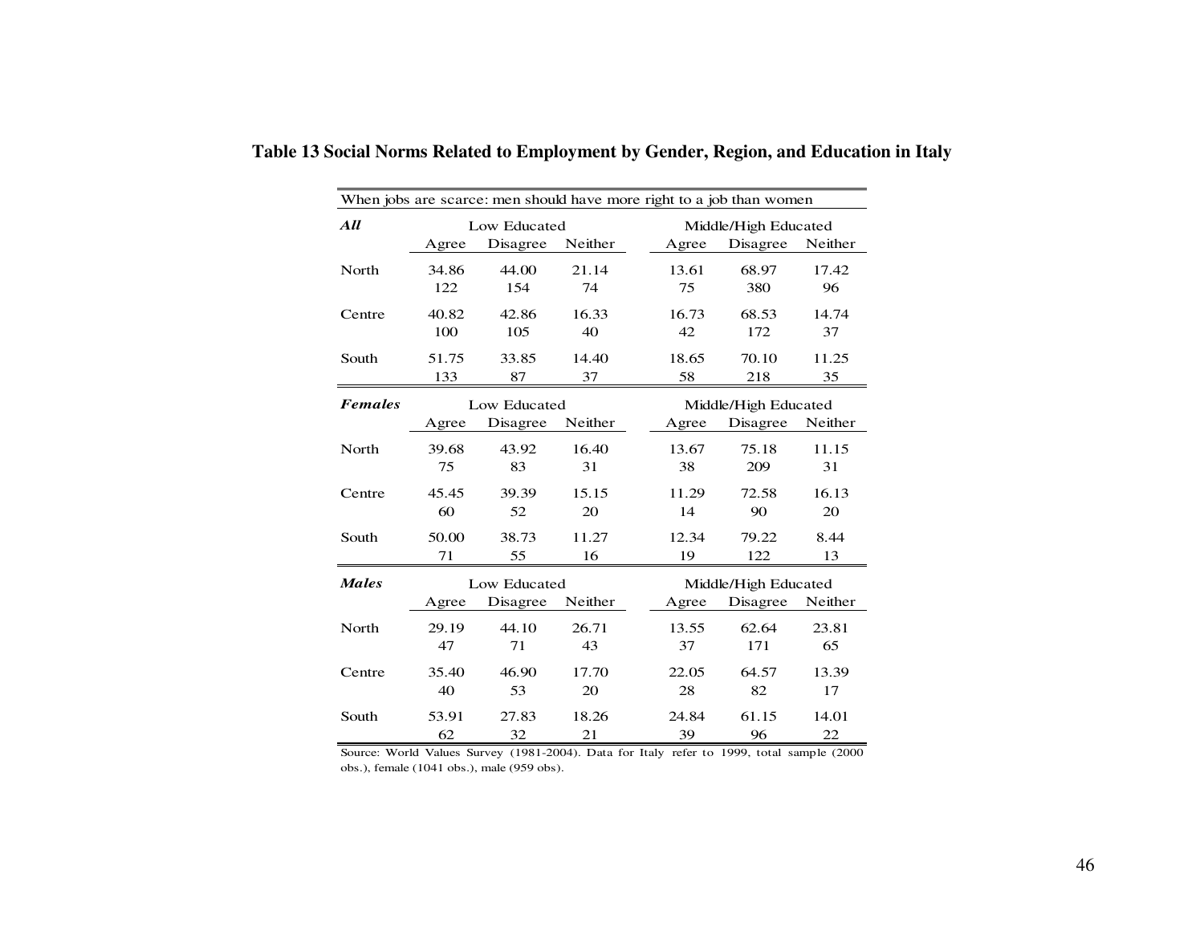**Table 13 Social Norms Related to Employment by Gender, Region, and Education in Italy**

| When jobs are scarce: men should have more right to a job than women | | | | | | |
|---|---|---|---|---|---|---|
| ***All*** | Low Educated | | | Middle/High Educated | | |
| | Agree | Disagree | Neither | Agree | Disagree | Neither |
| North | 34.86 | 44.00 | 21.14 | 13.61 | 68.97 | 17.42 |
| | 122 | 154 | 74 | 75 | 380 | 96 |
| Centre | 40.82 | 42.86 | 16.33 | 16.73 | 68.53 | 14.74 |
| | 100 | 105 | 40 | 42 | 172 | 37 |
| South | 51.75 | 33.85 | 14.40 | 18.65 | 70.10 | 11.25 |
| | 133 | 87 | 37 | 58 | 218 | 35 |
| ***Females*** | Low Educated | | | Middle/High Educated | | |
| | Agree | Disagree | Neither | Agree | Disagree | Neither |
| North | 39.68 | 43.92 | 16.40 | 13.67 | 75.18 | 11.15 |
| | 75 | 83 | 31 | 38 | 209 | 31 |
| Centre | 45.45 | 39.39 | 15.15 | 11.29 | 72.58 | 16.13 |
| | 60 | 52 | 20 | 14 | 90 | 20 |
| South | 50.00 | 38.73 | 11.27 | 12.34 | 79.22 | 8.44 |
| | 71 | 55 | 16 | 19 | 122 | 13 |
| ***Males*** | Low Educated | | | Middle/High Educated | | |
| | Agree | Disagree | Neither | Agree | Disagree | Neither |
| North | 29.19 | 44.10 | 26.71 | 13.55 | 62.64 | 23.81 |
| | 47 | 71 | 43 | 37 | 171 | 65 |
| Centre | 35.40 | 46.90 | 17.70 | 22.05 | 64.57 | 13.39 |
| | 40 | 53 | 20 | 28 | 82 | 17 |
| South | 53.91 | 27.83 | 18.26 | 24.84 | 61.15 | 14.01 |
| | 62 | 32 | 21 | 39 | 96 | 22 |

Source: World Values Survey (1981-2004). Data for Italy refer to 1999, total sample (2000 obs.), female (1041 obs.), male (959 obs).